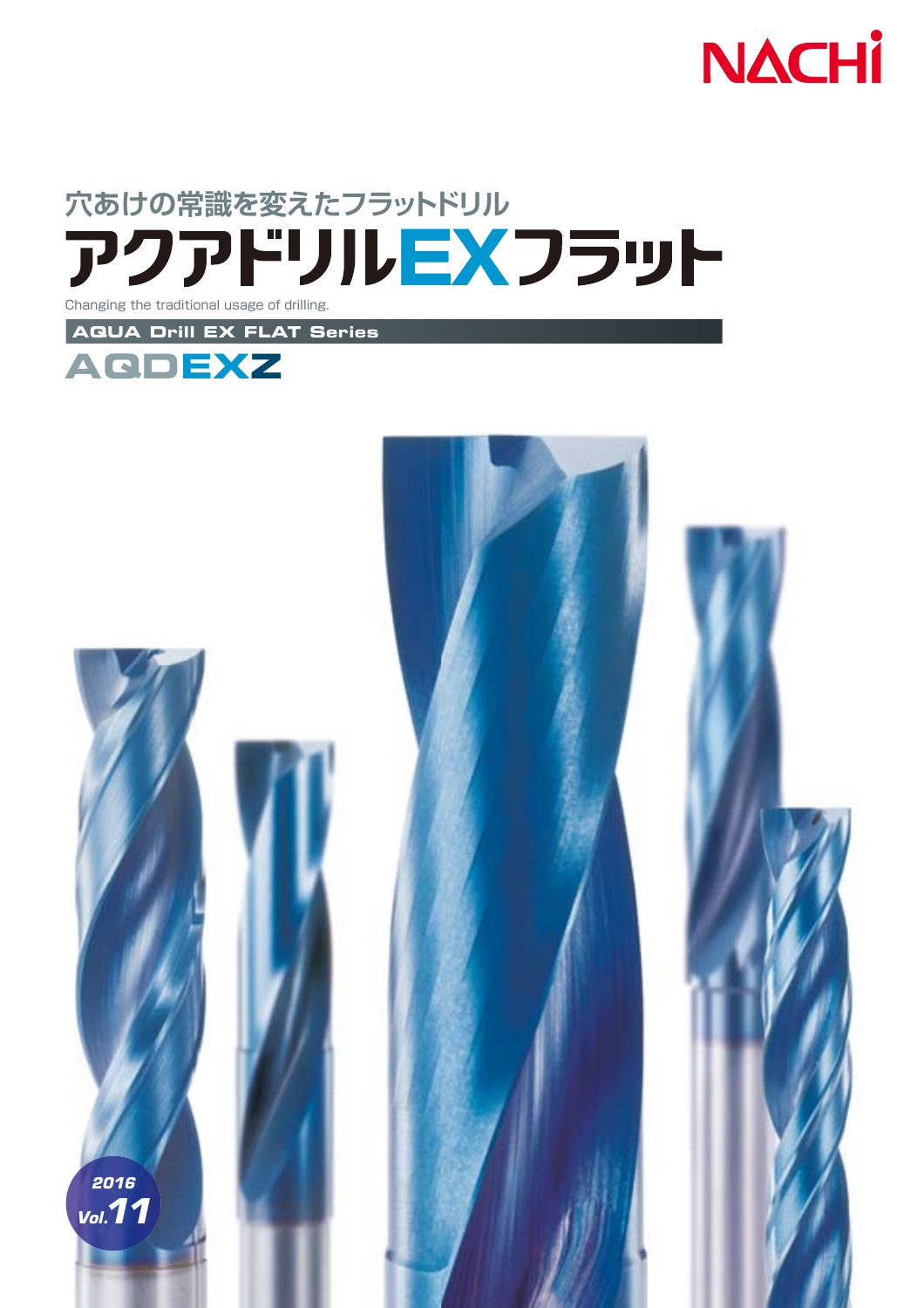NACHI

穴あけの常識を変えたフラットドリル

# アクアドリルEXフラット

Changing the traditional usage of drilling.

**AQUA Drill EX FLAT Series**

## AQDEXZ

2016 Vol.11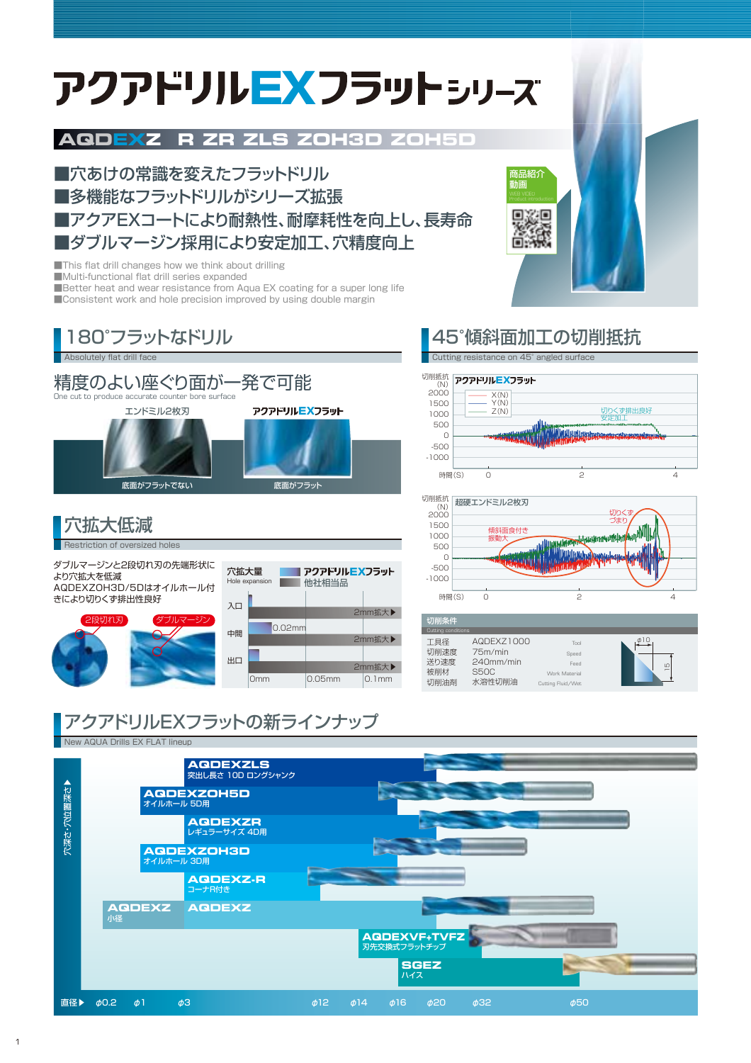# アクアドリルEXフラットシリーズ

## AQDEXZ R ZR ZLS ZOH3D ZOH5D

■穴あけの常識を変えたフラットドリル
■多機能なフラットドリルがシリーズ拡張
■アクアEXコートにより耐熱性、耐摩耗性を向上し、長寿命
■ダブルマージン採用により安定加工、穴精度向上

■This flat drill changes how we think about drilling
■Multi-functional flat drill series expanded
■Better heat and wear resistance from Aqua EX coating for a super long life
■Consistent work and hole precision improved by using double margin

商品紹介動画
WEB VIDEO Product introduction

## 180°フラットなドリル
Absolutely flat drill face

### 精度のよい座ぐり面が一発で可能
One cut to produce accurate counter bore surface

エンドミル2枚刃：底面がフラットでない
アクアドリルEXフラット：底面がフラット

## 穴拡大低減
Restriction of oversized holes

ダブルマージンと2段切れ刃の先端形状により穴拡大を低減
AQDEXZOH3D/5Dはオイルホール付きにより切りくず排出性良好

2段切れ刃　ダブルマージン

穴拡大量 Hole expansion

| | アクアドリルEXフラット | 他社相当品 |
|---|---|---|
| 入口 | | 2mm拡大▶ |
| 中間 | 0.02mm | 2mm拡大▶ |
| 出口 | | 2mm拡大▶ |

(0mm / 0.05mm / 0.1mm)

## 45°傾斜面加工の切削抵抗
Cutting resistance on 45° angled surface

アクアドリルEXフラット：X(N)、Y(N)、Z(N)　切削抵抗(N) 2000〜-1000、時間(S) 0〜4　— 切りくず排出良好 安定加工

超硬エンドミル2枚刃：傾斜面食付き振動大、切りくずづまり

### 切削条件 Cutting conditions

| | | |
|---|---|---|
| 工具径 | AQDEXZ1000 | Tool |
| 切削速度 | 75m/min | Speed |
| 送り速度 | 240mm/min | Feed |
| 被削材 | S50C | Work Material |
| 切削油剤 | 水溶性切削油 | Cutting Fluid/Wet |

φ10、15

## アクアドリルEXフラットの新ラインナップ
New AQUA Drills EX FLAT lineup

穴深さ・穴加工深さ▶

- **AQDEXZLS** 突出し長さ 10D ロングシャンク
- **AQDEXZOH5D** オイルホール 5D用
- **AQDEXZR** レギュラーサイズ 4D用
- **AQDEXZOH3D** オイルホール 3D用
- **AQDEXZ-R** コーナR付き
- **AQDEXZ** 小径
- **AQDEXZ**
- **AQDEXVF+TVFZ** 刃先交換式フラットチップ
- **SGEZ** ハイス

直径▶ φ0.2　φ1　φ3　φ12　φ14　φ16　φ20　φ32　φ50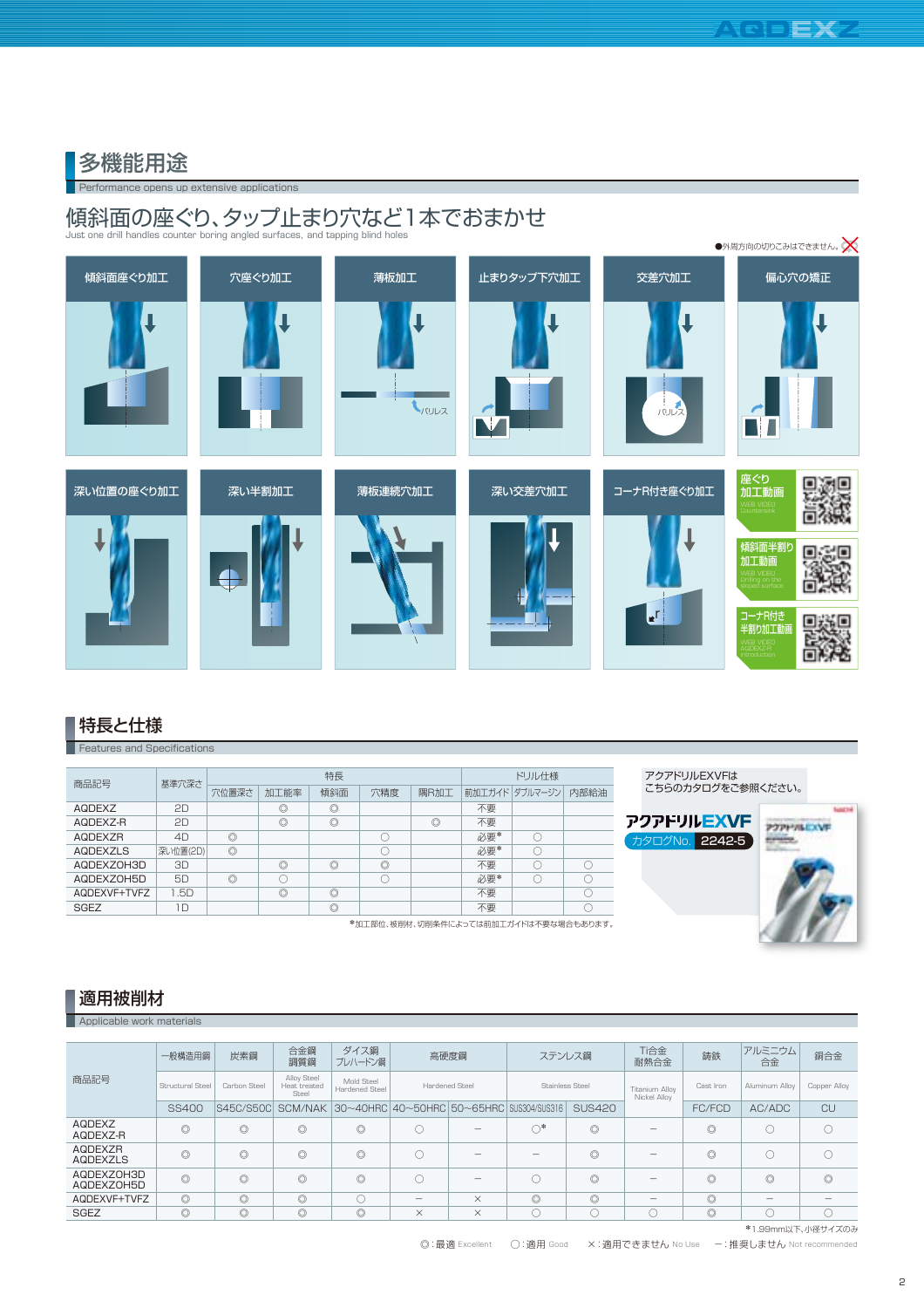## 多機能用途

Performance opens up extensive applications

### 傾斜面の座ぐり、タップ止まり穴など1本でおまかせ

Just one drill handles counter boring angled surfaces, and tapping blind holes

●外周方向の切りこみはできません。

傾斜面座ぐり加工 | 穴座ぐり加工 | 薄板加工 | 止まりタップ下穴加工 | 交差穴加工 | 偏心穴の矯正

深い位置の座ぐり加工 | 深い半割加工 | 薄板連続穴加工 | 深い交差穴加工 | コーナR付き座ぐり加工

座ぐり加工動画 WEB VIDEO Countersink

傾斜面半割り加工動画 WEB VIDEO Drilling on the sloped surface

コーナR付き半割り加工動画 WEB VIDEO AQDEXZ-R Introduction

## 特長と仕様

Features and Specifications

| 商品記号 | 基準穴深さ | 特長 | | | | | ドリル仕様 | | |
|---|---|---|---|---|---|---|---|---|---|
| | | 穴位置深さ | 加工能率 | 傾斜面 | 穴精度 | 隅R加工 | 前加工ガイド | ダブルマージン | 内部給油 |
| AQDEXZ | 2D | | ◎ | ◎ | | | 不要 | | |
| AQDEXZ-R | 2D | | ◎ | ◎ | | ◎ | 不要 | | |
| AQDEXZR | 4D | ◎ | | | ○ | | 必要* | ○ | |
| AQDEXZLS | 深い位置(2D) | ◎ | | | ○ | | 必要* | ○ | |
| AQDEXZOH3D | 3D | | ◎ | ◎ | ◎ | | 不要 | ○ | ○ |
| AQDEXZOH5D | 5D | ◎ | ○ | | ○ | | 必要* | ○ | ○ |
| AQDEXVF+TVFZ | 1.5D | | ◎ | ◎ | | | 不要 | | ○ |
| SGEZ | 1D | | | ◎ | | | 不要 | | ○ |

*加工部位、被削材、切削条件によっては前加工ガイドは不要な場合もあります。

アクアドリルEXVFは
こちらのカタログをご参照ください。

アクアドリルEXVF カタログNo. 2242-5

## 適用被削材

Applicable work materials

| 商品記号 | 一般構造用鋼 | 炭素鋼 | 合金鋼 調質鋼 | ダイス鋼 プレハードン鋼 | 高硬度鋼 | | ステンレス鋼 | | Ti合金 耐熱合金 | 鋳鉄 | アルミニウム合金 | 銅合金 |
|---|---|---|---|---|---|---|---|---|---|---|---|---|
| | Structural Steel | Carbon Steel | Alloy Steel Heat treated Steel | Mold Steel Hardened Steel | Hardened Steel | | Stainless Steel | | Titanium Alloy Nickel Alloy | Cast Iron | Aluminum Alloy | Copper Alloy |
| | SS400 | S45C/S50C | SCM/NAK | 30~40HRC | 40~50HRC | 50~65HRC | SUS304/SUS316 | SUS420 | | FC/FCD | AC/ADC | CU |
| AQDEXZ AQDEXZ-R | ◎ | ◎ | ◎ | ◎ | ○ | – | ○* | ◎ | – | ◎ | ○ | ○ |
| AQDEXZR AQDEXZLS | ◎ | ◎ | ◎ | ◎ | ○ | – | – | ◎ | – | ◎ | ○ | ○ |
| AQDEXZOH3D AQDEXZOH5D | ◎ | ◎ | ◎ | ◎ | ○ | – | ○ | ◎ | – | ◎ | ◎ | ◎ |
| AQDEXVF+TVFZ | ◎ | ◎ | ◎ | ○ | – | × | ◎ | ◎ | – | ◎ | – | – |
| SGEZ | ◎ | ◎ | ◎ | ◎ | × | × | ○ | ○ | ○ | ◎ | ○ | ○ |

*1.99mm以下、小径サイズのみ

◎：最適 Excellent　○：適用 Good　×：適用できません No Use　–：推奨しません Not recommended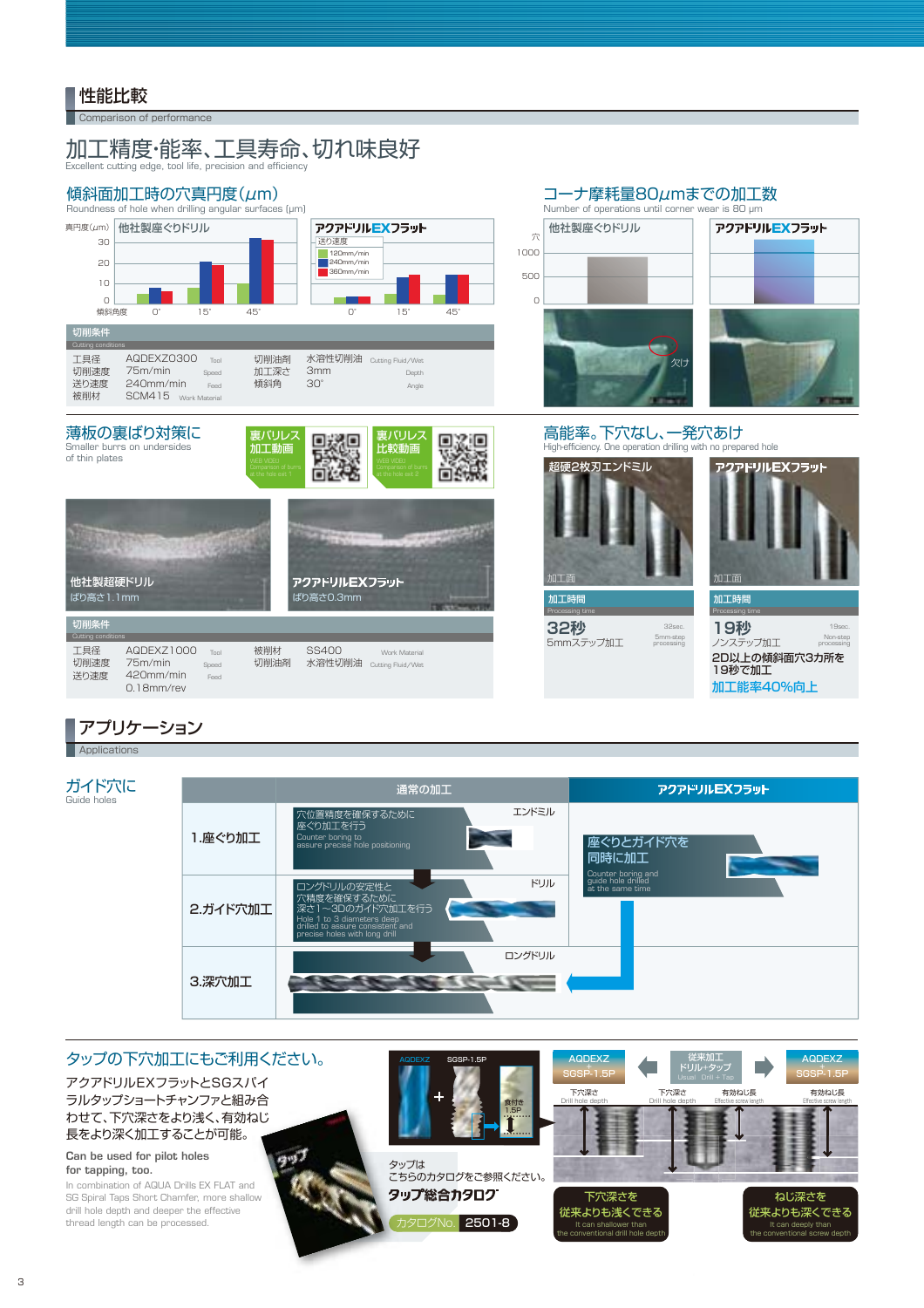## 性能比較

Comparison of performance

# 加工精度･能率、工具寿命、切れ味良好

Excellent cutting edge, tool life, precision and efficiency

### 傾斜面加工時の穴真円度(μm)

Roundness of hole when drilling angular surfaces (μm)

真円度(μm)

他社製座ぐりドリル / アクアドリルEXフラット

送り速度: 120mm/min、240mm/min、360mm/min

傾斜角度: 0°、15°、45°

**切削条件** Cutting conditions

| | | | | | |
|---|---|---|---|---|---|
| 工具径 | AQDEXZ0300 | Tool | 切削油剤 | 水溶性切削油 | Cutting Fluid/Wet |
| 切削速度 | 75m/min | Speed | 加工深さ | 3mm | Depth |
| 送り速度 | 240mm/min | Feed | 傾斜角 | 30° | Angle |
| 被削材 | SCM415 | Work Material | | | |

### コーナ摩耗量80μmまでの加工数

Number of operations until corner wear is 80 μm

穴

他社製座ぐりドリル / アクアドリルEXフラット

欠け

### 薄板の裏ばり対策に

Smaller burrs on undersides of thin plates

裏バリレス加工動画 WEB VIDEO Comparison of burrs at the hole exit 1

裏バリレス比較動画 WEB VIDEO Comparison of burrs at the hole exit 2

他社製超硬ドリル ばり高さ1.1mm

アクアドリルEXフラット ばり高さ0.3mm

**切削条件** Cutting conditions

| | | | | | |
|---|---|---|---|---|---|
| 工具径 | AQDEXZ1000 | Tool | 被削材 | SS400 | Work Material |
| 切削速度 | 75m/min | Speed | 切削油剤 | 水溶性切削油 | Cutting Fluid/Wet |
| 送り速度 | 420mm/min 0.18mm/rev | Feed | | | |

### 高能率。下穴なし、一発穴あけ

High-efficiency. One operation drilling with no prepared hole

| 超硬2枚刃エンドミル | アクアドリルEXフラット |
|---|---|
| 加工面 | 加工面 |
| 加工時間 Processing time | 加工時間 Processing time |
| 32秒 32sec. 5mmステップ加工 5mm-step processing | 19秒 19sec. ノンステップ加工 Non-step processing |
| | 2D以上の傾斜面穴3カ所を19秒で加工 加工能率40%向上 |

## アプリケーション

Applications

### ガイド穴に

Guide holes

| | 通常の加工 | アクアドリルEXフラット |
|---|---|---|
| 1.座ぐり加工 | エンドミル 穴位置精度を確保するために座ぐり加工を行う Counter boring to assure precise hole positioning | 座ぐりとガイド穴を同時に加工 Counter boring and guide hole drilled at the same time |
| 2.ガイド穴加工 | ドリル ロングドリルの安定性と穴精度を確保するために深さ1～3Dのガイド穴加工を行う Hole 1 to 3 diameters deep drilled to assure consistent and precise holes with long drill | |
| 3.深穴加工 | ロングドリル | |

### タップの下穴加工にもご利用ください。

アクアドリルEXフラットとSGスパイラルタップショートチャンファと組み合わせて、下穴深さをより浅く、有効ねじ長をより深く加工することが可能。

**Can be used for pilot holes for tapping, too.**

In combination of AQUA Drills EX FLAT and SG Spiral Taps Short Chamfer, more shallow drill hole depth and deeper the effective thread length can be processed.

AQDEXZ + SGSP-1.5P 食付き1.5P

タップはこちらのカタログをご参照ください。

**タップ総合カタログ**

カタログNo. 2501-8

AQDEXZ + SGSP-1.5P ／ 従来加工 ドリル+タップ Usual Drill + Tap ／ AQDEXZ + SGSP-1.5P

下穴深さ Drill hole depth ／ 下穴深さ Drill hole depth ／ 有効ねじ長 Effective screw length ／ 有効ねじ長 Effective screw length

下穴深さを従来よりも浅くできる It can shallower than the conventional drill hole depth

ねじ深さを従来よりも深くできる It can deeply than the conventional screw depth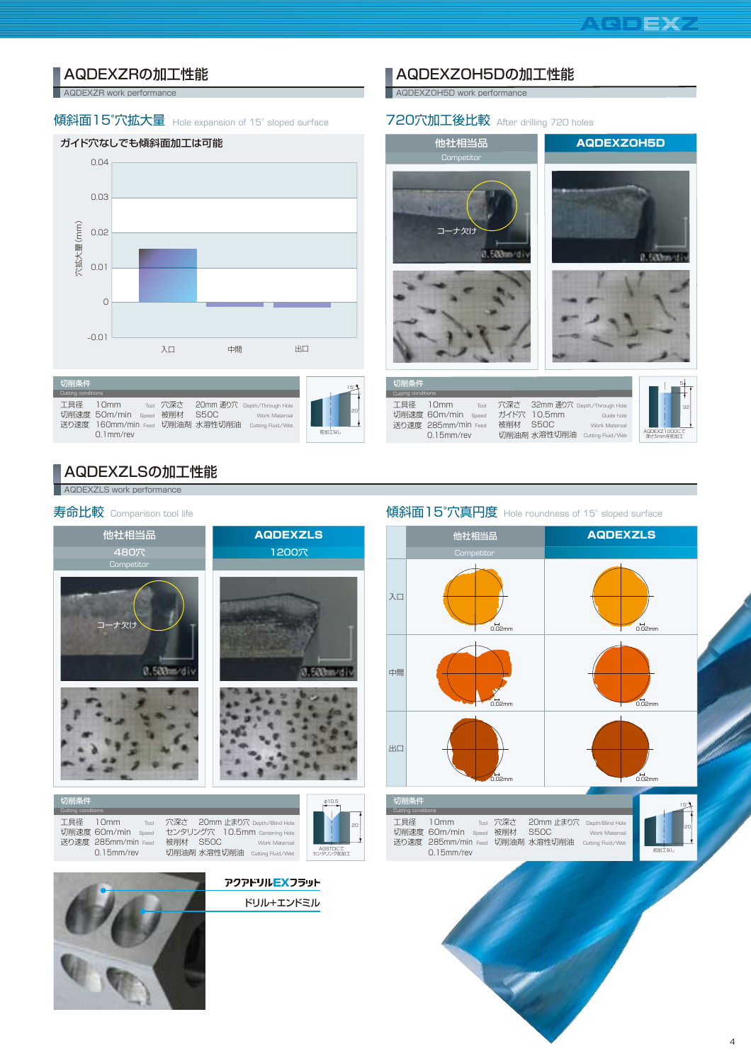## AQDEXZRの加工性能

AQDEXZR work performance

### 傾斜面15°穴拡大量 Hole expansion of 15° sloped surface

ガイド穴なしでも傾斜面加工は可能

穴拡大量 (mm)

0.04
0.03
0.02
0.01
0
-0.01

入口 中間 出口

**切削条件** Cutting conditions

| | | | | |
|---|---|---|---|---|
| 工具径 | 10mm | Tool | 穴深さ | 20mm 通り穴 Depth/Through Hole |
| 切削速度 | 50m/min | Speed | 被削材 | S50C Work Material |
| 送り速度 | 160mm/min | Feed | 切削油剤 | 水溶性切削油 Cutting Fluid/Wet |
| | 0.1mm/rev | | | |

15° 20 前加工なし

## AQDEXZOH5Dの加工性能

AQDEXZOH5D work performance

### 720穴加工後比較 After drilling 720 holes

| 他社相当品 Competitor | AQDEXZOH5D |
|---|---|
| コーナ欠け 0.500mm/div | 0.500mm/div |

**切削条件** Cutting conditions

| | | | | |
|---|---|---|---|---|
| 工具径 | 10mm | Tool | 穴深さ | 32mm 通り穴 Depth/Through Hole |
| 切削速度 | 60m/min | Speed | ガイド穴 | 10.5mm Guide hole |
| 送り速度 | 285mm/min | Feed | 被削材 | S50C Work Material |
| | 0.15mm/rev | | 切削油剤 | 水溶性切削油 Cutting Fluid/Wet |

5 32 AQDEXZ1000にて深さ5mmを前加工

## AQDEXZLSの加工性能

AQDEXZLS work performance

### 寿命比較 Comparison tool life

| 他社相当品 480穴 Competitor | AQDEXZLS 1200穴 |
|---|---|
| コーナ欠け 0.500mm/div | 0.500mm/div |

**切削条件** Cutting conditions

| | | | | |
|---|---|---|---|---|
| 工具径 | 10mm | Tool | 穴深さ | 20mm 止まり穴 Depth/Blind Hole |
| 切削速度 | 60m/min | Speed | センタリング穴 | 10.5mm Centering Hole |
| 送り速度 | 285mm/min | Feed | 被削材 | S50C Work Material |
| | 0.15mm/rev | | 切削油剤 | 水溶性切削油 Cutting Fluid/Wet |

φ10.5 20 AQSTDにてセンタリング前加工

### 傾斜面15°穴真円度 Hole roundness of 15° sloped surface

| | 他社相当品 Competitor | AQDEXZLS |
|---|---|---|
| 入口 | 0.02mm | 0.02mm |
| 中間 | 0.02mm | 0.02mm |
| 出口 | 0.02mm | 0.02mm |

**切削条件** Cutting conditions

| | | | | |
|---|---|---|---|---|
| 工具径 | 10mm | Tool | 穴深さ | 20mm 止まり穴 Depth/Blind Hole |
| 切削速度 | 60m/min | Speed | 被削材 | S50C Work Material |
| 送り速度 | 285mm/min | Feed | 切削油剤 | 水溶性切削油 Cutting Fluid/Wet |
| | 0.15mm/rev | | | |

15° 20 前加工なし

アクアドリルEXフラット

ドリル+エンドミル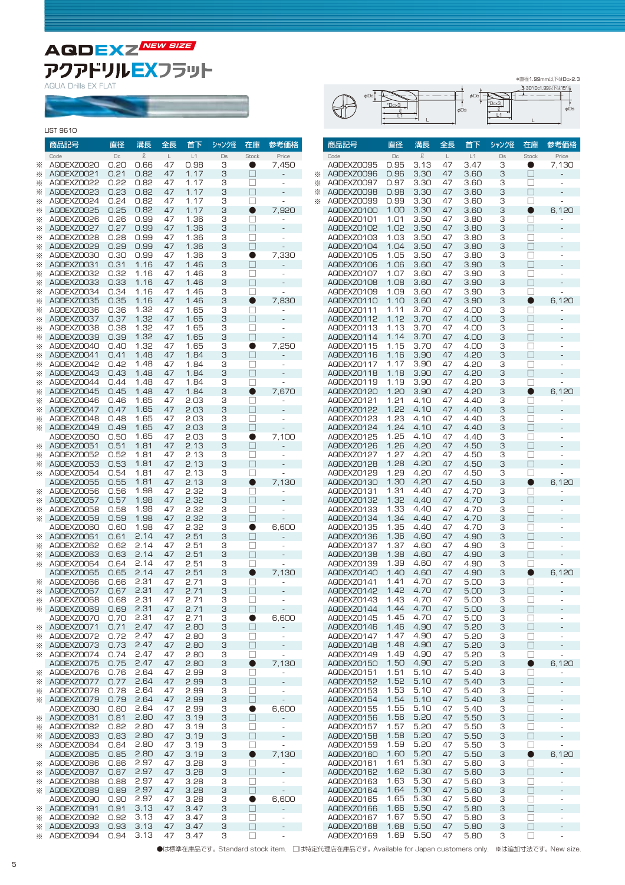# AQDEXZ NEW SIZE

## アクアドリルEXフラット

AQUA Drills EX FLAT

LIST 9610

●直径1.99mm以下はDcx2.3

*30°(Dc1.99以下は15°)

| | 商品記号 Code | 直径 Dc | 溝長 ℓ | 全長 L | 首下 L1 | シャンク径 Ds | 在庫 Stock | 参考価格 Price |
|---|---|---|---|---|---|---|---|---|
| ※ | AQDEXZ0020 | 0.20 | 0.66 | 47 | 0.98 | 3 | ● | 7,450 |
| ※ | AQDEXZ0021 | 0.21 | 0.82 | 47 | 1.17 | 3 | □ | - |
| ※ | AQDEXZ0022 | 0.22 | 0.82 | 47 | 1.17 | 3 | □ | - |
| ※ | AQDEXZ0023 | 0.23 | 0.82 | 47 | 1.17 | 3 | □ | - |
| ※ | AQDEXZ0024 | 0.24 | 0.82 | 47 | 1.17 | 3 | □ | - |
| ※ | AQDEXZ0025 | 0.25 | 0.82 | 47 | 1.17 | 3 | ● | 7,920 |
| ※ | AQDEXZ0026 | 0.26 | 0.99 | 47 | 1.36 | 3 | □ | - |
| ※ | AQDEXZ0027 | 0.27 | 0.99 | 47 | 1.36 | 3 | □ | - |
| ※ | AQDEXZ0028 | 0.28 | 0.99 | 47 | 1.36 | 3 | □ | - |
| ※ | AQDEXZ0029 | 0.29 | 0.99 | 47 | 1.36 | 3 | □ | - |
| ※ | AQDEXZ0030 | 0.30 | 0.99 | 47 | 1.36 | 3 | ● | 7,330 |
| ※ | AQDEXZ0031 | 0.31 | 1.16 | 47 | 1.46 | 3 | □ | - |
| ※ | AQDEXZ0032 | 0.32 | 1.16 | 47 | 1.46 | 3 | □ | - |
| ※ | AQDEXZ0033 | 0.33 | 1.16 | 47 | 1.46 | 3 | □ | - |
| ※ | AQDEXZ0034 | 0.34 | 1.16 | 47 | 1.46 | 3 | □ | - |
| ※ | AQDEXZ0035 | 0.35 | 1.16 | 47 | 1.46 | 3 | ● | 7,830 |
| ※ | AQDEXZ0036 | 0.36 | 1.32 | 47 | 1.65 | 3 | □ | - |
| ※ | AQDEXZ0037 | 0.37 | 1.32 | 47 | 1.65 | 3 | □ | - |
| ※ | AQDEXZ0038 | 0.38 | 1.32 | 47 | 1.65 | 3 | □ | - |
| ※ | AQDEXZ0039 | 0.39 | 1.32 | 47 | 1.65 | 3 | □ | - |
| ※ | AQDEXZ0040 | 0.40 | 1.32 | 47 | 1.65 | 3 | ● | 7,250 |
| ※ | AQDEXZ0041 | 0.41 | 1.48 | 47 | 1.84 | 3 | □ | - |
| ※ | AQDEXZ0042 | 0.42 | 1.48 | 47 | 1.84 | 3 | □ | - |
| ※ | AQDEXZ0043 | 0.43 | 1.48 | 47 | 1.84 | 3 | □ | - |
| ※ | AQDEXZ0044 | 0.44 | 1.48 | 47 | 1.84 | 3 | □ | - |
| ※ | AQDEXZ0045 | 0.45 | 1.48 | 47 | 1.84 | 3 | ● | 7,670 |
| ※ | AQDEXZ0046 | 0.46 | 1.65 | 47 | 2.03 | 3 | □ | - |
| ※ | AQDEXZ0047 | 0.47 | 1.65 | 47 | 2.03 | 3 | □ | - |
| ※ | AQDEXZ0048 | 0.48 | 1.65 | 47 | 2.03 | 3 | □ | - |
| ※ | AQDEXZ0049 | 0.49 | 1.65 | 47 | 2.03 | 3 | □ | - |
| | AQDEXZ0050 | 0.50 | 1.65 | 47 | 2.03 | 3 | ● | 7,100 |
| ※ | AQDEXZ0051 | 0.51 | 1.81 | 47 | 2.13 | 3 | □ | - |
| ※ | AQDEXZ0052 | 0.52 | 1.81 | 47 | 2.13 | 3 | □ | - |
| ※ | AQDEXZ0053 | 0.53 | 1.81 | 47 | 2.13 | 3 | □ | - |
| ※ | AQDEXZ0054 | 0.54 | 1.81 | 47 | 2.13 | 3 | □ | - |
| | AQDEXZ0055 | 0.55 | 1.81 | 47 | 2.13 | 3 | ● | 7,130 |
| ※ | AQDEXZ0056 | 0.56 | 1.98 | 47 | 2.32 | 3 | □ | - |
| ※ | AQDEXZ0057 | 0.57 | 1.98 | 47 | 2.32 | 3 | □ | - |
| ※ | AQDEXZ0058 | 0.58 | 1.98 | 47 | 2.32 | 3 | □ | - |
| ※ | AQDEXZ0059 | 0.59 | 1.98 | 47 | 2.32 | 3 | □ | - |
| | AQDEXZ0060 | 0.60 | 1.98 | 47 | 2.32 | 3 | ● | 6,600 |
| ※ | AQDEXZ0061 | 0.61 | 2.14 | 47 | 2.51 | 3 | □ | - |
| ※ | AQDEXZ0062 | 0.62 | 2.14 | 47 | 2.51 | 3 | □ | - |
| ※ | AQDEXZ0063 | 0.63 | 2.14 | 47 | 2.51 | 3 | □ | - |
| ※ | AQDEXZ0064 | 0.64 | 2.14 | 47 | 2.51 | 3 | □ | - |
| | AQDEXZ0065 | 0.65 | 2.14 | 47 | 2.51 | 3 | ● | 7,130 |
| ※ | AQDEXZ0066 | 0.66 | 2.31 | 47 | 2.71 | 3 | □ | - |
| ※ | AQDEXZ0067 | 0.67 | 2.31 | 47 | 2.71 | 3 | □ | - |
| ※ | AQDEXZ0068 | 0.68 | 2.31 | 47 | 2.71 | 3 | □ | - |
| ※ | AQDEXZ0069 | 0.69 | 2.31 | 47 | 2.71 | 3 | □ | - |
| | AQDEXZ0070 | 0.70 | 2.31 | 47 | 2.71 | 3 | ● | 6,600 |
| ※ | AQDEXZ0071 | 0.71 | 2.47 | 47 | 2.80 | 3 | □ | - |
| ※ | AQDEXZ0072 | 0.72 | 2.47 | 47 | 2.80 | 3 | □ | - |
| ※ | AQDEXZ0073 | 0.73 | 2.47 | 47 | 2.80 | 3 | □ | - |
| ※ | AQDEXZ0074 | 0.74 | 2.47 | 47 | 2.80 | 3 | □ | - |
| | AQDEXZ0075 | 0.75 | 2.47 | 47 | 2.80 | 3 | ● | 7,130 |
| ※ | AQDEXZ0076 | 0.76 | 2.64 | 47 | 2.99 | 3 | □ | - |
| ※ | AQDEXZ0077 | 0.77 | 2.64 | 47 | 2.99 | 3 | □ | - |
| ※ | AQDEXZ0078 | 0.78 | 2.64 | 47 | 2.99 | 3 | □ | - |
| ※ | AQDEXZ0079 | 0.79 | 2.64 | 47 | 2.99 | 3 | □ | - |
| | AQDEXZ0080 | 0.80 | 2.64 | 47 | 2.99 | 3 | ● | 6,600 |
| ※ | AQDEXZ0081 | 0.81 | 2.80 | 47 | 3.19 | 3 | □ | - |
| ※ | AQDEXZ0082 | 0.82 | 2.80 | 47 | 3.19 | 3 | □ | - |
| ※ | AQDEXZ0083 | 0.83 | 2.80 | 47 | 3.19 | 3 | □ | - |
| ※ | AQDEXZ0084 | 0.84 | 2.80 | 47 | 3.19 | 3 | □ | - |
| | AQDEXZ0085 | 0.85 | 2.80 | 47 | 3.19 | 3 | ● | 7,130 |
| ※ | AQDEXZ0086 | 0.86 | 2.97 | 47 | 3.28 | 3 | □ | - |
| ※ | AQDEXZ0087 | 0.87 | 2.97 | 47 | 3.28 | 3 | □ | - |
| ※ | AQDEXZ0088 | 0.88 | 2.97 | 47 | 3.28 | 3 | □ | - |
| ※ | AQDEXZ0089 | 0.89 | 2.97 | 47 | 3.28 | 3 | □ | - |
| | AQDEXZ0090 | 0.90 | 2.97 | 47 | 3.28 | 3 | ● | 6,600 |
| ※ | AQDEXZ0091 | 0.91 | 3.13 | 47 | 3.47 | 3 | □ | - |
| ※ | AQDEXZ0092 | 0.92 | 3.13 | 47 | 3.47 | 3 | □ | - |
| ※ | AQDEXZ0093 | 0.93 | 3.13 | 47 | 3.47 | 3 | □ | - |
| ※ | AQDEXZ0094 | 0.94 | 3.13 | 47 | 3.47 | 3 | □ | - |
| | AQDEXZ0095 | 0.95 | 3.13 | 47 | 3.47 | 3 | ● | 7,130 |
| ※ | AQDEXZ0096 | 0.96 | 3.30 | 47 | 3.60 | 3 | □ | - |
| ※ | AQDEXZ0097 | 0.97 | 3.30 | 47 | 3.60 | 3 | □ | - |
| ※ | AQDEXZ0098 | 0.98 | 3.30 | 47 | 3.60 | 3 | □ | - |
| ※ | AQDEXZ0099 | 0.99 | 3.30 | 47 | 3.60 | 3 | □ | - |
| | AQDEXZ0100 | 1.00 | 3.30 | 47 | 3.60 | 3 | ● | 6,120 |
| | AQDEXZ0101 | 1.01 | 3.50 | 47 | 3.80 | 3 | □ | - |
| | AQDEXZ0102 | 1.02 | 3.50 | 47 | 3.80 | 3 | □ | - |
| | AQDEXZ0103 | 1.03 | 3.50 | 47 | 3.80 | 3 | □ | - |
| | AQDEXZ0104 | 1.04 | 3.50 | 47 | 3.80 | 3 | □ | - |
| | AQDEXZ0105 | 1.05 | 3.50 | 47 | 3.80 | 3 | □ | - |
| | AQDEXZ0106 | 1.06 | 3.60 | 47 | 3.90 | 3 | □ | - |
| | AQDEXZ0107 | 1.07 | 3.60 | 47 | 3.90 | 3 | □ | - |
| | AQDEXZ0108 | 1.08 | 3.60 | 47 | 3.90 | 3 | □ | - |
| | AQDEXZ0109 | 1.09 | 3.60 | 47 | 3.90 | 3 | □ | - |
| | AQDEXZ0110 | 1.10 | 3.60 | 47 | 3.90 | 3 | ● | 6,120 |
| | AQDEXZ0111 | 1.11 | 3.70 | 47 | 4.00 | 3 | □ | - |
| | AQDEXZ0112 | 1.12 | 3.70 | 47 | 4.00 | 3 | □ | - |
| | AQDEXZ0113 | 1.13 | 3.70 | 47 | 4.00 | 3 | □ | - |
| | AQDEXZ0114 | 1.14 | 3.70 | 47 | 4.00 | 3 | □ | - |
| | AQDEXZ0115 | 1.15 | 3.70 | 47 | 4.00 | 3 | □ | - |
| | AQDEXZ0116 | 1.16 | 3.90 | 47 | 4.20 | 3 | □ | - |
| | AQDEXZ0117 | 1.17 | 3.90 | 47 | 4.20 | 3 | □ | - |
| | AQDEXZ0118 | 1.18 | 3.90 | 47 | 4.20 | 3 | □ | - |
| | AQDEXZ0119 | 1.19 | 3.90 | 47 | 4.20 | 3 | □ | - |
| | AQDEXZ0120 | 1.20 | 3.90 | 47 | 4.20 | 3 | ● | 6,120 |
| | AQDEXZ0121 | 1.21 | 4.10 | 47 | 4.40 | 3 | □ | - |
| | AQDEXZ0122 | 1.22 | 4.10 | 47 | 4.40 | 3 | □ | - |
| | AQDEXZ0123 | 1.23 | 4.10 | 47 | 4.40 | 3 | □ | - |
| | AQDEXZ0124 | 1.24 | 4.10 | 47 | 4.40 | 3 | □ | - |
| | AQDEXZ0125 | 1.25 | 4.10 | 47 | 4.40 | 3 | □ | - |
| | AQDEXZ0126 | 1.26 | 4.20 | 47 | 4.50 | 3 | □ | - |
| | AQDEXZ0127 | 1.27 | 4.20 | 47 | 4.50 | 3 | □ | - |
| | AQDEXZ0128 | 1.28 | 4.20 | 47 | 4.50 | 3 | □ | - |
| | AQDEXZ0129 | 1.29 | 4.20 | 47 | 4.50 | 3 | □ | - |
| | AQDEXZ0130 | 1.30 | 4.20 | 47 | 4.50 | 3 | ● | 6,120 |
| | AQDEXZ0131 | 1.31 | 4.40 | 47 | 4.70 | 3 | □ | - |
| | AQDEXZ0132 | 1.32 | 4.40 | 47 | 4.70 | 3 | □ | - |
| | AQDEXZ0133 | 1.33 | 4.40 | 47 | 4.70 | 3 | □ | - |
| | AQDEXZ0134 | 1.34 | 4.40 | 47 | 4.70 | 3 | □ | - |
| | AQDEXZ0135 | 1.35 | 4.40 | 47 | 4.70 | 3 | □ | - |
| | AQDEXZ0136 | 1.36 | 4.60 | 47 | 4.90 | 3 | □ | - |
| | AQDEXZ0137 | 1.37 | 4.60 | 47 | 4.90 | 3 | □ | - |
| | AQDEXZ0138 | 1.38 | 4.60 | 47 | 4.90 | 3 | □ | - |
| | AQDEXZ0139 | 1.39 | 4.60 | 47 | 4.90 | 3 | □ | - |
| | AQDEXZ0140 | 1.40 | 4.60 | 47 | 4.90 | 3 | ● | 6,120 |
| | AQDEXZ0141 | 1.41 | 4.70 | 47 | 5.00 | 3 | □ | - |
| | AQDEXZ0142 | 1.42 | 4.70 | 47 | 5.00 | 3 | □ | - |
| | AQDEXZ0143 | 1.43 | 4.70 | 47 | 5.00 | 3 | □ | - |
| | AQDEXZ0144 | 1.44 | 4.70 | 47 | 5.00 | 3 | □ | - |
| | AQDEXZ0145 | 1.45 | 4.70 | 47 | 5.00 | 3 | □ | - |
| | AQDEXZ0146 | 1.46 | 4.90 | 47 | 5.20 | 3 | □ | - |
| | AQDEXZ0147 | 1.47 | 4.90 | 47 | 5.20 | 3 | □ | - |
| | AQDEXZ0148 | 1.48 | 4.90 | 47 | 5.20 | 3 | □ | - |
| | AQDEXZ0149 | 1.49 | 4.90 | 47 | 5.20 | 3 | □ | - |
| | AQDEXZ0150 | 1.50 | 4.90 | 47 | 5.20 | 3 | ● | 6,120 |
| | AQDEXZ0151 | 1.51 | 5.10 | 47 | 5.40 | 3 | □ | - |
| | AQDEXZ0152 | 1.52 | 5.10 | 47 | 5.40 | 3 | □ | - |
| | AQDEXZ0153 | 1.53 | 5.10 | 47 | 5.40 | 3 | □ | - |
| | AQDEXZ0154 | 1.54 | 5.10 | 47 | 5.40 | 3 | □ | - |
| | AQDEXZ0155 | 1.55 | 5.10 | 47 | 5.40 | 3 | □ | - |
| | AQDEXZ0156 | 1.56 | 5.20 | 47 | 5.50 | 3 | □ | - |
| | AQDEXZ0157 | 1.57 | 5.20 | 47 | 5.50 | 3 | □ | - |
| | AQDEXZ0158 | 1.58 | 5.20 | 47 | 5.50 | 3 | □ | - |
| | AQDEXZ0159 | 1.59 | 5.20 | 47 | 5.50 | 3 | □ | - |
| | AQDEXZ0160 | 1.60 | 5.20 | 47 | 5.50 | 3 | ● | 6,120 |
| | AQDEXZ0161 | 1.61 | 5.30 | 47 | 5.60 | 3 | □ | - |
| | AQDEXZ0162 | 1.62 | 5.30 | 47 | 5.60 | 3 | □ | - |
| | AQDEXZ0163 | 1.63 | 5.30 | 47 | 5.60 | 3 | □ | - |
| | AQDEXZ0164 | 1.64 | 5.30 | 47 | 5.60 | 3 | □ | - |
| | AQDEXZ0165 | 1.65 | 5.30 | 47 | 5.60 | 3 | □ | - |
| | AQDEXZ0166 | 1.66 | 5.50 | 47 | 5.80 | 3 | □ | - |
| | AQDEXZ0167 | 1.67 | 5.50 | 47 | 5.80 | 3 | □ | - |
| | AQDEXZ0168 | 1.68 | 5.50 | 47 | 5.80 | 3 | □ | - |
| | AQDEXZ0169 | 1.69 | 5.50 | 47 | 5.80 | 3 | □ | - |

●は標準在庫品です。Standard stock item.　□は特定代理店在庫品です。Available for Japan customers only.　※は追加寸法です。New size.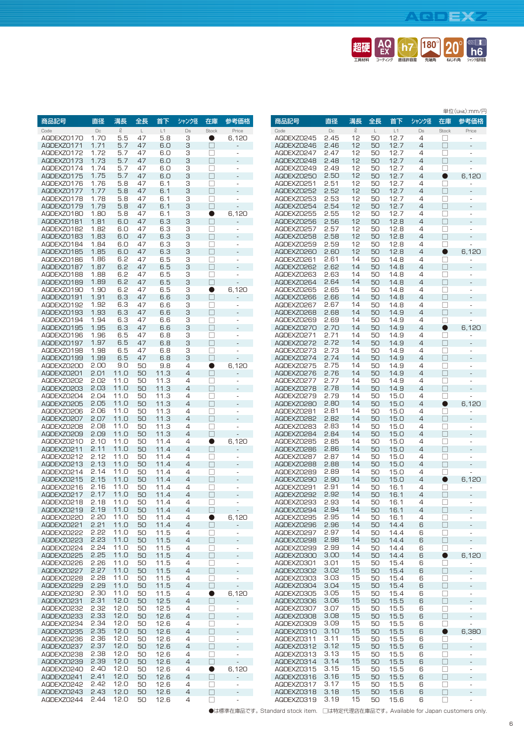# AQDEXZ

超硬 工具材料 | AQ EX コーティング | h7 直径許容差 | 180° 先端角 | 20° ねじれ角 | h6 シャンク径許容差

単位(Unit):mm/円

| 商品記号 Code | 直径 Dc | 溝長 ℓ | 全長 L | 首下 L1 | シャンク径 Ds | 在庫 Stock | 参考価格 Price |
|---|---|---|---|---|---|---|---|
| AQDEXZ0170 | 1.70 | 5.5 | 47 | 5.8 | 3 | ● | 6,120 |
| AQDEXZ0171 | 1.71 | 5.7 | 47 | 6.0 | 3 | □ | - |
| AQDEXZ0172 | 1.72 | 5.7 | 47 | 6.0 | 3 | □ | - |
| AQDEXZ0173 | 1.73 | 5.7 | 47 | 6.0 | 3 | □ | - |
| AQDEXZ0174 | 1.74 | 5.7 | 47 | 6.0 | 3 | □ | - |
| AQDEXZ0175 | 1.75 | 5.7 | 47 | 6.0 | 3 | □ | - |
| AQDEXZ0176 | 1.76 | 5.8 | 47 | 6.1 | 3 | □ | - |
| AQDEXZ0177 | 1.77 | 5.8 | 47 | 6.1 | 3 | □ | - |
| AQDEXZ0178 | 1.78 | 5.8 | 47 | 6.1 | 3 | □ | - |
| AQDEXZ0179 | 1.79 | 5.8 | 47 | 6.1 | 3 | □ | - |
| AQDEXZ0180 | 1.80 | 5.8 | 47 | 6.1 | 3 | ● | 6,120 |
| AQDEXZ0181 | 1.81 | 6.0 | 47 | 6.3 | 3 | □ | - |
| AQDEXZ0182 | 1.82 | 6.0 | 47 | 6.3 | 3 | □ | - |
| AQDEXZ0183 | 1.83 | 6.0 | 47 | 6.3 | 3 | □ | - |
| AQDEXZ0184 | 1.84 | 6.0 | 47 | 6.3 | 3 | □ | - |
| AQDEXZ0185 | 1.85 | 6.0 | 47 | 6.3 | 3 | □ | - |
| AQDEXZ0186 | 1.86 | 6.2 | 47 | 6.5 | 3 | □ | - |
| AQDEXZ0187 | 1.87 | 6.2 | 47 | 6.5 | 3 | □ | - |
| AQDEXZ0188 | 1.88 | 6.2 | 47 | 6.5 | 3 | □ | - |
| AQDEXZ0189 | 1.89 | 6.2 | 47 | 6.5 | 3 | □ | - |
| AQDEXZ0190 | 1.90 | 6.2 | 47 | 6.5 | 3 | ● | 6,120 |
| AQDEXZ0191 | 1.91 | 6.3 | 47 | 6.6 | 3 | □ | - |
| AQDEXZ0192 | 1.92 | 6.3 | 47 | 6.6 | 3 | □ | - |
| AQDEXZ0193 | 1.93 | 6.3 | 47 | 6.6 | 3 | □ | - |
| AQDEXZ0194 | 1.94 | 6.3 | 47 | 6.6 | 3 | □ | - |
| AQDEXZ0195 | 1.95 | 6.3 | 47 | 6.6 | 3 | □ | - |
| AQDEXZ0196 | 1.96 | 6.5 | 47 | 6.8 | 3 | □ | - |
| AQDEXZ0197 | 1.97 | 6.5 | 47 | 6.8 | 3 | □ | - |
| AQDEXZ0198 | 1.98 | 6.5 | 47 | 6.8 | 3 | □ | - |
| AQDEXZ0199 | 1.99 | 6.5 | 47 | 6.8 | 3 | □ | - |
| AQDEXZ0200 | 2.00 | 9.0 | 50 | 9.8 | 4 | ● | 6,120 |
| AQDEXZ0201 | 2.01 | 11.0 | 50 | 11.3 | 4 | □ | - |
| AQDEXZ0202 | 2.02 | 11.0 | 50 | 11.3 | 4 | □ | - |
| AQDEXZ0203 | 2.03 | 11.0 | 50 | 11.3 | 4 | □ | - |
| AQDEXZ0204 | 2.04 | 11.0 | 50 | 11.3 | 4 | □ | - |
| AQDEXZ0205 | 2.05 | 11.0 | 50 | 11.3 | 4 | □ | - |
| AQDEXZ0206 | 2.06 | 11.0 | 50 | 11.3 | 4 | □ | - |
| AQDEXZ0207 | 2.07 | 11.0 | 50 | 11.3 | 4 | □ | - |
| AQDEXZ0208 | 2.08 | 11.0 | 50 | 11.3 | 4 | □ | - |
| AQDEXZ0209 | 2.09 | 11.0 | 50 | 11.3 | 4 | □ | - |
| AQDEXZ0210 | 2.10 | 11.0 | 50 | 11.4 | 4 | ● | 6,120 |
| AQDEXZ0211 | 2.11 | 11.0 | 50 | 11.4 | 4 | □ | - |
| AQDEXZ0212 | 2.12 | 11.0 | 50 | 11.4 | 4 | □ | - |
| AQDEXZ0213 | 2.13 | 11.0 | 50 | 11.4 | 4 | □ | - |
| AQDEXZ0214 | 2.14 | 11.0 | 50 | 11.4 | 4 | □ | - |
| AQDEXZ0215 | 2.15 | 11.0 | 50 | 11.4 | 4 | □ | - |
| AQDEXZ0216 | 2.16 | 11.0 | 50 | 11.4 | 4 | □ | - |
| AQDEXZ0217 | 2.17 | 11.0 | 50 | 11.4 | 4 | □ | - |
| AQDEXZ0218 | 2.18 | 11.0 | 50 | 11.4 | 4 | □ | - |
| AQDEXZ0219 | 2.19 | 11.0 | 50 | 11.4 | 4 | □ | - |
| AQDEXZ0220 | 2.20 | 11.0 | 50 | 11.4 | 4 | ● | 6,120 |
| AQDEXZ0221 | 2.21 | 11.0 | 50 | 11.4 | 4 | □ | - |
| AQDEXZ0222 | 2.22 | 11.0 | 50 | 11.5 | 4 | □ | - |
| AQDEXZ0223 | 2.23 | 11.0 | 50 | 11.5 | 4 | □ | - |
| AQDEXZ0224 | 2.24 | 11.0 | 50 | 11.5 | 4 | □ | - |
| AQDEXZ0225 | 2.25 | 11.0 | 50 | 11.5 | 4 | □ | - |
| AQDEXZ0226 | 2.26 | 11.0 | 50 | 11.5 | 4 | □ | - |
| AQDEXZ0227 | 2.27 | 11.0 | 50 | 11.5 | 4 | □ | - |
| AQDEXZ0228 | 2.28 | 11.0 | 50 | 11.5 | 4 | □ | - |
| AQDEXZ0229 | 2.29 | 11.0 | 50 | 11.5 | 4 | □ | - |
| AQDEXZ0230 | 2.30 | 11.0 | 50 | 11.5 | 4 | ● | 6,120 |
| AQDEXZ0231 | 2.31 | 12.0 | 50 | 12.5 | 4 | □ | - |
| AQDEXZ0232 | 2.32 | 12.0 | 50 | 12.5 | 4 | □ | - |
| AQDEXZ0233 | 2.33 | 12.0 | 50 | 12.6 | 4 | □ | - |
| AQDEXZ0234 | 2.34 | 12.0 | 50 | 12.6 | 4 | □ | - |
| AQDEXZ0235 | 2.35 | 12.0 | 50 | 12.6 | 4 | □ | - |
| AQDEXZ0236 | 2.36 | 12.0 | 50 | 12.6 | 4 | □ | - |
| AQDEXZ0237 | 2.37 | 12.0 | 50 | 12.6 | 4 | □ | - |
| AQDEXZ0238 | 2.38 | 12.0 | 50 | 12.6 | 4 | □ | - |
| AQDEXZ0239 | 2.39 | 12.0 | 50 | 12.6 | 4 | □ | - |
| AQDEXZ0240 | 2.40 | 12.0 | 50 | 12.6 | 4 | ● | 6,120 |
| AQDEXZ0241 | 2.41 | 12.0 | 50 | 12.6 | 4 | □ | - |
| AQDEXZ0242 | 2.42 | 12.0 | 50 | 12.6 | 4 | □ | - |
| AQDEXZ0243 | 2.43 | 12.0 | 50 | 12.6 | 4 | □ | - |
| AQDEXZ0244 | 2.44 | 12.0 | 50 | 12.6 | 4 | □ | - |
| AQDEXZ0245 | 2.45 | 12 | 50 | 12.7 | 4 | □ | - |
| AQDEXZ0246 | 2.46 | 12 | 50 | 12.7 | 4 | □ | - |
| AQDEXZ0247 | 2.47 | 12 | 50 | 12.7 | 4 | □ | - |
| AQDEXZ0248 | 2.48 | 12 | 50 | 12.7 | 4 | □ | - |
| AQDEXZ0249 | 2.49 | 12 | 50 | 12.7 | 4 | □ | - |
| AQDEXZ0250 | 2.50 | 12 | 50 | 12.7 | 4 | ● | 6,120 |
| AQDEXZ0251 | 2.51 | 12 | 50 | 12.7 | 4 | □ | - |
| AQDEXZ0252 | 2.52 | 12 | 50 | 12.7 | 4 | □ | - |
| AQDEXZ0253 | 2.53 | 12 | 50 | 12.7 | 4 | □ | - |
| AQDEXZ0254 | 2.54 | 12 | 50 | 12.7 | 4 | □ | - |
| AQDEXZ0255 | 2.55 | 12 | 50 | 12.7 | 4 | □ | - |
| AQDEXZ0256 | 2.56 | 12 | 50 | 12.8 | 4 | □ | - |
| AQDEXZ0257 | 2.57 | 12 | 50 | 12.8 | 4 | □ | - |
| AQDEXZ0258 | 2.58 | 12 | 50 | 12.8 | 4 | □ | - |
| AQDEXZ0259 | 2.59 | 12 | 50 | 12.8 | 4 | □ | - |
| AQDEXZ0260 | 2.60 | 12 | 50 | 12.8 | 4 | ● | 6,120 |
| AQDEXZ0261 | 2.61 | 14 | 50 | 14.8 | 4 | □ | - |
| AQDEXZ0262 | 2.62 | 14 | 50 | 14.8 | 4 | □ | - |
| AQDEXZ0263 | 2.63 | 14 | 50 | 14.8 | 4 | □ | - |
| AQDEXZ0264 | 2.64 | 14 | 50 | 14.8 | 4 | □ | - |
| AQDEXZ0265 | 2.65 | 14 | 50 | 14.8 | 4 | □ | - |
| AQDEXZ0266 | 2.66 | 14 | 50 | 14.8 | 4 | □ | - |
| AQDEXZ0267 | 2.67 | 14 | 50 | 14.8 | 4 | □ | - |
| AQDEXZ0268 | 2.68 | 14 | 50 | 14.9 | 4 | □ | - |
| AQDEXZ0269 | 2.69 | 14 | 50 | 14.9 | 4 | □ | - |
| AQDEXZ0270 | 2.70 | 14 | 50 | 14.9 | 4 | ● | 6,120 |
| AQDEXZ0271 | 2.71 | 14 | 50 | 14.9 | 4 | □ | - |
| AQDEXZ0272 | 2.72 | 14 | 50 | 14.9 | 4 | □ | - |
| AQDEXZ0273 | 2.73 | 14 | 50 | 14.9 | 4 | □ | - |
| AQDEXZ0274 | 2.74 | 14 | 50 | 14.9 | 4 | □ | - |
| AQDEXZ0275 | 2.75 | 14 | 50 | 14.9 | 4 | □ | - |
| AQDEXZ0276 | 2.76 | 14 | 50 | 14.9 | 4 | □ | - |
| AQDEXZ0277 | 2.77 | 14 | 50 | 14.9 | 4 | □ | - |
| AQDEXZ0278 | 2.78 | 14 | 50 | 14.9 | 4 | □ | - |
| AQDEXZ0279 | 2.79 | 14 | 50 | 15.0 | 4 | □ | - |
| AQDEXZ0280 | 2.80 | 14 | 50 | 15.0 | 4 | ● | 6,120 |
| AQDEXZ0281 | 2.81 | 14 | 50 | 15.0 | 4 | □ | - |
| AQDEXZ0282 | 2.82 | 14 | 50 | 15.0 | 4 | □ | - |
| AQDEXZ0283 | 2.83 | 14 | 50 | 15.0 | 4 | □ | - |
| AQDEXZ0284 | 2.84 | 14 | 50 | 15.0 | 4 | □ | - |
| AQDEXZ0285 | 2.85 | 14 | 50 | 15.0 | 4 | □ | - |
| AQDEXZ0286 | 2.86 | 14 | 50 | 15.0 | 4 | □ | - |
| AQDEXZ0287 | 2.87 | 14 | 50 | 15.0 | 4 | □ | - |
| AQDEXZ0288 | 2.88 | 14 | 50 | 15.0 | 4 | □ | - |
| AQDEXZ0289 | 2.89 | 14 | 50 | 15.0 | 4 | □ | - |
| AQDEXZ0290 | 2.90 | 14 | 50 | 15.0 | 4 | ● | 6,120 |
| AQDEXZ0291 | 2.91 | 14 | 50 | 16.1 | 4 | □ | - |
| AQDEXZ0292 | 2.92 | 14 | 50 | 16.1 | 4 | □ | - |
| AQDEXZ0293 | 2.93 | 14 | 50 | 16.1 | 4 | □ | - |
| AQDEXZ0294 | 2.94 | 14 | 50 | 16.1 | 4 | □ | - |
| AQDEXZ0295 | 2.95 | 14 | 50 | 16.1 | 4 | □ | - |
| AQDEXZ0296 | 2.96 | 14 | 50 | 14.4 | 6 | □ | - |
| AQDEXZ0297 | 2.97 | 14 | 50 | 14.4 | 6 | □ | - |
| AQDEXZ0298 | 2.98 | 14 | 50 | 14.4 | 6 | □ | - |
| AQDEXZ0299 | 2.99 | 14 | 50 | 14.4 | 6 | □ | - |
| AQDEXZ0300 | 3.00 | 14 | 50 | 14.4 | 6 | ● | 6,120 |
| AQDEXZ0301 | 3.01 | 15 | 50 | 15.4 | 6 | □ | - |
| AQDEXZ0302 | 3.02 | 15 | 50 | 15.4 | 6 | □ | - |
| AQDEXZ0303 | 3.03 | 15 | 50 | 15.4 | 6 | □ | - |
| AQDEXZ0304 | 3.04 | 15 | 50 | 15.4 | 6 | □ | - |
| AQDEXZ0305 | 3.05 | 15 | 50 | 15.4 | 6 | □ | - |
| AQDEXZ0306 | 3.06 | 15 | 50 | 15.5 | 6 | □ | - |
| AQDEXZ0307 | 3.07 | 15 | 50 | 15.5 | 6 | □ | - |
| AQDEXZ0308 | 3.08 | 15 | 50 | 15.5 | 6 | □ | - |
| AQDEXZ0309 | 3.09 | 15 | 50 | 15.5 | 6 | □ | - |
| AQDEXZ0310 | 3.10 | 15 | 50 | 15.5 | 6 | ● | 6,380 |
| AQDEXZ0311 | 3.11 | 15 | 50 | 15.5 | 6 | □ | - |
| AQDEXZ0312 | 3.12 | 15 | 50 | 15.5 | 6 | □ | - |
| AQDEXZ0313 | 3.13 | 15 | 50 | 15.5 | 6 | □ | - |
| AQDEXZ0314 | 3.14 | 15 | 50 | 15.5 | 6 | □ | - |
| AQDEXZ0315 | 3.15 | 15 | 50 | 15.5 | 6 | □ | - |
| AQDEXZ0316 | 3.16 | 15 | 50 | 15.5 | 6 | □ | - |
| AQDEXZ0317 | 3.17 | 15 | 50 | 15.5 | 6 | □ | - |
| AQDEXZ0318 | 3.18 | 15 | 50 | 15.6 | 6 | □ | - |
| AQDEXZ0319 | 3.19 | 15 | 50 | 15.6 | 6 | □ | - |

●は標準在庫品です。Standard stock item.　□は特定代理店在庫品です。Available for Japan customers only.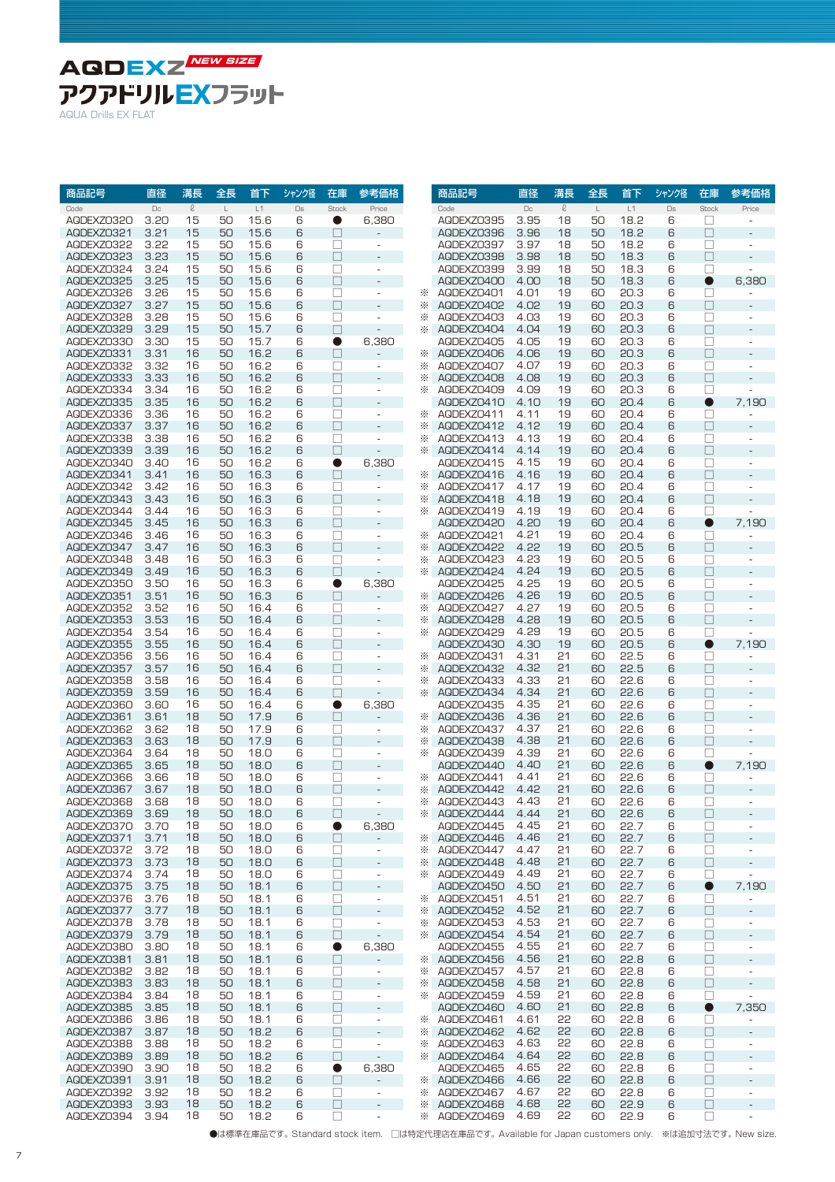# AQDEXZ NEW SIZE

## アクアドリルEXフラット

AQUA Drills EX FLAT

| | 商品記号<br>Code | 直径<br>Dc | 溝長<br>ℓ | 全長<br>L | 首下<br>L1 | シャンク径<br>Ds | 在庫<br>Stock | 参考価格<br>Price |
|---|---|---|---|---|---|---|---|---|
| | AQDEXZ0320 | 3.20 | 15 | 50 | 15.6 | 6 | ● | 6,380 |
| | AQDEXZ0321 | 3.21 | 15 | 50 | 15.6 | 6 | □ | - |
| | AQDEXZ0322 | 3.22 | 15 | 50 | 15.6 | 6 | □ | - |
| | AQDEXZ0323 | 3.23 | 15 | 50 | 15.6 | 6 | □ | - |
| | AQDEXZ0324 | 3.24 | 15 | 50 | 15.6 | 6 | □ | - |
| | AQDEXZ0325 | 3.25 | 15 | 50 | 15.6 | 6 | □ | - |
| | AQDEXZ0326 | 3.26 | 15 | 50 | 15.6 | 6 | □ | - |
| | AQDEXZ0327 | 3.27 | 15 | 50 | 15.6 | 6 | □ | - |
| | AQDEXZ0328 | 3.28 | 15 | 50 | 15.6 | 6 | □ | - |
| | AQDEXZ0329 | 3.29 | 15 | 50 | 15.7 | 6 | □ | - |
| | AQDEXZ0330 | 3.30 | 15 | 50 | 15.7 | 6 | ● | 6,380 |
| | AQDEXZ0331 | 3.31 | 16 | 50 | 16.2 | 6 | □ | - |
| | AQDEXZ0332 | 3.32 | 16 | 50 | 16.2 | 6 | □ | - |
| | AQDEXZ0333 | 3.33 | 16 | 50 | 16.2 | 6 | □ | - |
| | AQDEXZ0334 | 3.34 | 16 | 50 | 16.2 | 6 | □ | - |
| | AQDEXZ0335 | 3.35 | 16 | 50 | 16.2 | 6 | □ | - |
| | AQDEXZ0336 | 3.36 | 16 | 50 | 16.2 | 6 | □ | - |
| | AQDEXZ0337 | 3.37 | 16 | 50 | 16.2 | 6 | □ | - |
| | AQDEXZ0338 | 3.38 | 16 | 50 | 16.2 | 6 | □ | - |
| | AQDEXZ0339 | 3.39 | 16 | 50 | 16.2 | 6 | □ | - |
| | AQDEXZ0340 | 3.40 | 16 | 50 | 16.2 | 6 | ● | 6,380 |
| | AQDEXZ0341 | 3.41 | 16 | 50 | 16.3 | 6 | □ | - |
| | AQDEXZ0342 | 3.42 | 16 | 50 | 16.3 | 6 | □ | - |
| | AQDEXZ0343 | 3.43 | 16 | 50 | 16.3 | 6 | □ | - |
| | AQDEXZ0344 | 3.44 | 16 | 50 | 16.3 | 6 | □ | - |
| | AQDEXZ0345 | 3.45 | 16 | 50 | 16.3 | 6 | □ | - |
| | AQDEXZ0346 | 3.46 | 16 | 50 | 16.3 | 6 | □ | - |
| | AQDEXZ0347 | 3.47 | 16 | 50 | 16.3 | 6 | □ | - |
| | AQDEXZ0348 | 3.48 | 16 | 50 | 16.3 | 6 | □ | - |
| | AQDEXZ0349 | 3.49 | 16 | 50 | 16.3 | 6 | □ | - |
| | AQDEXZ0350 | 3.50 | 16 | 50 | 16.3 | 6 | ● | 6,380 |
| | AQDEXZ0351 | 3.51 | 16 | 50 | 16.3 | 6 | □ | - |
| | AQDEXZ0352 | 3.52 | 16 | 50 | 16.4 | 6 | □ | - |
| | AQDEXZ0353 | 3.53 | 16 | 50 | 16.4 | 6 | □ | - |
| | AQDEXZ0354 | 3.54 | 16 | 50 | 16.4 | 6 | □ | - |
| | AQDEXZ0355 | 3.55 | 16 | 50 | 16.4 | 6 | □ | - |
| | AQDEXZ0356 | 3.56 | 16 | 50 | 16.4 | 6 | □ | - |
| | AQDEXZ0357 | 3.57 | 16 | 50 | 16.4 | 6 | □ | - |
| | AQDEXZ0358 | 3.58 | 16 | 50 | 16.4 | 6 | □ | - |
| | AQDEXZ0359 | 3.59 | 16 | 50 | 16.4 | 6 | □ | - |
| | AQDEXZ0360 | 3.60 | 16 | 50 | 16.4 | 6 | ● | 6,380 |
| | AQDEXZ0361 | 3.61 | 18 | 50 | 17.9 | 6 | □ | - |
| | AQDEXZ0362 | 3.62 | 18 | 50 | 17.9 | 6 | □ | - |
| | AQDEXZ0363 | 3.63 | 18 | 50 | 17.9 | 6 | □ | - |
| | AQDEXZ0364 | 3.64 | 18 | 50 | 18.0 | 6 | □ | - |
| | AQDEXZ0365 | 3.65 | 18 | 50 | 18.0 | 6 | □ | - |
| | AQDEXZ0366 | 3.66 | 18 | 50 | 18.0 | 6 | □ | - |
| | AQDEXZ0367 | 3.67 | 18 | 50 | 18.0 | 6 | □ | - |
| | AQDEXZ0368 | 3.68 | 18 | 50 | 18.0 | 6 | □ | - |
| | AQDEXZ0369 | 3.69 | 18 | 50 | 18.0 | 6 | □ | - |
| | AQDEXZ0370 | 3.70 | 18 | 50 | 18.0 | 6 | ● | 6,380 |
| | AQDEXZ0371 | 3.71 | 18 | 50 | 18.0 | 6 | □ | - |
| | AQDEXZ0372 | 3.72 | 18 | 50 | 18.0 | 6 | □ | - |
| | AQDEXZ0373 | 3.73 | 18 | 50 | 18.0 | 6 | □ | - |
| | AQDEXZ0374 | 3.74 | 18 | 50 | 18.0 | 6 | □ | - |
| | AQDEXZ0375 | 3.75 | 18 | 50 | 18.1 | 6 | □ | - |
| | AQDEXZ0376 | 3.76 | 18 | 50 | 18.1 | 6 | □ | - |
| | AQDEXZ0377 | 3.77 | 18 | 50 | 18.1 | 6 | □ | - |
| | AQDEXZ0378 | 3.78 | 18 | 50 | 18.1 | 6 | □ | - |
| | AQDEXZ0379 | 3.79 | 18 | 50 | 18.1 | 6 | □ | - |
| | AQDEXZ0380 | 3.80 | 18 | 50 | 18.1 | 6 | ● | 6,380 |
| | AQDEXZ0381 | 3.81 | 18 | 50 | 18.1 | 6 | □ | - |
| | AQDEXZ0382 | 3.82 | 18 | 50 | 18.1 | 6 | □ | - |
| | AQDEXZ0383 | 3.83 | 18 | 50 | 18.1 | 6 | □ | - |
| | AQDEXZ0384 | 3.84 | 18 | 50 | 18.1 | 6 | □ | - |
| | AQDEXZ0385 | 3.85 | 18 | 50 | 18.1 | 6 | □ | - |
| | AQDEXZ0386 | 3.86 | 18 | 50 | 18.1 | 6 | □ | - |
| | AQDEXZ0387 | 3.87 | 18 | 50 | 18.2 | 6 | □ | - |
| | AQDEXZ0388 | 3.88 | 18 | 50 | 18.2 | 6 | □ | - |
| | AQDEXZ0389 | 3.89 | 18 | 50 | 18.2 | 6 | □ | - |
| | AQDEXZ0390 | 3.90 | 18 | 50 | 18.2 | 6 | ● | 6,380 |
| | AQDEXZ0391 | 3.91 | 18 | 50 | 18.2 | 6 | □ | - |
| | AQDEXZ0392 | 3.92 | 18 | 50 | 18.2 | 6 | □ | - |
| | AQDEXZ0393 | 3.93 | 18 | 50 | 18.2 | 6 | □ | - |
| | AQDEXZ0394 | 3.94 | 18 | 50 | 18.2 | 6 | □ | - |
| | AQDEXZ0395 | 3.95 | 18 | 50 | 18.2 | 6 | □ | - |
| | AQDEXZ0396 | 3.96 | 18 | 50 | 18.2 | 6 | □ | - |
| | AQDEXZ0397 | 3.97 | 18 | 50 | 18.2 | 6 | □ | - |
| | AQDEXZ0398 | 3.98 | 18 | 50 | 18.3 | 6 | □ | - |
| | AQDEXZ0399 | 3.99 | 18 | 50 | 18.3 | 6 | □ | - |
| | AQDEXZ0400 | 4.00 | 18 | 50 | 18.3 | 6 | ● | 6,380 |
| ※ | AQDEXZ0401 | 4.01 | 19 | 60 | 20.3 | 6 | □ | - |
| ※ | AQDEXZ0402 | 4.02 | 19 | 60 | 20.3 | 6 | □ | - |
| ※ | AQDEXZ0403 | 4.03 | 19 | 60 | 20.3 | 6 | □ | - |
| ※ | AQDEXZ0404 | 4.04 | 19 | 60 | 20.3 | 6 | □ | - |
| | AQDEXZ0405 | 4.05 | 19 | 60 | 20.3 | 6 | □ | - |
| ※ | AQDEXZ0406 | 4.06 | 19 | 60 | 20.3 | 6 | □ | - |
| ※ | AQDEXZ0407 | 4.07 | 19 | 60 | 20.3 | 6 | □ | - |
| ※ | AQDEXZ0408 | 4.08 | 19 | 60 | 20.3 | 6 | □ | - |
| ※ | AQDEXZ0409 | 4.09 | 19 | 60 | 20.3 | 6 | □ | - |
| | AQDEXZ0410 | 4.10 | 19 | 60 | 20.4 | 6 | ● | 7,190 |
| ※ | AQDEXZ0411 | 4.11 | 19 | 60 | 20.4 | 6 | □ | - |
| ※ | AQDEXZ0412 | 4.12 | 19 | 60 | 20.4 | 6 | □ | - |
| ※ | AQDEXZ0413 | 4.13 | 19 | 60 | 20.4 | 6 | □ | - |
| ※ | AQDEXZ0414 | 4.14 | 19 | 60 | 20.4 | 6 | □ | - |
| | AQDEXZ0415 | 4.15 | 19 | 60 | 20.4 | 6 | □ | - |
| ※ | AQDEXZ0416 | 4.16 | 19 | 60 | 20.4 | 6 | □ | - |
| ※ | AQDEXZ0417 | 4.17 | 19 | 60 | 20.4 | 6 | □ | - |
| ※ | AQDEXZ0418 | 4.18 | 19 | 60 | 20.4 | 6 | □ | - |
| ※ | AQDEXZ0419 | 4.19 | 19 | 60 | 20.4 | 6 | □ | - |
| | AQDEXZ0420 | 4.20 | 19 | 60 | 20.4 | 6 | ● | 7,190 |
| ※ | AQDEXZ0421 | 4.21 | 19 | 60 | 20.4 | 6 | □ | - |
| ※ | AQDEXZ0422 | 4.22 | 19 | 60 | 20.5 | 6 | □ | - |
| ※ | AQDEXZ0423 | 4.23 | 19 | 60 | 20.5 | 6 | □ | - |
| ※ | AQDEXZ0424 | 4.24 | 19 | 60 | 20.5 | 6 | □ | - |
| | AQDEXZ0425 | 4.25 | 19 | 60 | 20.5 | 6 | □ | - |
| ※ | AQDEXZ0426 | 4.26 | 19 | 60 | 20.5 | 6 | □ | - |
| ※ | AQDEXZ0427 | 4.27 | 19 | 60 | 20.5 | 6 | □ | - |
| ※ | AQDEXZ0428 | 4.28 | 19 | 60 | 20.5 | 6 | □ | - |
| ※ | AQDEXZ0429 | 4.29 | 19 | 60 | 20.5 | 6 | □ | - |
| | AQDEXZ0430 | 4.30 | 19 | 60 | 20.5 | 6 | ● | 7,190 |
| ※ | AQDEXZ0431 | 4.31 | 21 | 60 | 22.5 | 6 | □ | - |
| ※ | AQDEXZ0432 | 4.32 | 21 | 60 | 22.5 | 6 | □ | - |
| ※ | AQDEXZ0433 | 4.33 | 21 | 60 | 22.6 | 6 | □ | - |
| ※ | AQDEXZ0434 | 4.34 | 21 | 60 | 22.6 | 6 | □ | - |
| | AQDEXZ0435 | 4.35 | 21 | 60 | 22.6 | 6 | □ | - |
| ※ | AQDEXZ0436 | 4.36 | 21 | 60 | 22.6 | 6 | □ | - |
| ※ | AQDEXZ0437 | 4.37 | 21 | 60 | 22.6 | 6 | □ | - |
| ※ | AQDEXZ0438 | 4.38 | 21 | 60 | 22.6 | 6 | □ | - |
| ※ | AQDEXZ0439 | 4.39 | 21 | 60 | 22.6 | 6 | □ | - |
| | AQDEXZ0440 | 4.40 | 21 | 60 | 22.6 | 6 | ● | 7,190 |
| ※ | AQDEXZ0441 | 4.41 | 21 | 60 | 22.6 | 6 | □ | - |
| ※ | AQDEXZ0442 | 4.42 | 21 | 60 | 22.6 | 6 | □ | - |
| ※ | AQDEXZ0443 | 4.43 | 21 | 60 | 22.6 | 6 | □ | - |
| ※ | AQDEXZ0444 | 4.44 | 21 | 60 | 22.6 | 6 | □ | - |
| | AQDEXZ0445 | 4.45 | 21 | 60 | 22.7 | 6 | □ | - |
| ※ | AQDEXZ0446 | 4.46 | 21 | 60 | 22.7 | 6 | □ | - |
| ※ | AQDEXZ0447 | 4.47 | 21 | 60 | 22.7 | 6 | □ | - |
| ※ | AQDEXZ0448 | 4.48 | 21 | 60 | 22.7 | 6 | □ | - |
| ※ | AQDEXZ0449 | 4.49 | 21 | 60 | 22.7 | 6 | □ | - |
| | AQDEXZ0450 | 4.50 | 21 | 60 | 22.7 | 6 | ● | 7,190 |
| ※ | AQDEXZ0451 | 4.51 | 21 | 60 | 22.7 | 6 | □ | - |
| ※ | AQDEXZ0452 | 4.52 | 21 | 60 | 22.7 | 6 | □ | - |
| ※ | AQDEXZ0453 | 4.53 | 21 | 60 | 22.7 | 6 | □ | - |
| ※ | AQDEXZ0454 | 4.54 | 21 | 60 | 22.7 | 6 | □ | - |
| | AQDEXZ0455 | 4.55 | 21 | 60 | 22.7 | 6 | □ | - |
| ※ | AQDEXZ0456 | 4.56 | 21 | 60 | 22.8 | 6 | □ | - |
| ※ | AQDEXZ0457 | 4.57 | 21 | 60 | 22.8 | 6 | □ | - |
| ※ | AQDEXZ0458 | 4.58 | 21 | 60 | 22.8 | 6 | □ | - |
| ※ | AQDEXZ0459 | 4.59 | 21 | 60 | 22.8 | 6 | □ | - |
| | AQDEXZ0460 | 4.60 | 21 | 60 | 22.8 | 6 | ● | 7,350 |
| ※ | AQDEXZ0461 | 4.61 | 22 | 60 | 22.8 | 6 | □ | - |
| ※ | AQDEXZ0462 | 4.62 | 22 | 60 | 22.8 | 6 | □ | - |
| ※ | AQDEXZ0463 | 4.63 | 22 | 60 | 22.8 | 6 | □ | - |
| ※ | AQDEXZ0464 | 4.64 | 22 | 60 | 22.8 | 6 | □ | - |
| | AQDEXZ0465 | 4.65 | 22 | 60 | 22.8 | 6 | □ | - |
| ※ | AQDEXZ0466 | 4.66 | 22 | 60 | 22.8 | 6 | □ | - |
| ※ | AQDEXZ0467 | 4.67 | 22 | 60 | 22.8 | 6 | □ | - |
| ※ | AQDEXZ0468 | 4.68 | 22 | 60 | 22.9 | 6 | □ | - |
| ※ | AQDEXZ0469 | 4.69 | 22 | 60 | 22.9 | 6 | □ | - |

●は標準在庫品です。Standard stock item.　□は特定代理店在庫品です。Available for Japan customers only.　※は追加寸法です。New size.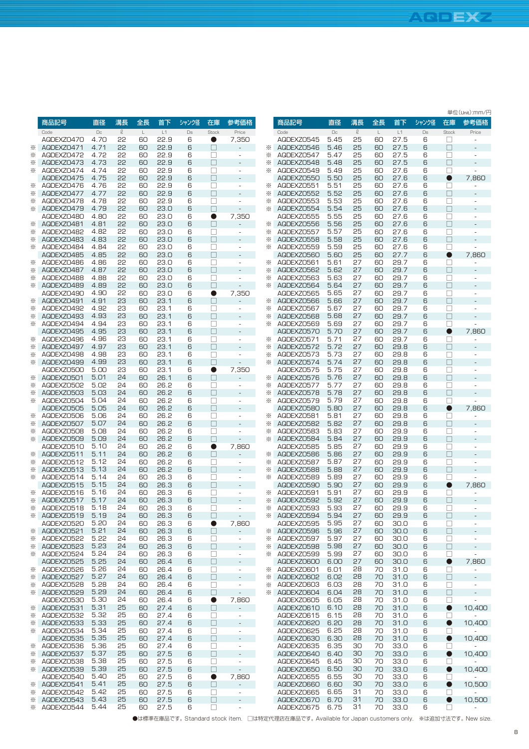単位(Unit):mm/円

| | 商品記号 Code | 直径 Dc | 溝長 ℓ | 全長 L | 首下 L1 | シャンク径 Ds | 在庫 Stock | 参考価格 Price |
|---|---|---|---|---|---|---|---|---|
| | AQDEXZ0470 | 4.70 | 22 | 60 | 22.9 | 6 | ● | 7,350 |
| ※ | AQDEXZ0471 | 4.71 | 22 | 60 | 22.9 | 6 | □ | - |
| ※ | AQDEXZ0472 | 4.72 | 22 | 60 | 22.9 | 6 | □ | - |
| ※ | AQDEXZ0473 | 4.73 | 22 | 60 | 22.9 | 6 | □ | - |
| ※ | AQDEXZ0474 | 4.74 | 22 | 60 | 22.9 | 6 | □ | - |
| | AQDEXZ0475 | 4.75 | 22 | 60 | 22.9 | 6 | □ | - |
| ※ | AQDEXZ0476 | 4.76 | 22 | 60 | 22.9 | 6 | □ | - |
| ※ | AQDEXZ0477 | 4.77 | 22 | 60 | 22.9 | 6 | □ | - |
| ※ | AQDEXZ0478 | 4.78 | 22 | 60 | 22.9 | 6 | □ | - |
| ※ | AQDEXZ0479 | 4.79 | 22 | 60 | 23.0 | 6 | □ | - |
| | AQDEXZ0480 | 4.80 | 22 | 60 | 23.0 | 6 | ● | 7,350 |
| ※ | AQDEXZ0481 | 4.81 | 22 | 60 | 23.0 | 6 | □ | - |
| ※ | AQDEXZ0482 | 4.82 | 22 | 60 | 23.0 | 6 | □ | - |
| ※ | AQDEXZ0483 | 4.83 | 22 | 60 | 23.0 | 6 | □ | - |
| ※ | AQDEXZ0484 | 4.84 | 22 | 60 | 23.0 | 6 | □ | - |
| | AQDEXZ0485 | 4.85 | 22 | 60 | 23.0 | 6 | □ | - |
| ※ | AQDEXZ0486 | 4.86 | 22 | 60 | 23.0 | 6 | □ | - |
| ※ | AQDEXZ0487 | 4.87 | 22 | 60 | 23.0 | 6 | □ | - |
| ※ | AQDEXZ0488 | 4.88 | 22 | 60 | 23.0 | 6 | □ | - |
| ※ | AQDEXZ0489 | 4.89 | 22 | 60 | 23.0 | 6 | □ | - |
| | AQDEXZ0490 | 4.90 | 22 | 60 | 23.0 | 6 | ● | 7,350 |
| ※ | AQDEXZ0491 | 4.91 | 23 | 60 | 23.1 | 6 | □ | - |
| ※ | AQDEXZ0492 | 4.92 | 23 | 60 | 23.1 | 6 | □ | - |
| ※ | AQDEXZ0493 | 4.93 | 23 | 60 | 23.1 | 6 | □ | - |
| ※ | AQDEXZ0494 | 4.94 | 23 | 60 | 23.1 | 6 | □ | - |
| | AQDEXZ0495 | 4.95 | 23 | 60 | 23.1 | 6 | □ | - |
| ※ | AQDEXZ0496 | 4.96 | 23 | 60 | 23.1 | 6 | □ | - |
| ※ | AQDEXZ0497 | 4.97 | 23 | 60 | 23.1 | 6 | □ | - |
| ※ | AQDEXZ0498 | 4.98 | 23 | 60 | 23.1 | 6 | □ | - |
| ※ | AQDEXZ0499 | 4.99 | 23 | 60 | 23.1 | 6 | □ | - |
| | AQDEXZ0500 | 5.00 | 23 | 60 | 23.1 | 6 | ● | 7,350 |
| ※ | AQDEXZ0501 | 5.01 | 24 | 60 | 26.1 | 6 | □ | - |
| ※ | AQDEXZ0502 | 5.02 | 24 | 60 | 26.2 | 6 | □ | - |
| ※ | AQDEXZ0503 | 5.03 | 24 | 60 | 26.2 | 6 | □ | - |
| ※ | AQDEXZ0504 | 5.04 | 24 | 60 | 26.2 | 6 | □ | - |
| | AQDEXZ0505 | 5.05 | 24 | 60 | 26.2 | 6 | □ | - |
| ※ | AQDEXZ0506 | 5.06 | 24 | 60 | 26.2 | 6 | □ | - |
| ※ | AQDEXZ0507 | 5.07 | 24 | 60 | 26.2 | 6 | □ | - |
| ※ | AQDEXZ0508 | 5.08 | 24 | 60 | 26.2 | 6 | □ | - |
| ※ | AQDEXZ0509 | 5.09 | 24 | 60 | 26.2 | 6 | □ | - |
| | AQDEXZ0510 | 5.10 | 24 | 60 | 26.2 | 6 | ● | 7,860 |
| ※ | AQDEXZ0511 | 5.11 | 24 | 60 | 26.2 | 6 | □ | - |
| ※ | AQDEXZ0512 | 5.12 | 24 | 60 | 26.2 | 6 | □ | - |
| ※ | AQDEXZ0513 | 5.13 | 24 | 60 | 26.2 | 6 | □ | - |
| ※ | AQDEXZ0514 | 5.14 | 24 | 60 | 26.3 | 6 | □ | - |
| | AQDEXZ0515 | 5.15 | 24 | 60 | 26.3 | 6 | □ | - |
| ※ | AQDEXZ0516 | 5.16 | 24 | 60 | 26.3 | 6 | □ | - |
| ※ | AQDEXZ0517 | 5.17 | 24 | 60 | 26.3 | 6 | □ | - |
| ※ | AQDEXZ0518 | 5.18 | 24 | 60 | 26.3 | 6 | □ | - |
| ※ | AQDEXZ0519 | 5.19 | 24 | 60 | 26.3 | 6 | □ | - |
| | AQDEXZ0520 | 5.20 | 24 | 60 | 26.3 | 6 | ● | 7,860 |
| ※ | AQDEXZ0521 | 5.21 | 24 | 60 | 26.3 | 6 | □ | - |
| ※ | AQDEXZ0522 | 5.22 | 24 | 60 | 26.3 | 6 | □ | - |
| ※ | AQDEXZ0523 | 5.23 | 24 | 60 | 26.3 | 6 | □ | - |
| ※ | AQDEXZ0524 | 5.24 | 24 | 60 | 26.3 | 6 | □ | - |
| | AQDEXZ0525 | 5.25 | 24 | 60 | 26.4 | 6 | □ | - |
| ※ | AQDEXZ0526 | 5.26 | 24 | 60 | 26.4 | 6 | □ | - |
| ※ | AQDEXZ0527 | 5.27 | 24 | 60 | 26.4 | 6 | □ | - |
| ※ | AQDEXZ0528 | 5.28 | 24 | 60 | 26.4 | 6 | □ | - |
| ※ | AQDEXZ0529 | 5.29 | 24 | 60 | 26.4 | 6 | □ | - |
| | AQDEXZ0530 | 5.30 | 24 | 60 | 26.4 | 6 | ● | 7,860 |
| ※ | AQDEXZ0531 | 5.31 | 25 | 60 | 27.4 | 6 | □ | - |
| ※ | AQDEXZ0532 | 5.32 | 25 | 60 | 27.4 | 6 | □ | - |
| ※ | AQDEXZ0533 | 5.33 | 25 | 60 | 27.4 | 6 | □ | - |
| ※ | AQDEXZ0534 | 5.34 | 25 | 60 | 27.4 | 6 | □ | - |
| | AQDEXZ0535 | 5.35 | 25 | 60 | 27.4 | 6 | □ | - |
| ※ | AQDEXZ0536 | 5.36 | 25 | 60 | 27.4 | 6 | □ | - |
| ※ | AQDEXZ0537 | 5.37 | 25 | 60 | 27.5 | 6 | □ | - |
| ※ | AQDEXZ0538 | 5.38 | 25 | 60 | 27.5 | 6 | □ | - |
| ※ | AQDEXZ0539 | 5.39 | 25 | 60 | 27.5 | 6 | □ | - |
| | AQDEXZ0540 | 5.40 | 25 | 60 | 27.5 | 6 | ● | 7,860 |
| ※ | AQDEXZ0541 | 5.41 | 25 | 60 | 27.5 | 6 | □ | - |
| ※ | AQDEXZ0542 | 5.42 | 25 | 60 | 27.5 | 6 | □ | - |
| ※ | AQDEXZ0543 | 5.43 | 25 | 60 | 27.5 | 6 | □ | - |
| ※ | AQDEXZ0544 | 5.44 | 25 | 60 | 27.5 | 6 | □ | - |
| | AQDEXZ0545 | 5.45 | 25 | 60 | 27.5 | 6 | □ | - |
| ※ | AQDEXZ0546 | 5.46 | 25 | 60 | 27.5 | 6 | □ | - |
| ※ | AQDEXZ0547 | 5.47 | 25 | 60 | 27.5 | 6 | □ | - |
| ※ | AQDEXZ0548 | 5.48 | 25 | 60 | 27.5 | 6 | □ | - |
| ※ | AQDEXZ0549 | 5.49 | 25 | 60 | 27.6 | 6 | □ | - |
| | AQDEXZ0550 | 5.50 | 25 | 60 | 27.6 | 6 | ● | 7,860 |
| ※ | AQDEXZ0551 | 5.51 | 25 | 60 | 27.6 | 6 | □ | - |
| ※ | AQDEXZ0552 | 5.52 | 25 | 60 | 27.6 | 6 | □ | - |
| ※ | AQDEXZ0553 | 5.53 | 25 | 60 | 27.6 | 6 | □ | - |
| ※ | AQDEXZ0554 | 5.54 | 25 | 60 | 27.6 | 6 | □ | - |
| | AQDEXZ0555 | 5.55 | 25 | 60 | 27.6 | 6 | □ | - |
| ※ | AQDEXZ0556 | 5.56 | 25 | 60 | 27.6 | 6 | □ | - |
| ※ | AQDEXZ0557 | 5.57 | 25 | 60 | 27.6 | 6 | □ | - |
| ※ | AQDEXZ0558 | 5.58 | 25 | 60 | 27.6 | 6 | □ | - |
| ※ | AQDEXZ0559 | 5.59 | 25 | 60 | 27.6 | 6 | □ | - |
| | AQDEXZ0560 | 5.60 | 25 | 60 | 27.7 | 6 | ● | 7,860 |
| ※ | AQDEXZ0561 | 5.61 | 27 | 60 | 29.7 | 6 | □ | - |
| ※ | AQDEXZ0562 | 5.62 | 27 | 60 | 29.7 | 6 | □ | - |
| ※ | AQDEXZ0563 | 5.63 | 27 | 60 | 29.7 | 6 | □ | - |
| ※ | AQDEXZ0564 | 5.64 | 27 | 60 | 29.7 | 6 | □ | - |
| | AQDEXZ0565 | 5.65 | 27 | 60 | 29.7 | 6 | □ | - |
| ※ | AQDEXZ0566 | 5.66 | 27 | 60 | 29.7 | 6 | □ | - |
| ※ | AQDEXZ0567 | 5.67 | 27 | 60 | 29.7 | 6 | □ | - |
| ※ | AQDEXZ0568 | 5.68 | 27 | 60 | 29.7 | 6 | □ | - |
| ※ | AQDEXZ0569 | 5.69 | 27 | 60 | 29.7 | 6 | □ | - |
| | AQDEXZ0570 | 5.70 | 27 | 60 | 29.7 | 6 | ● | 7,860 |
| ※ | AQDEXZ0571 | 5.71 | 27 | 60 | 29.7 | 6 | □ | - |
| ※ | AQDEXZ0572 | 5.72 | 27 | 60 | 29.8 | 6 | □ | - |
| ※ | AQDEXZ0573 | 5.73 | 27 | 60 | 29.8 | 6 | □ | - |
| ※ | AQDEXZ0574 | 5.74 | 27 | 60 | 29.8 | 6 | □ | - |
| | AQDEXZ0575 | 5.75 | 27 | 60 | 29.8 | 6 | □ | - |
| ※ | AQDEXZ0576 | 5.76 | 27 | 60 | 29.8 | 6 | □ | - |
| ※ | AQDEXZ0577 | 5.77 | 27 | 60 | 29.8 | 6 | □ | - |
| ※ | AQDEXZ0578 | 5.78 | 27 | 60 | 29.8 | 6 | □ | - |
| ※ | AQDEXZ0579 | 5.79 | 27 | 60 | 29.8 | 6 | □ | - |
| | AQDEXZ0580 | 5.80 | 27 | 60 | 29.8 | 6 | ● | 7,860 |
| ※ | AQDEXZ0581 | 5.81 | 27 | 60 | 29.8 | 6 | □ | - |
| ※ | AQDEXZ0582 | 5.82 | 27 | 60 | 29.8 | 6 | □ | - |
| ※ | AQDEXZ0583 | 5.83 | 27 | 60 | 29.9 | 6 | □ | - |
| ※ | AQDEXZ0584 | 5.84 | 27 | 60 | 29.9 | 6 | □ | - |
| | AQDEXZ0585 | 5.85 | 27 | 60 | 29.9 | 6 | □ | - |
| ※ | AQDEXZ0586 | 5.86 | 27 | 60 | 29.9 | 6 | □ | - |
| ※ | AQDEXZ0587 | 5.87 | 27 | 60 | 29.9 | 6 | □ | - |
| ※ | AQDEXZ0588 | 5.88 | 27 | 60 | 29.9 | 6 | □ | - |
| ※ | AQDEXZ0589 | 5.89 | 27 | 60 | 29.9 | 6 | □ | - |
| | AQDEXZ0590 | 5.90 | 27 | 60 | 29.9 | 6 | ● | 7,860 |
| ※ | AQDEXZ0591 | 5.91 | 27 | 60 | 29.9 | 6 | □ | - |
| ※ | AQDEXZ0592 | 5.92 | 27 | 60 | 29.9 | 6 | □ | - |
| ※ | AQDEXZ0593 | 5.93 | 27 | 60 | 29.9 | 6 | □ | - |
| ※ | AQDEXZ0594 | 5.94 | 27 | 60 | 29.9 | 6 | □ | - |
| | AQDEXZ0595 | 5.95 | 27 | 60 | 30.0 | 6 | □ | - |
| ※ | AQDEXZ0596 | 5.96 | 27 | 60 | 30.0 | 6 | □ | - |
| ※ | AQDEXZ0597 | 5.97 | 27 | 60 | 30.0 | 6 | □ | - |
| ※ | AQDEXZ0598 | 5.98 | 27 | 60 | 30.0 | 6 | □ | - |
| ※ | AQDEXZ0599 | 5.99 | 27 | 60 | 30.0 | 6 | □ | - |
| | AQDEXZ0600 | 6.00 | 27 | 60 | 30.0 | 6 | ● | 7,860 |
| ※ | AQDEXZ0601 | 6.01 | 28 | 70 | 31.0 | 6 | □ | - |
| ※ | AQDEXZ0602 | 6.02 | 28 | 70 | 31.0 | 6 | □ | - |
| ※ | AQDEXZ0603 | 6.03 | 28 | 70 | 31.0 | 6 | □ | - |
| ※ | AQDEXZ0604 | 6.04 | 28 | 70 | 31.0 | 6 | □ | - |
| | AQDEXZ0605 | 6.05 | 28 | 70 | 31.0 | 6 | □ | - |
| | AQDEXZ0610 | 6.10 | 28 | 70 | 31.0 | 6 | ● | 10,400 |
| | AQDEXZ0615 | 6.15 | 28 | 70 | 31.0 | 6 | □ | - |
| | AQDEXZ0620 | 6.20 | 28 | 70 | 31.0 | 6 | ● | 10,400 |
| | AQDEXZ0625 | 6.25 | 28 | 70 | 31.0 | 6 | □ | - |
| | AQDEXZ0630 | 6.30 | 28 | 70 | 31.0 | 6 | ● | 10,400 |
| | AQDEXZ0635 | 6.35 | 30 | 70 | 33.0 | 6 | □ | - |
| | AQDEXZ0640 | 6.40 | 30 | 70 | 33.0 | 6 | ● | 10,400 |
| | AQDEXZ0645 | 6.45 | 30 | 70 | 33.0 | 6 | □ | - |
| | AQDEXZ0650 | 6.50 | 30 | 70 | 33.0 | 6 | ● | 10,400 |
| | AQDEXZ0655 | 6.55 | 30 | 70 | 33.0 | 6 | □ | - |
| | AQDEXZ0660 | 6.60 | 30 | 70 | 33.0 | 6 | ● | 10,500 |
| | AQDEXZ0665 | 6.65 | 31 | 70 | 33.0 | 6 | □ | - |
| | AQDEXZ0670 | 6.70 | 31 | 70 | 33.0 | 6 | ● | 10,500 |
| | AQDEXZ0675 | 6.75 | 31 | 70 | 33.0 | 6 | □ | - |

●は標準在庫品です。Standard stock item.　□は特定代理店在庫品です。Available for Japan customers only.　※は追加寸法です。New size.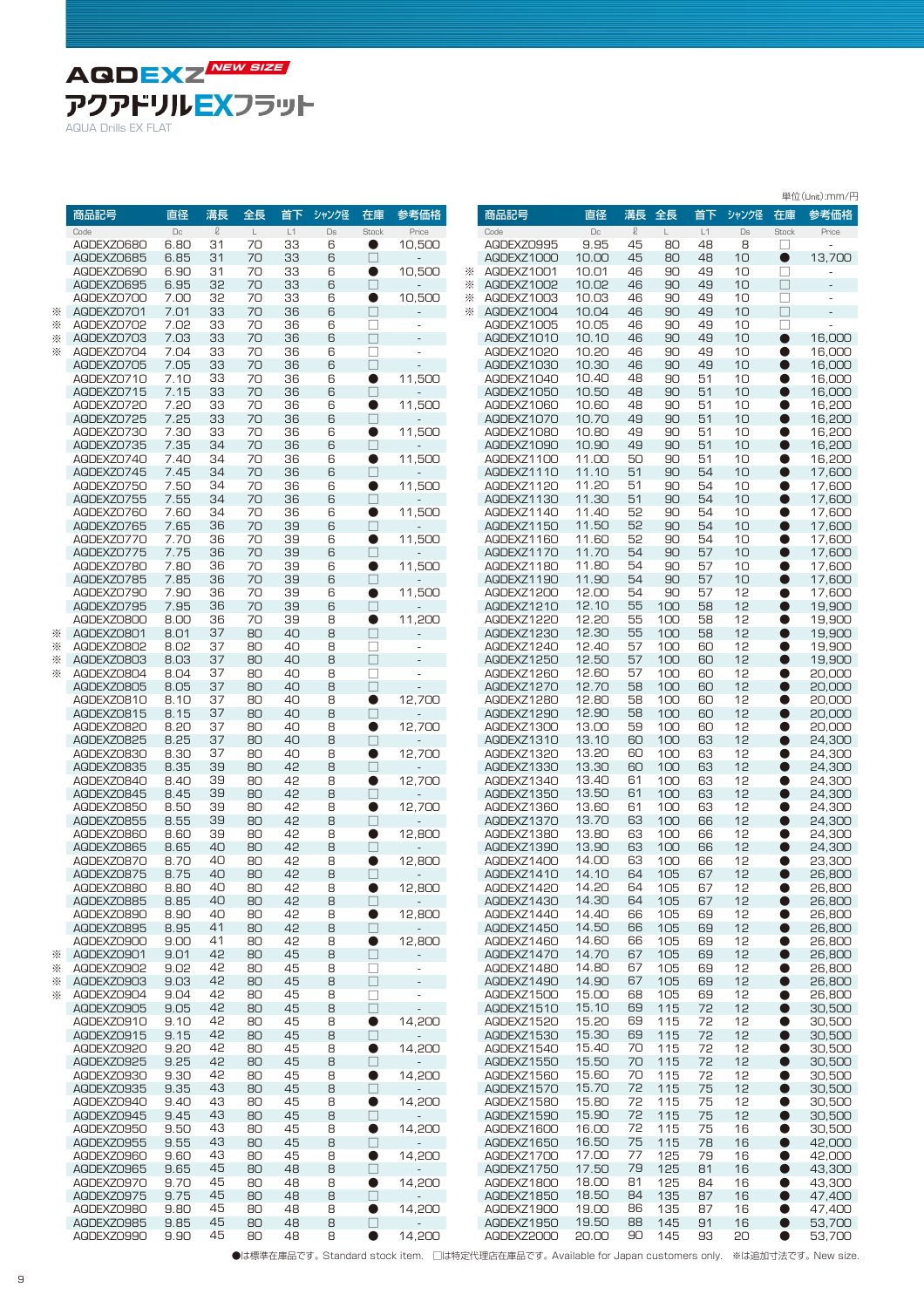# AQDEXZ NEW SIZE
## アクアドリルEXフラット
AQUA Drills EX FLAT

単位(Unit):mm/円

| | 商品記号 | 直径 | 溝長 | 全長 | 首下 | シャンク径 | 在庫 | 参考価格 |
|---|---|---|---|---|---|---|---|---|
| | Code | Dc | ℓ | L | L1 | Ds | Stock | Price |
| | AQDEXZ0680 | 6.80 | 31 | 70 | 33 | 6 | ● | 10,500 |
| | AQDEXZ0685 | 6.85 | 31 | 70 | 33 | 6 | □ | - |
| | AQDEXZ0690 | 6.90 | 31 | 70 | 33 | 6 | ● | 10,500 |
| | AQDEXZ0695 | 6.95 | 32 | 70 | 33 | 6 | □ | - |
| | AQDEXZ0700 | 7.00 | 32 | 70 | 33 | 6 | ● | 10,500 |
| ※ | AQDEXZ0701 | 7.01 | 33 | 70 | 36 | 6 | □ | - |
| ※ | AQDEXZ0702 | 7.02 | 33 | 70 | 36 | 6 | □ | - |
| ※ | AQDEXZ0703 | 7.03 | 33 | 70 | 36 | 6 | □ | - |
| ※ | AQDEXZ0704 | 7.04 | 33 | 70 | 36 | 6 | □ | - |
| | AQDEXZ0705 | 7.05 | 33 | 70 | 36 | 6 | □ | - |
| | AQDEXZ0710 | 7.10 | 33 | 70 | 36 | 6 | ● | 11,500 |
| | AQDEXZ0715 | 7.15 | 33 | 70 | 36 | 6 | □ | - |
| | AQDEXZ0720 | 7.20 | 33 | 70 | 36 | 6 | ● | 11,500 |
| | AQDEXZ0725 | 7.25 | 33 | 70 | 36 | 6 | □ | - |
| | AQDEXZ0730 | 7.30 | 33 | 70 | 36 | 6 | ● | 11,500 |
| | AQDEXZ0735 | 7.35 | 34 | 70 | 36 | 6 | □ | - |
| | AQDEXZ0740 | 7.40 | 34 | 70 | 36 | 6 | ● | 11,500 |
| | AQDEXZ0745 | 7.45 | 34 | 70 | 36 | 6 | □ | - |
| | AQDEXZ0750 | 7.50 | 34 | 70 | 36 | 6 | ● | 11,500 |
| | AQDEXZ0755 | 7.55 | 34 | 70 | 36 | 6 | □ | - |
| | AQDEXZ0760 | 7.60 | 34 | 70 | 36 | 6 | ● | 11,500 |
| | AQDEXZ0765 | 7.65 | 36 | 70 | 39 | 6 | □ | - |
| | AQDEXZ0770 | 7.70 | 36 | 70 | 39 | 6 | ● | 11,500 |
| | AQDEXZ0775 | 7.75 | 36 | 70 | 39 | 6 | □ | - |
| | AQDEXZ0780 | 7.80 | 36 | 70 | 39 | 6 | ● | 11,500 |
| | AQDEXZ0785 | 7.85 | 36 | 70 | 39 | 6 | □ | - |
| | AQDEXZ0790 | 7.90 | 36 | 70 | 39 | 6 | ● | 11,500 |
| | AQDEXZ0795 | 7.95 | 36 | 70 | 39 | 6 | □ | - |
| | AQDEXZ0800 | 8.00 | 36 | 70 | 39 | 8 | ● | 11,200 |
| ※ | AQDEXZ0801 | 8.01 | 37 | 80 | 40 | 8 | □ | - |
| ※ | AQDEXZ0802 | 8.02 | 37 | 80 | 40 | 8 | □ | - |
| ※ | AQDEXZ0803 | 8.03 | 37 | 80 | 40 | 8 | □ | - |
| ※ | AQDEXZ0804 | 8.04 | 37 | 80 | 40 | 8 | □ | - |
| | AQDEXZ0805 | 8.05 | 37 | 80 | 40 | 8 | □ | - |
| | AQDEXZ0810 | 8.10 | 37 | 80 | 40 | 8 | ● | 12,700 |
| | AQDEXZ0815 | 8.15 | 37 | 80 | 40 | 8 | □ | - |
| | AQDEXZ0820 | 8.20 | 37 | 80 | 40 | 8 | ● | 12,700 |
| | AQDEXZ0825 | 8.25 | 37 | 80 | 40 | 8 | □ | - |
| | AQDEXZ0830 | 8.30 | 37 | 80 | 40 | 8 | ● | 12,700 |
| | AQDEXZ0835 | 8.35 | 39 | 80 | 42 | 8 | □ | - |
| | AQDEXZ0840 | 8.40 | 39 | 80 | 42 | 8 | ● | 12,700 |
| | AQDEXZ0845 | 8.45 | 39 | 80 | 42 | 8 | □ | - |
| | AQDEXZ0850 | 8.50 | 39 | 80 | 42 | 8 | ● | 12,700 |
| | AQDEXZ0855 | 8.55 | 39 | 80 | 42 | 8 | □ | - |
| | AQDEXZ0860 | 8.60 | 39 | 80 | 42 | 8 | ● | 12,800 |
| | AQDEXZ0865 | 8.65 | 40 | 80 | 42 | 8 | □ | - |
| | AQDEXZ0870 | 8.70 | 40 | 80 | 42 | 8 | ● | 12,800 |
| | AQDEXZ0875 | 8.75 | 40 | 80 | 42 | 8 | □ | - |
| | AQDEXZ0880 | 8.80 | 40 | 80 | 42 | 8 | ● | 12,800 |
| | AQDEXZ0885 | 8.85 | 40 | 80 | 42 | 8 | □ | - |
| | AQDEXZ0890 | 8.90 | 40 | 80 | 42 | 8 | ● | 12,800 |
| | AQDEXZ0895 | 8.95 | 41 | 80 | 42 | 8 | □ | - |
| | AQDEXZ0900 | 9.00 | 41 | 80 | 42 | 8 | ● | 12,800 |
| ※ | AQDEXZ0901 | 9.01 | 42 | 80 | 45 | 8 | □ | - |
| ※ | AQDEXZ0902 | 9.02 | 42 | 80 | 45 | 8 | □ | - |
| ※ | AQDEXZ0903 | 9.03 | 42 | 80 | 45 | 8 | □ | - |
| ※ | AQDEXZ0904 | 9.04 | 42 | 80 | 45 | 8 | □ | - |
| | AQDEXZ0905 | 9.05 | 42 | 80 | 45 | 8 | □ | - |
| | AQDEXZ0910 | 9.10 | 42 | 80 | 45 | 8 | ● | 14,200 |
| | AQDEXZ0915 | 9.15 | 42 | 80 | 45 | 8 | □ | - |
| | AQDEXZ0920 | 9.20 | 42 | 80 | 45 | 8 | ● | 14,200 |
| | AQDEXZ0925 | 9.25 | 42 | 80 | 45 | 8 | □ | - |
| | AQDEXZ0930 | 9.30 | 42 | 80 | 45 | 8 | ● | 14,200 |
| | AQDEXZ0935 | 9.35 | 43 | 80 | 45 | 8 | □ | - |
| | AQDEXZ0940 | 9.40 | 43 | 80 | 45 | 8 | ● | 14,200 |
| | AQDEXZ0945 | 9.45 | 43 | 80 | 45 | 8 | □ | - |
| | AQDEXZ0950 | 9.50 | 43 | 80 | 45 | 8 | ● | 14,200 |
| | AQDEXZ0955 | 9.55 | 43 | 80 | 45 | 8 | □ | - |
| | AQDEXZ0960 | 9.60 | 43 | 80 | 45 | 8 | ● | 14,200 |
| | AQDEXZ0965 | 9.65 | 45 | 80 | 48 | 8 | □ | - |
| | AQDEXZ0970 | 9.70 | 45 | 80 | 48 | 8 | ● | 14,200 |
| | AQDEXZ0975 | 9.75 | 45 | 80 | 48 | 8 | □ | - |
| | AQDEXZ0980 | 9.80 | 45 | 80 | 48 | 8 | ● | 14,200 |
| | AQDEXZ0985 | 9.85 | 45 | 80 | 48 | 8 | □ | - |
| | AQDEXZ0990 | 9.90 | 45 | 80 | 48 | 8 | ● | 14,200 |
| | AQDEXZ0995 | 9.95 | 45 | 80 | 48 | 8 | □ | - |
| | AQDEXZ1000 | 10.00 | 45 | 80 | 48 | 10 | ● | 13,700 |
| ※ | AQDEXZ1001 | 10.01 | 46 | 90 | 49 | 10 | □ | - |
| ※ | AQDEXZ1002 | 10.02 | 46 | 90 | 49 | 10 | □ | - |
| ※ | AQDEXZ1003 | 10.03 | 46 | 90 | 49 | 10 | □ | - |
| ※ | AQDEXZ1004 | 10.04 | 46 | 90 | 49 | 10 | □ | - |
| | AQDEXZ1005 | 10.05 | 46 | 90 | 49 | 10 | □ | - |
| | AQDEXZ1010 | 10.10 | 46 | 90 | 49 | 10 | ● | 16,000 |
| | AQDEXZ1020 | 10.20 | 46 | 90 | 49 | 10 | ● | 16,000 |
| | AQDEXZ1030 | 10.30 | 46 | 90 | 49 | 10 | ● | 16,000 |
| | AQDEXZ1040 | 10.40 | 48 | 90 | 51 | 10 | ● | 16,000 |
| | AQDEXZ1050 | 10.50 | 48 | 90 | 51 | 10 | ● | 16,000 |
| | AQDEXZ1060 | 10.60 | 48 | 90 | 51 | 10 | ● | 16,200 |
| | AQDEXZ1070 | 10.70 | 49 | 90 | 51 | 10 | ● | 16,200 |
| | AQDEXZ1080 | 10.80 | 49 | 90 | 51 | 10 | ● | 16,200 |
| | AQDEXZ1090 | 10.90 | 49 | 90 | 51 | 10 | ● | 16,200 |
| | AQDEXZ1100 | 11.00 | 50 | 90 | 51 | 10 | ● | 16,200 |
| | AQDEXZ1110 | 11.10 | 51 | 90 | 54 | 10 | ● | 17,600 |
| | AQDEXZ1120 | 11.20 | 51 | 90 | 54 | 10 | ● | 17,600 |
| | AQDEXZ1130 | 11.30 | 51 | 90 | 54 | 10 | ● | 17,600 |
| | AQDEXZ1140 | 11.40 | 52 | 90 | 54 | 10 | ● | 17,600 |
| | AQDEXZ1150 | 11.50 | 52 | 90 | 54 | 10 | ● | 17,600 |
| | AQDEXZ1160 | 11.60 | 52 | 90 | 54 | 10 | ● | 17,600 |
| | AQDEXZ1170 | 11.70 | 54 | 90 | 57 | 10 | ● | 17,600 |
| | AQDEXZ1180 | 11.80 | 54 | 90 | 57 | 10 | ● | 17,600 |
| | AQDEXZ1190 | 11.90 | 54 | 90 | 57 | 10 | ● | 17,600 |
| | AQDEXZ1200 | 12.00 | 54 | 90 | 57 | 12 | ● | 17,600 |
| | AQDEXZ1210 | 12.10 | 55 | 100 | 58 | 12 | ● | 19,900 |
| | AQDEXZ1220 | 12.20 | 55 | 100 | 58 | 12 | ● | 19,900 |
| | AQDEXZ1230 | 12.30 | 55 | 100 | 58 | 12 | ● | 19,900 |
| | AQDEXZ1240 | 12.40 | 57 | 100 | 60 | 12 | ● | 19,900 |
| | AQDEXZ1250 | 12.50 | 57 | 100 | 60 | 12 | ● | 19,900 |
| | AQDEXZ1260 | 12.60 | 57 | 100 | 60 | 12 | ● | 20,000 |
| | AQDEXZ1270 | 12.70 | 58 | 100 | 60 | 12 | ● | 20,000 |
| | AQDEXZ1280 | 12.80 | 58 | 100 | 60 | 12 | ● | 20,000 |
| | AQDEXZ1290 | 12.90 | 58 | 100 | 60 | 12 | ● | 20,000 |
| | AQDEXZ1300 | 13.00 | 59 | 100 | 60 | 12 | ● | 20,000 |
| | AQDEXZ1310 | 13.10 | 60 | 100 | 63 | 12 | ● | 24,300 |
| | AQDEXZ1320 | 13.20 | 60 | 100 | 63 | 12 | ● | 24,300 |
| | AQDEXZ1330 | 13.30 | 60 | 100 | 63 | 12 | ● | 24,300 |
| | AQDEXZ1340 | 13.40 | 61 | 100 | 63 | 12 | ● | 24,300 |
| | AQDEXZ1350 | 13.50 | 61 | 100 | 63 | 12 | ● | 24,300 |
| | AQDEXZ1360 | 13.60 | 61 | 100 | 63 | 12 | ● | 24,300 |
| | AQDEXZ1370 | 13.70 | 63 | 100 | 66 | 12 | ● | 24,300 |
| | AQDEXZ1380 | 13.80 | 63 | 100 | 66 | 12 | ● | 24,300 |
| | AQDEXZ1390 | 13.90 | 63 | 100 | 66 | 12 | ● | 24,300 |
| | AQDEXZ1400 | 14.00 | 63 | 100 | 66 | 12 | ● | 23,300 |
| | AQDEXZ1410 | 14.10 | 64 | 105 | 67 | 12 | ● | 26,800 |
| | AQDEXZ1420 | 14.20 | 64 | 105 | 67 | 12 | ● | 26,800 |
| | AQDEXZ1430 | 14.30 | 64 | 105 | 67 | 12 | ● | 26,800 |
| | AQDEXZ1440 | 14.40 | 66 | 105 | 69 | 12 | ● | 26,800 |
| | AQDEXZ1450 | 14.50 | 66 | 105 | 69 | 12 | ● | 26,800 |
| | AQDEXZ1460 | 14.60 | 66 | 105 | 69 | 12 | ● | 26,800 |
| | AQDEXZ1470 | 14.70 | 67 | 105 | 69 | 12 | ● | 26,800 |
| | AQDEXZ1480 | 14.80 | 67 | 105 | 69 | 12 | ● | 26,800 |
| | AQDEXZ1490 | 14.90 | 67 | 105 | 69 | 12 | ● | 26,800 |
| | AQDEXZ1500 | 15.00 | 68 | 105 | 69 | 12 | ● | 26,800 |
| | AQDEXZ1510 | 15.10 | 69 | 115 | 72 | 12 | ● | 30,500 |
| | AQDEXZ1520 | 15.20 | 69 | 115 | 72 | 12 | ● | 30,500 |
| | AQDEXZ1530 | 15.30 | 69 | 115 | 72 | 12 | ● | 30,500 |
| | AQDEXZ1540 | 15.40 | 70 | 115 | 72 | 12 | ● | 30,500 |
| | AQDEXZ1550 | 15.50 | 70 | 115 | 72 | 12 | ● | 30,500 |
| | AQDEXZ1560 | 15.60 | 70 | 115 | 72 | 12 | ● | 30,500 |
| | AQDEXZ1570 | 15.70 | 72 | 115 | 75 | 12 | ● | 30,500 |
| | AQDEXZ1580 | 15.80 | 72 | 115 | 75 | 12 | ● | 30,500 |
| | AQDEXZ1590 | 15.90 | 72 | 115 | 75 | 12 | ● | 30,500 |
| | AQDEXZ1600 | 16.00 | 72 | 115 | 75 | 16 | ● | 30,500 |
| | AQDEXZ1650 | 16.50 | 75 | 115 | 78 | 16 | ● | 42,000 |
| | AQDEXZ1700 | 17.00 | 77 | 125 | 79 | 16 | ● | 42,000 |
| | AQDEXZ1750 | 17.50 | 79 | 125 | 81 | 16 | ● | 43,300 |
| | AQDEXZ1800 | 18.00 | 81 | 125 | 84 | 16 | ● | 43,300 |
| | AQDEXZ1850 | 18.50 | 84 | 135 | 87 | 16 | ● | 47,400 |
| | AQDEXZ1900 | 19.00 | 86 | 135 | 87 | 16 | ● | 47,400 |
| | AQDEXZ1950 | 19.50 | 88 | 145 | 91 | 16 | ● | 53,700 |
| | AQDEXZ2000 | 20.00 | 90 | 145 | 93 | 20 | ● | 53,700 |

●は標準在庫品です。Standard stock item.　□は特定代理店在庫品です。Available for Japan customers only.　※は追加寸法です。New size.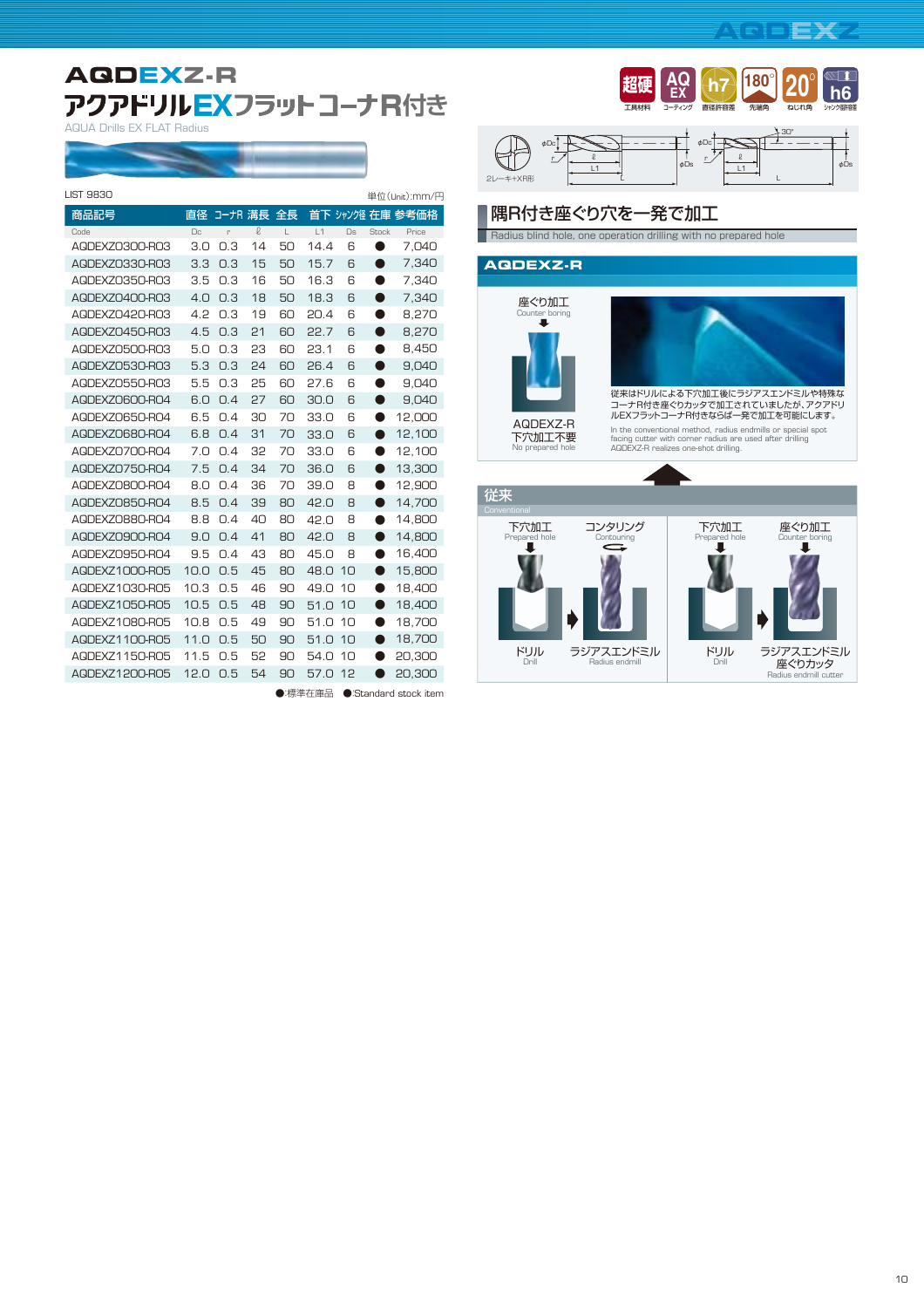# AQDEXZ-R
## アクアドリルEXフラットコーナR付き

AQUA Drills EX FLAT Radius

超硬 工具材料 / AQ EX コーティング / h7 直径許容差 / 180° 先端角 / 20° ねじれ角 / h6 シャンク径許容差

2レーキ+XR形

LIST 9830

単位(Unit):mm/円

| 商品記号 Code | 直径 Dc | コーナR r | 溝長 ℓ | 全長 L | 首下 L1 | シャンク径 Ds | 在庫 Stock | 参考価格 Price |
|---|---|---|---|---|---|---|---|---|
| AQDEXZ0300-R03 | 3.0 | 0.3 | 14 | 50 | 14.4 | 6 | ● | 7,040 |
| AQDEXZ0330-R03 | 3.3 | 0.3 | 15 | 50 | 15.7 | 6 | ● | 7,340 |
| AQDEXZ0350-R03 | 3.5 | 0.3 | 16 | 50 | 16.3 | 6 | ● | 7,340 |
| AQDEXZ0400-R03 | 4.0 | 0.3 | 18 | 50 | 18.3 | 6 | ● | 7,340 |
| AQDEXZ0420-R03 | 4.2 | 0.3 | 19 | 60 | 20.4 | 6 | ● | 8,270 |
| AQDEXZ0450-R03 | 4.5 | 0.3 | 21 | 60 | 22.7 | 6 | ● | 8,270 |
| AQDEXZ0500-R03 | 5.0 | 0.3 | 23 | 60 | 23.1 | 6 | ● | 8,450 |
| AQDEXZ0530-R03 | 5.3 | 0.3 | 24 | 60 | 26.4 | 6 | ● | 9,040 |
| AQDEXZ0550-R03 | 5.5 | 0.3 | 25 | 60 | 27.6 | 6 | ● | 9,040 |
| AQDEXZ0600-R04 | 6.0 | 0.4 | 27 | 60 | 30.0 | 6 | ● | 9,040 |
| AQDEXZ0650-R04 | 6.5 | 0.4 | 30 | 70 | 33.0 | 6 | ● | 12,000 |
| AQDEXZ0680-R04 | 6.8 | 0.4 | 31 | 70 | 33.0 | 6 | ● | 12,100 |
| AQDEXZ0700-R04 | 7.0 | 0.4 | 32 | 70 | 33.0 | 6 | ● | 12,100 |
| AQDEXZ0750-R04 | 7.5 | 0.4 | 34 | 70 | 36.0 | 6 | ● | 13,300 |
| AQDEXZ0800-R04 | 8.0 | 0.4 | 36 | 70 | 39.0 | 8 | ● | 12,900 |
| AQDEXZ0850-R04 | 8.5 | 0.4 | 39 | 80 | 42.0 | 8 | ● | 14,700 |
| AQDEXZ0880-R04 | 8.8 | 0.4 | 40 | 80 | 42.0 | 8 | ● | 14,800 |
| AQDEXZ0900-R04 | 9.0 | 0.4 | 41 | 80 | 42.0 | 8 | ● | 14,800 |
| AQDEXZ0950-R04 | 9.5 | 0.4 | 43 | 80 | 45.0 | 8 | ● | 16,400 |
| AQDEXZ1000-R05 | 10.0 | 0.5 | 45 | 80 | 48.0 | 10 | ● | 15,800 |
| AQDEXZ1030-R05 | 10.3 | 0.5 | 46 | 90 | 49.0 | 10 | ● | 18,400 |
| AQDEXZ1050-R05 | 10.5 | 0.5 | 48 | 90 | 51.0 | 10 | ● | 18,400 |
| AQDEXZ1080-R05 | 10.8 | 0.5 | 49 | 90 | 51.0 | 10 | ● | 18,700 |
| AQDEXZ1100-R05 | 11.0 | 0.5 | 50 | 90 | 51.0 | 10 | ● | 18,700 |
| AQDEXZ1150-R05 | 11.5 | 0.5 | 52 | 90 | 54.0 | 10 | ● | 20,300 |
| AQDEXZ1200-R05 | 12.0 | 0.5 | 54 | 90 | 57.0 | 12 | ● | 20,300 |

●:標準在庫品　●:Standard stock item

## 隅R付き座ぐり穴を一発で加工

Radius blind hole, one operation drilling with no prepared hole

### AQDEXZ-R

座ぐり加工 Counter boring

AQDEXZ-R
下穴加工不要
No prepared hole

従来はドリルによる下穴加工後にラジアスエンドミルや特殊なコーナR付き座ぐりカッタで加工されていましたが、アクアドリルEXフラットコーナR付きならば一発で加工を可能にします。

In the conventional method, radius endmills or special spot facing cutter with corner radius are used after drilling AQDEXZ-R realizes one-shot drilling.

### 従来 Conventional

下穴加工 Prepared hole → ドリル Drill
コンタリング Contouring → ラジアスエンドミル Radius endmill

下穴加工 Prepared hole → ドリル Drill
座ぐり加工 Counter boring → ラジアスエンドミル 座ぐりカッタ Radius endmill cutter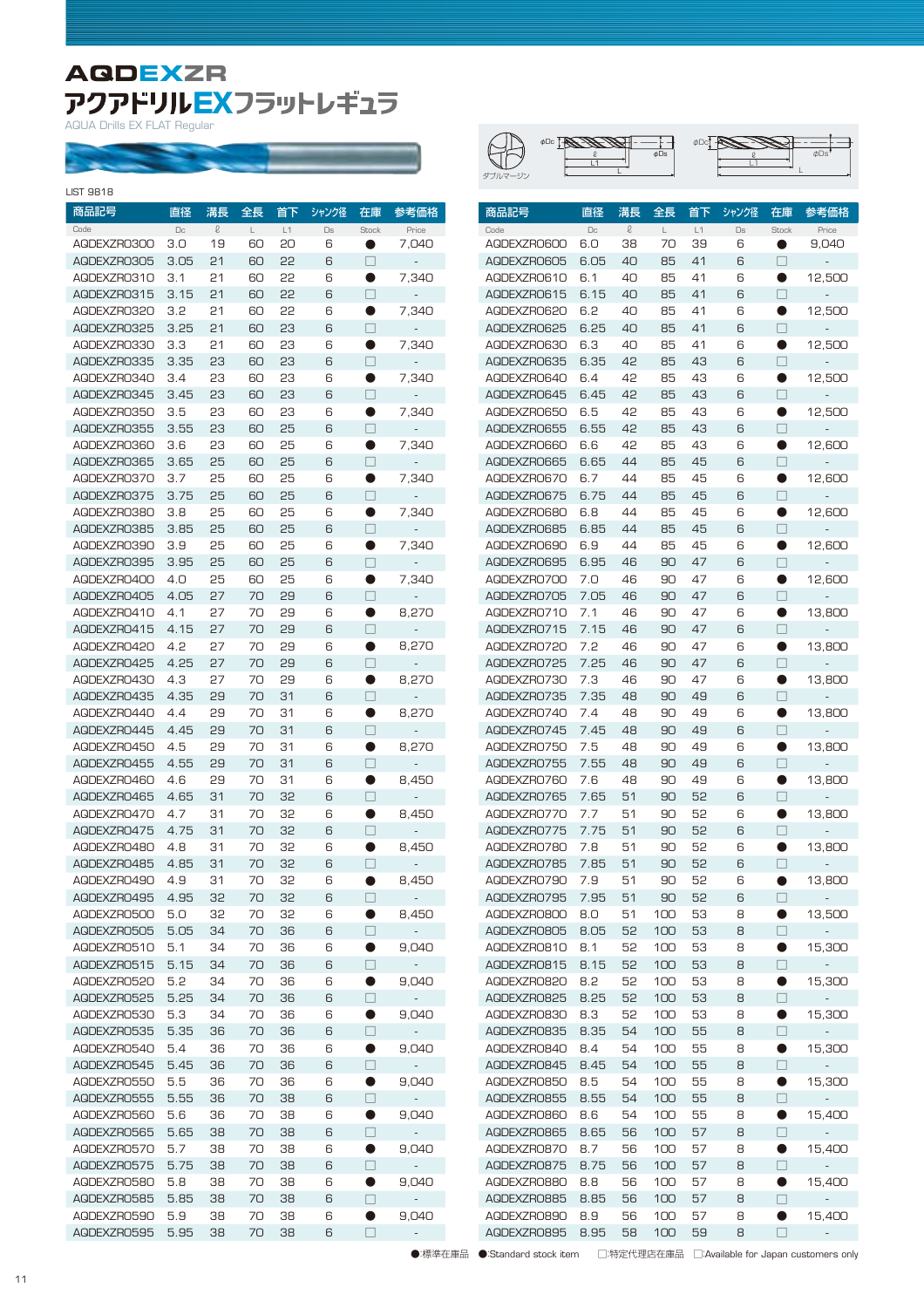# AQDEXZR

## アクアドリルEXフラットレギュラ

AQUA Drills EX FLAT Regular

ダブルマージン

LIST 9818

| 商品記号 Code | 直径 Dc | 溝長 ℓ | 全長 L | 首下 L1 | シャンク径 Ds | 在庫 Stock | 参考価格 Price |
|---|---|---|---|---|---|---|---|
| AQDEXZR0300 | 3.0 | 19 | 60 | 20 | 6 | ● | 7,040 |
| AQDEXZR0305 | 3.05 | 21 | 60 | 22 | 6 | □ | - |
| AQDEXZR0310 | 3.1 | 21 | 60 | 22 | 6 | ● | 7,340 |
| AQDEXZR0315 | 3.15 | 21 | 60 | 22 | 6 | □ | - |
| AQDEXZR0320 | 3.2 | 21 | 60 | 22 | 6 | ● | 7,340 |
| AQDEXZR0325 | 3.25 | 21 | 60 | 23 | 6 | □ | - |
| AQDEXZR0330 | 3.3 | 21 | 60 | 23 | 6 | ● | 7,340 |
| AQDEXZR0335 | 3.35 | 23 | 60 | 23 | 6 | □ | - |
| AQDEXZR0340 | 3.4 | 23 | 60 | 23 | 6 | ● | 7,340 |
| AQDEXZR0345 | 3.45 | 23 | 60 | 23 | 6 | □ | - |
| AQDEXZR0350 | 3.5 | 23 | 60 | 23 | 6 | ● | 7,340 |
| AQDEXZR0355 | 3.55 | 23 | 60 | 25 | 6 | □ | - |
| AQDEXZR0360 | 3.6 | 23 | 60 | 25 | 6 | ● | 7,340 |
| AQDEXZR0365 | 3.65 | 25 | 60 | 25 | 6 | □ | - |
| AQDEXZR0370 | 3.7 | 25 | 60 | 25 | 6 | ● | 7,340 |
| AQDEXZR0375 | 3.75 | 25 | 60 | 25 | 6 | □ | - |
| AQDEXZR0380 | 3.8 | 25 | 60 | 25 | 6 | ● | 7,340 |
| AQDEXZR0385 | 3.85 | 25 | 60 | 25 | 6 | □ | - |
| AQDEXZR0390 | 3.9 | 25 | 60 | 25 | 6 | ● | 7,340 |
| AQDEXZR0395 | 3.95 | 25 | 60 | 25 | 6 | □ | - |
| AQDEXZR0400 | 4.0 | 25 | 60 | 25 | 6 | ● | 7,340 |
| AQDEXZR0405 | 4.05 | 27 | 70 | 29 | 6 | □ | - |
| AQDEXZR0410 | 4.1 | 27 | 70 | 29 | 6 | ● | 8,270 |
| AQDEXZR0415 | 4.15 | 27 | 70 | 29 | 6 | □ | - |
| AQDEXZR0420 | 4.2 | 27 | 70 | 29 | 6 | ● | 8,270 |
| AQDEXZR0425 | 4.25 | 27 | 70 | 29 | 6 | □ | - |
| AQDEXZR0430 | 4.3 | 27 | 70 | 29 | 6 | ● | 8,270 |
| AQDEXZR0435 | 4.35 | 29 | 70 | 31 | 6 | □ | - |
| AQDEXZR0440 | 4.4 | 29 | 70 | 31 | 6 | ● | 8,270 |
| AQDEXZR0445 | 4.45 | 29 | 70 | 31 | 6 | □ | - |
| AQDEXZR0450 | 4.5 | 29 | 70 | 31 | 6 | ● | 8,270 |
| AQDEXZR0455 | 4.55 | 29 | 70 | 31 | 6 | □ | - |
| AQDEXZR0460 | 4.6 | 29 | 70 | 31 | 6 | ● | 8,450 |
| AQDEXZR0465 | 4.65 | 31 | 70 | 32 | 6 | □ | - |
| AQDEXZR0470 | 4.7 | 31 | 70 | 32 | 6 | ● | 8,450 |
| AQDEXZR0475 | 4.75 | 31 | 70 | 32 | 6 | □ | - |
| AQDEXZR0480 | 4.8 | 31 | 70 | 32 | 6 | ● | 8,450 |
| AQDEXZR0485 | 4.85 | 31 | 70 | 32 | 6 | □ | - |
| AQDEXZR0490 | 4.9 | 31 | 70 | 32 | 6 | ● | 8,450 |
| AQDEXZR0495 | 4.95 | 32 | 70 | 32 | 6 | □ | - |
| AQDEXZR0500 | 5.0 | 32 | 70 | 32 | 6 | ● | 8,450 |
| AQDEXZR0505 | 5.05 | 34 | 70 | 36 | 6 | □ | - |
| AQDEXZR0510 | 5.1 | 34 | 70 | 36 | 6 | ● | 9,040 |
| AQDEXZR0515 | 5.15 | 34 | 70 | 36 | 6 | □ | - |
| AQDEXZR0520 | 5.2 | 34 | 70 | 36 | 6 | ● | 9,040 |
| AQDEXZR0525 | 5.25 | 34 | 70 | 36 | 6 | □ | - |
| AQDEXZR0530 | 5.3 | 34 | 70 | 36 | 6 | ● | 9,040 |
| AQDEXZR0535 | 5.35 | 36 | 70 | 36 | 6 | □ | - |
| AQDEXZR0540 | 5.4 | 36 | 70 | 36 | 6 | ● | 9,040 |
| AQDEXZR0545 | 5.45 | 36 | 70 | 36 | 6 | □ | - |
| AQDEXZR0550 | 5.5 | 36 | 70 | 36 | 6 | ● | 9,040 |
| AQDEXZR0555 | 5.55 | 36 | 70 | 38 | 6 | □ | - |
| AQDEXZR0560 | 5.6 | 36 | 70 | 38 | 6 | ● | 9,040 |
| AQDEXZR0565 | 5.65 | 38 | 70 | 38 | 6 | □ | - |
| AQDEXZR0570 | 5.7 | 38 | 70 | 38 | 6 | ● | 9,040 |
| AQDEXZR0575 | 5.75 | 38 | 70 | 38 | 6 | □ | - |
| AQDEXZR0580 | 5.8 | 38 | 70 | 38 | 6 | ● | 9,040 |
| AQDEXZR0585 | 5.85 | 38 | 70 | 38 | 6 | □ | - |
| AQDEXZR0590 | 5.9 | 38 | 70 | 38 | 6 | ● | 9,040 |
| AQDEXZR0595 | 5.95 | 38 | 70 | 38 | 6 | □ | - |
| AQDEXZR0600 | 6.0 | 38 | 70 | 39 | 6 | ● | 9,040 |
| AQDEXZR0605 | 6.05 | 40 | 85 | 41 | 6 | □ | - |
| AQDEXZR0610 | 6.1 | 40 | 85 | 41 | 6 | ● | 12,500 |
| AQDEXZR0615 | 6.15 | 40 | 85 | 41 | 6 | □ | - |
| AQDEXZR0620 | 6.2 | 40 | 85 | 41 | 6 | ● | 12,500 |
| AQDEXZR0625 | 6.25 | 40 | 85 | 41 | 6 | □ | - |
| AQDEXZR0630 | 6.3 | 40 | 85 | 41 | 6 | ● | 12,500 |
| AQDEXZR0635 | 6.35 | 42 | 85 | 43 | 6 | □ | - |
| AQDEXZR0640 | 6.4 | 42 | 85 | 43 | 6 | ● | 12,500 |
| AQDEXZR0645 | 6.45 | 42 | 85 | 43 | 6 | □ | - |
| AQDEXZR0650 | 6.5 | 42 | 85 | 43 | 6 | ● | 12,500 |
| AQDEXZR0655 | 6.55 | 42 | 85 | 43 | 6 | □ | - |
| AQDEXZR0660 | 6.6 | 42 | 85 | 43 | 6 | ● | 12,600 |
| AQDEXZR0665 | 6.65 | 44 | 85 | 45 | 6 | □ | - |
| AQDEXZR0670 | 6.7 | 44 | 85 | 45 | 6 | ● | 12,600 |
| AQDEXZR0675 | 6.75 | 44 | 85 | 45 | 6 | □ | - |
| AQDEXZR0680 | 6.8 | 44 | 85 | 45 | 6 | ● | 12,600 |
| AQDEXZR0685 | 6.85 | 44 | 85 | 45 | 6 | □ | - |
| AQDEXZR0690 | 6.9 | 44 | 85 | 45 | 6 | ● | 12,600 |
| AQDEXZR0695 | 6.95 | 46 | 90 | 47 | 6 | □ | - |
| AQDEXZR0700 | 7.0 | 46 | 90 | 47 | 6 | ● | 12,600 |
| AQDEXZR0705 | 7.05 | 46 | 90 | 47 | 6 | □ | - |
| AQDEXZR0710 | 7.1 | 46 | 90 | 47 | 6 | ● | 13,800 |
| AQDEXZR0715 | 7.15 | 46 | 90 | 47 | 6 | □ | - |
| AQDEXZR0720 | 7.2 | 46 | 90 | 47 | 6 | ● | 13,800 |
| AQDEXZR0725 | 7.25 | 46 | 90 | 47 | 6 | □ | - |
| AQDEXZR0730 | 7.3 | 46 | 90 | 47 | 6 | ● | 13,800 |
| AQDEXZR0735 | 7.35 | 48 | 90 | 49 | 6 | □ | - |
| AQDEXZR0740 | 7.4 | 48 | 90 | 49 | 6 | ● | 13,800 |
| AQDEXZR0745 | 7.45 | 48 | 90 | 49 | 6 | □ | - |
| AQDEXZR0750 | 7.5 | 48 | 90 | 49 | 6 | ● | 13,800 |
| AQDEXZR0755 | 7.55 | 48 | 90 | 49 | 6 | □ | - |
| AQDEXZR0760 | 7.6 | 48 | 90 | 49 | 6 | ● | 13,800 |
| AQDEXZR0765 | 7.65 | 51 | 90 | 52 | 6 | □ | - |
| AQDEXZR0770 | 7.7 | 51 | 90 | 52 | 6 | ● | 13,800 |
| AQDEXZR0775 | 7.75 | 51 | 90 | 52 | 6 | □ | - |
| AQDEXZR0780 | 7.8 | 51 | 90 | 52 | 6 | ● | 13,800 |
| AQDEXZR0785 | 7.85 | 51 | 90 | 52 | 6 | □ | - |
| AQDEXZR0790 | 7.9 | 51 | 90 | 52 | 6 | ● | 13,800 |
| AQDEXZR0795 | 7.95 | 51 | 90 | 52 | 6 | □ | - |
| AQDEXZR0800 | 8.0 | 51 | 100 | 53 | 8 | ● | 13,500 |
| AQDEXZR0805 | 8.05 | 52 | 100 | 53 | 8 | □ | - |
| AQDEXZR0810 | 8.1 | 52 | 100 | 53 | 8 | ● | 15,300 |
| AQDEXZR0815 | 8.15 | 52 | 100 | 53 | 8 | □ | - |
| AQDEXZR0820 | 8.2 | 52 | 100 | 53 | 8 | ● | 15,300 |
| AQDEXZR0825 | 8.25 | 52 | 100 | 53 | 8 | □ | - |
| AQDEXZR0830 | 8.3 | 52 | 100 | 53 | 8 | ● | 15,300 |
| AQDEXZR0835 | 8.35 | 54 | 100 | 55 | 8 | □ | - |
| AQDEXZR0840 | 8.4 | 54 | 100 | 55 | 8 | ● | 15,300 |
| AQDEXZR0845 | 8.45 | 54 | 100 | 55 | 8 | □ | - |
| AQDEXZR0850 | 8.5 | 54 | 100 | 55 | 8 | ● | 15,300 |
| AQDEXZR0855 | 8.55 | 54 | 100 | 55 | 8 | □ | - |
| AQDEXZR0860 | 8.6 | 54 | 100 | 55 | 8 | ● | 15,400 |
| AQDEXZR0865 | 8.65 | 56 | 100 | 57 | 8 | □ | - |
| AQDEXZR0870 | 8.7 | 56 | 100 | 57 | 8 | ● | 15,400 |
| AQDEXZR0875 | 8.75 | 56 | 100 | 57 | 8 | □ | - |
| AQDEXZR0880 | 8.8 | 56 | 100 | 57 | 8 | ● | 15,400 |
| AQDEXZR0885 | 8.85 | 56 | 100 | 57 | 8 | □ | - |
| AQDEXZR0890 | 8.9 | 56 | 100 | 57 | 8 | ● | 15,400 |
| AQDEXZR0895 | 8.95 | 58 | 100 | 59 | 8 | □ | - |

●:標準在庫品　●:Standard stock item　□:特定代理店在庫品　□:Available for Japan customers only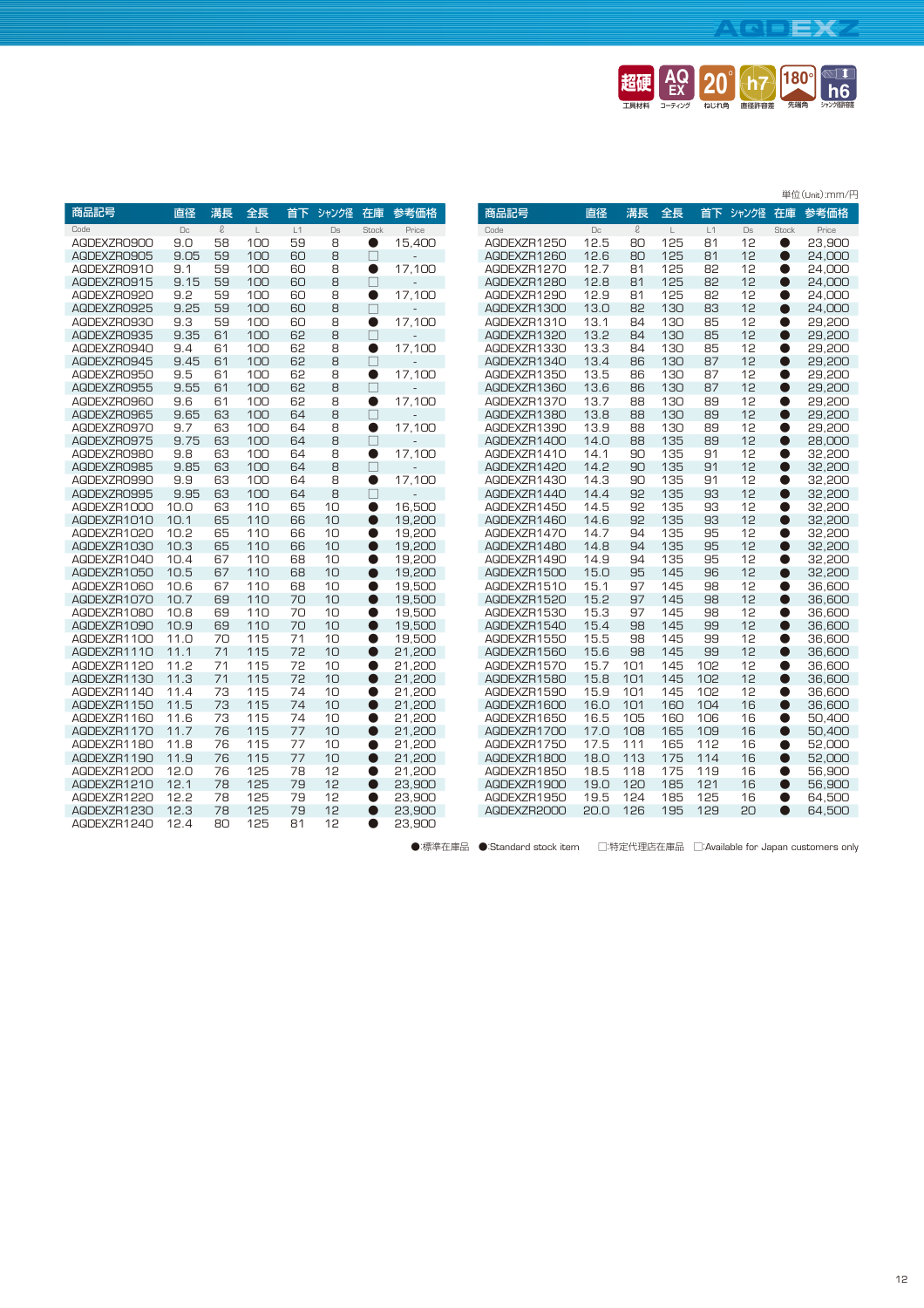AQDEXZ

超硬 工具材料 | AQ EX コーティング | 20° ねじれ角 | h7 直径許容差 | 180° 先端角 | h6 シャンク径許容差

単位(Unit):mm/円

| 商品記号 Code | 直径 Dc | 溝長 ℓ | 全長 L | 首下 L1 | シャンク径 Ds | 在庫 Stock | 参考価格 Price |
|---|---|---|---|---|---|---|---|
| AQDEXZR0900 | 9.0 | 58 | 100 | 59 | 8 | ● | 15,400 |
| AQDEXZR0905 | 9.05 | 59 | 100 | 60 | 8 | □ | - |
| AQDEXZR0910 | 9.1 | 59 | 100 | 60 | 8 | ● | 17,100 |
| AQDEXZR0915 | 9.15 | 59 | 100 | 60 | 8 | □ | - |
| AQDEXZR0920 | 9.2 | 59 | 100 | 60 | 8 | ● | 17,100 |
| AQDEXZR0925 | 9.25 | 59 | 100 | 60 | 8 | □ | - |
| AQDEXZR0930 | 9.3 | 59 | 100 | 60 | 8 | ● | 17,100 |
| AQDEXZR0935 | 9.35 | 61 | 100 | 62 | 8 | □ | - |
| AQDEXZR0940 | 9.4 | 61 | 100 | 62 | 8 | ● | 17,100 |
| AQDEXZR0945 | 9.45 | 61 | 100 | 62 | 8 | □ | - |
| AQDEXZR0950 | 9.5 | 61 | 100 | 62 | 8 | ● | 17,100 |
| AQDEXZR0955 | 9.55 | 61 | 100 | 62 | 8 | □ | - |
| AQDEXZR0960 | 9.6 | 61 | 100 | 62 | 8 | ● | 17,100 |
| AQDEXZR0965 | 9.65 | 63 | 100 | 64 | 8 | □ | - |
| AQDEXZR0970 | 9.7 | 63 | 100 | 64 | 8 | ● | 17,100 |
| AQDEXZR0975 | 9.75 | 63 | 100 | 64 | 8 | □ | - |
| AQDEXZR0980 | 9.8 | 63 | 100 | 64 | 8 | ● | 17,100 |
| AQDEXZR0985 | 9.85 | 63 | 100 | 64 | 8 | □ | - |
| AQDEXZR0990 | 9.9 | 63 | 100 | 64 | 8 | ● | 17,100 |
| AQDEXZR0995 | 9.95 | 63 | 100 | 64 | 8 | □ | - |
| AQDEXZR1000 | 10.0 | 63 | 110 | 65 | 10 | ● | 16,500 |
| AQDEXZR1010 | 10.1 | 65 | 110 | 66 | 10 | ● | 19,200 |
| AQDEXZR1020 | 10.2 | 65 | 110 | 66 | 10 | ● | 19,200 |
| AQDEXZR1030 | 10.3 | 65 | 110 | 66 | 10 | ● | 19,200 |
| AQDEXZR1040 | 10.4 | 67 | 110 | 68 | 10 | ● | 19,200 |
| AQDEXZR1050 | 10.5 | 67 | 110 | 68 | 10 | ● | 19,200 |
| AQDEXZR1060 | 10.6 | 67 | 110 | 68 | 10 | ● | 19,500 |
| AQDEXZR1070 | 10.7 | 69 | 110 | 70 | 10 | ● | 19,500 |
| AQDEXZR1080 | 10.8 | 69 | 110 | 70 | 10 | ● | 19,500 |
| AQDEXZR1090 | 10.9 | 69 | 110 | 70 | 10 | ● | 19,500 |
| AQDEXZR1100 | 11.0 | 70 | 115 | 71 | 10 | ● | 19,500 |
| AQDEXZR1110 | 11.1 | 71 | 115 | 72 | 10 | ● | 21,200 |
| AQDEXZR1120 | 11.2 | 71 | 115 | 72 | 10 | ● | 21,200 |
| AQDEXZR1130 | 11.3 | 71 | 115 | 72 | 10 | ● | 21,200 |
| AQDEXZR1140 | 11.4 | 73 | 115 | 74 | 10 | ● | 21,200 |
| AQDEXZR1150 | 11.5 | 73 | 115 | 74 | 10 | ● | 21,200 |
| AQDEXZR1160 | 11.6 | 73 | 115 | 74 | 10 | ● | 21,200 |
| AQDEXZR1170 | 11.7 | 76 | 115 | 77 | 10 | ● | 21,200 |
| AQDEXZR1180 | 11.8 | 76 | 115 | 77 | 10 | ● | 21,200 |
| AQDEXZR1190 | 11.9 | 76 | 115 | 77 | 10 | ● | 21,200 |
| AQDEXZR1200 | 12.0 | 76 | 125 | 78 | 12 | ● | 21,200 |
| AQDEXZR1210 | 12.1 | 78 | 125 | 79 | 12 | ● | 23,900 |
| AQDEXZR1220 | 12.2 | 78 | 125 | 79 | 12 | ● | 23,900 |
| AQDEXZR1230 | 12.3 | 78 | 125 | 79 | 12 | ● | 23,900 |
| AQDEXZR1240 | 12.4 | 80 | 125 | 81 | 12 | ● | 23,900 |
| AQDEXZR1250 | 12.5 | 80 | 125 | 81 | 12 | ● | 23,900 |
| AQDEXZR1260 | 12.6 | 80 | 125 | 81 | 12 | ● | 24,000 |
| AQDEXZR1270 | 12.7 | 81 | 125 | 82 | 12 | ● | 24,000 |
| AQDEXZR1280 | 12.8 | 81 | 125 | 82 | 12 | ● | 24,000 |
| AQDEXZR1290 | 12.9 | 81 | 125 | 82 | 12 | ● | 24,000 |
| AQDEXZR1300 | 13.0 | 82 | 130 | 83 | 12 | ● | 24,000 |
| AQDEXZR1310 | 13.1 | 84 | 130 | 85 | 12 | ● | 29,200 |
| AQDEXZR1320 | 13.2 | 84 | 130 | 85 | 12 | ● | 29,200 |
| AQDEXZR1330 | 13.3 | 84 | 130 | 85 | 12 | ● | 29,200 |
| AQDEXZR1340 | 13.4 | 86 | 130 | 87 | 12 | ● | 29,200 |
| AQDEXZR1350 | 13.5 | 86 | 130 | 87 | 12 | ● | 29,200 |
| AQDEXZR1360 | 13.6 | 86 | 130 | 87 | 12 | ● | 29,200 |
| AQDEXZR1370 | 13.7 | 88 | 130 | 89 | 12 | ● | 29,200 |
| AQDEXZR1380 | 13.8 | 88 | 130 | 89 | 12 | ● | 29,200 |
| AQDEXZR1390 | 13.9 | 88 | 130 | 89 | 12 | ● | 29,200 |
| AQDEXZR1400 | 14.0 | 88 | 135 | 89 | 12 | ● | 28,000 |
| AQDEXZR1410 | 14.1 | 90 | 135 | 91 | 12 | ● | 32,200 |
| AQDEXZR1420 | 14.2 | 90 | 135 | 91 | 12 | ● | 32,200 |
| AQDEXZR1430 | 14.3 | 90 | 135 | 91 | 12 | ● | 32,200 |
| AQDEXZR1440 | 14.4 | 92 | 135 | 93 | 12 | ● | 32,200 |
| AQDEXZR1450 | 14.5 | 92 | 135 | 93 | 12 | ● | 32,200 |
| AQDEXZR1460 | 14.6 | 92 | 135 | 93 | 12 | ● | 32,200 |
| AQDEXZR1470 | 14.7 | 94 | 135 | 95 | 12 | ● | 32,200 |
| AQDEXZR1480 | 14.8 | 94 | 135 | 95 | 12 | ● | 32,200 |
| AQDEXZR1490 | 14.9 | 94 | 135 | 95 | 12 | ● | 32,200 |
| AQDEXZR1500 | 15.0 | 95 | 145 | 96 | 12 | ● | 32,200 |
| AQDEXZR1510 | 15.1 | 97 | 145 | 98 | 12 | ● | 36,600 |
| AQDEXZR1520 | 15.2 | 97 | 145 | 98 | 12 | ● | 36,600 |
| AQDEXZR1530 | 15.3 | 97 | 145 | 98 | 12 | ● | 36,600 |
| AQDEXZR1540 | 15.4 | 98 | 145 | 99 | 12 | ● | 36,600 |
| AQDEXZR1550 | 15.5 | 98 | 145 | 99 | 12 | ● | 36,600 |
| AQDEXZR1560 | 15.6 | 98 | 145 | 99 | 12 | ● | 36,600 |
| AQDEXZR1570 | 15.7 | 101 | 145 | 102 | 12 | ● | 36,600 |
| AQDEXZR1580 | 15.8 | 101 | 145 | 102 | 12 | ● | 36,600 |
| AQDEXZR1590 | 15.9 | 101 | 145 | 102 | 12 | ● | 36,600 |
| AQDEXZR1600 | 16.0 | 101 | 160 | 104 | 16 | ● | 36,600 |
| AQDEXZR1650 | 16.5 | 105 | 160 | 106 | 16 | ● | 50,400 |
| AQDEXZR1700 | 17.0 | 108 | 165 | 109 | 16 | ● | 50,400 |
| AQDEXZR1750 | 17.5 | 111 | 165 | 112 | 16 | ● | 52,000 |
| AQDEXZR1800 | 18.0 | 113 | 175 | 114 | 16 | ● | 52,000 |
| AQDEXZR1850 | 18.5 | 118 | 175 | 119 | 16 | ● | 56,900 |
| AQDEXZR1900 | 19.0 | 120 | 185 | 121 | 16 | ● | 56,900 |
| AQDEXZR1950 | 19.5 | 124 | 185 | 125 | 16 | ● | 64,500 |
| AQDEXZR2000 | 20.0 | 126 | 195 | 129 | 20 | ● | 64,500 |

●:標準在庫品 ●:Standard stock item □:特定代理店在庫品 □:Available for Japan customers only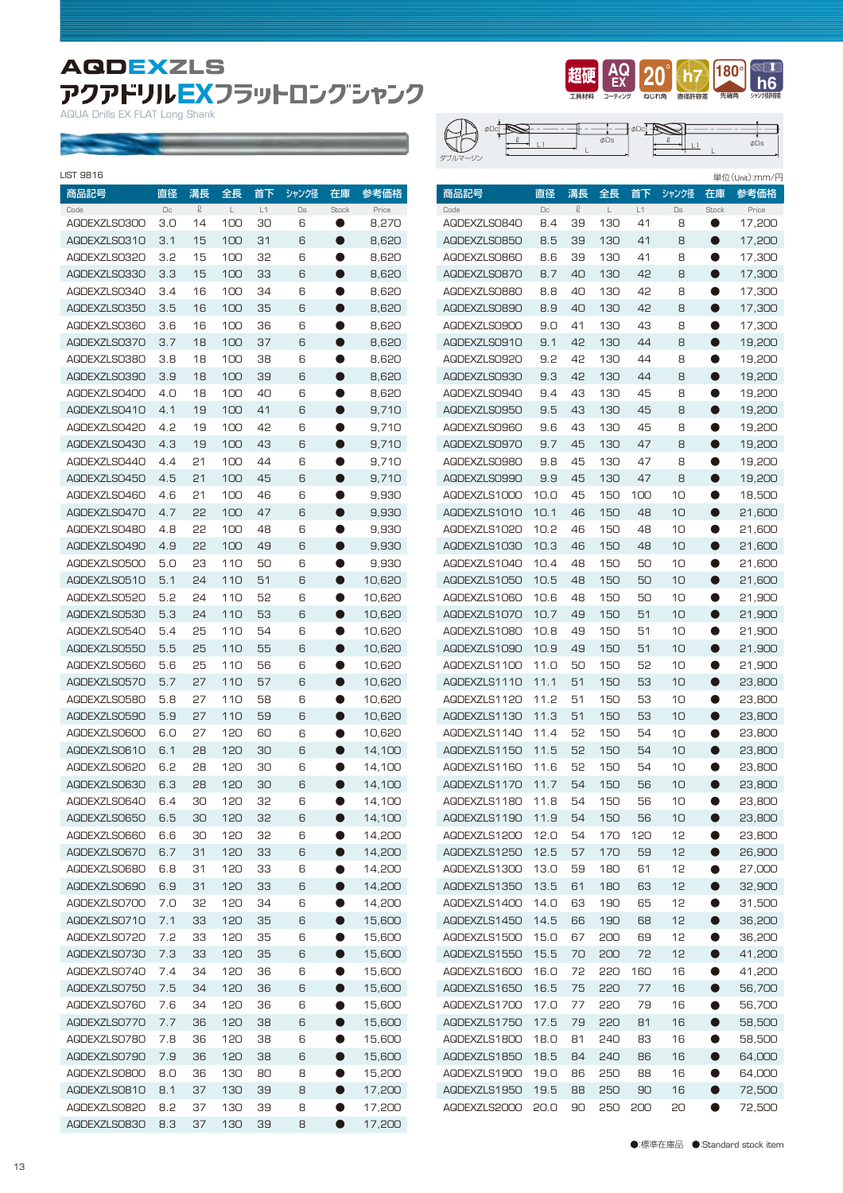# AQDEXZLS

## アクアドリルEXフラットロングシャンク

AQUA Drills EX FLAT Long Shank

超硬 工具材料 / AQ EX コーティング / 20° ねじれ角 / h7 直径許容差 / 180° 先端角 / h6 シャンク径許容差

ダブルマージン

LIST 9816

単位(Unit):mm/円

| 商品記号 Code | 直径 Dc | 溝長 ℓ | 全長 L | 首下 L1 | シャンク径 Ds | 在庫 Stock | 参考価格 Price |
|---|---|---|---|---|---|---|---|
| AQDEXZLS0300 | 3.0 | 14 | 100 | 30 | 6 | ● | 8,270 |
| AQDEXZLS0310 | 3.1 | 15 | 100 | 31 | 6 | ● | 8,620 |
| AQDEXZLS0320 | 3.2 | 15 | 100 | 32 | 6 | ● | 8,620 |
| AQDEXZLS0330 | 3.3 | 15 | 100 | 33 | 6 | ● | 8,620 |
| AQDEXZLS0340 | 3.4 | 16 | 100 | 34 | 6 | ● | 8,620 |
| AQDEXZLS0350 | 3.5 | 16 | 100 | 35 | 6 | ● | 8,620 |
| AQDEXZLS0360 | 3.6 | 16 | 100 | 36 | 6 | ● | 8,620 |
| AQDEXZLS0370 | 3.7 | 18 | 100 | 37 | 6 | ● | 8,620 |
| AQDEXZLS0380 | 3.8 | 18 | 100 | 38 | 6 | ● | 8,620 |
| AQDEXZLS0390 | 3.9 | 18 | 100 | 39 | 6 | ● | 8,620 |
| AQDEXZLS0400 | 4.0 | 18 | 100 | 40 | 6 | ● | 8,620 |
| AQDEXZLS0410 | 4.1 | 19 | 100 | 41 | 6 | ● | 9,710 |
| AQDEXZLS0420 | 4.2 | 19 | 100 | 42 | 6 | ● | 9,710 |
| AQDEXZLS0430 | 4.3 | 19 | 100 | 43 | 6 | ● | 9,710 |
| AQDEXZLS0440 | 4.4 | 21 | 100 | 44 | 6 | ● | 9,710 |
| AQDEXZLS0450 | 4.5 | 21 | 100 | 45 | 6 | ● | 9,710 |
| AQDEXZLS0460 | 4.6 | 21 | 100 | 46 | 6 | ● | 9,930 |
| AQDEXZLS0470 | 4.7 | 22 | 100 | 47 | 6 | ● | 9,930 |
| AQDEXZLS0480 | 4.8 | 22 | 100 | 48 | 6 | ● | 9,930 |
| AQDEXZLS0490 | 4.9 | 22 | 100 | 49 | 6 | ● | 9,930 |
| AQDEXZLS0500 | 5.0 | 23 | 110 | 50 | 6 | ● | 9,930 |
| AQDEXZLS0510 | 5.1 | 24 | 110 | 51 | 6 | ● | 10,620 |
| AQDEXZLS0520 | 5.2 | 24 | 110 | 52 | 6 | ● | 10,620 |
| AQDEXZLS0530 | 5.3 | 24 | 110 | 53 | 6 | ● | 10,620 |
| AQDEXZLS0540 | 5.4 | 25 | 110 | 54 | 6 | ● | 10,620 |
| AQDEXZLS0550 | 5.5 | 25 | 110 | 55 | 6 | ● | 10,620 |
| AQDEXZLS0560 | 5.6 | 25 | 110 | 56 | 6 | ● | 10,620 |
| AQDEXZLS0570 | 5.7 | 27 | 110 | 57 | 6 | ● | 10,620 |
| AQDEXZLS0580 | 5.8 | 27 | 110 | 58 | 6 | ● | 10,620 |
| AQDEXZLS0590 | 5.9 | 27 | 110 | 59 | 6 | ● | 10,620 |
| AQDEXZLS0600 | 6.0 | 27 | 120 | 60 | 6 | ● | 10,620 |
| AQDEXZLS0610 | 6.1 | 28 | 120 | 30 | 6 | ● | 14,100 |
| AQDEXZLS0620 | 6.2 | 28 | 120 | 30 | 6 | ● | 14,100 |
| AQDEXZLS0630 | 6.3 | 28 | 120 | 30 | 6 | ● | 14,100 |
| AQDEXZLS0640 | 6.4 | 30 | 120 | 32 | 6 | ● | 14,100 |
| AQDEXZLS0650 | 6.5 | 30 | 120 | 32 | 6 | ● | 14,100 |
| AQDEXZLS0660 | 6.6 | 30 | 120 | 32 | 6 | ● | 14,200 |
| AQDEXZLS0670 | 6.7 | 31 | 120 | 33 | 6 | ● | 14,200 |
| AQDEXZLS0680 | 6.8 | 31 | 120 | 33 | 6 | ● | 14,200 |
| AQDEXZLS0690 | 6.9 | 31 | 120 | 33 | 6 | ● | 14,200 |
| AQDEXZLS0700 | 7.0 | 32 | 120 | 34 | 6 | ● | 14,200 |
| AQDEXZLS0710 | 7.1 | 33 | 120 | 35 | 6 | ● | 15,600 |
| AQDEXZLS0720 | 7.2 | 33 | 120 | 35 | 6 | ● | 15,600 |
| AQDEXZLS0730 | 7.3 | 33 | 120 | 35 | 6 | ● | 15,600 |
| AQDEXZLS0740 | 7.4 | 34 | 120 | 36 | 6 | ● | 15,600 |
| AQDEXZLS0750 | 7.5 | 34 | 120 | 36 | 6 | ● | 15,600 |
| AQDEXZLS0760 | 7.6 | 34 | 120 | 36 | 6 | ● | 15,600 |
| AQDEXZLS0770 | 7.7 | 36 | 120 | 38 | 6 | ● | 15,600 |
| AQDEXZLS0780 | 7.8 | 36 | 120 | 38 | 6 | ● | 15,600 |
| AQDEXZLS0790 | 7.9 | 36 | 120 | 38 | 6 | ● | 15,600 |
| AQDEXZLS0800 | 8.0 | 36 | 130 | 80 | 8 | ● | 15,200 |
| AQDEXZLS0810 | 8.1 | 37 | 130 | 39 | 8 | ● | 17,200 |
| AQDEXZLS0820 | 8.2 | 37 | 130 | 39 | 8 | ● | 17,200 |
| AQDEXZLS0830 | 8.3 | 37 | 130 | 39 | 8 | ● | 17,200 |
| AQDEXZLS0840 | 8.4 | 39 | 130 | 41 | 8 | ● | 17,200 |
| AQDEXZLS0850 | 8.5 | 39 | 130 | 41 | 8 | ● | 17,200 |
| AQDEXZLS0860 | 8.6 | 39 | 130 | 41 | 8 | ● | 17,300 |
| AQDEXZLS0870 | 8.7 | 40 | 130 | 42 | 8 | ● | 17,300 |
| AQDEXZLS0880 | 8.8 | 40 | 130 | 42 | 8 | ● | 17,300 |
| AQDEXZLS0890 | 8.9 | 40 | 130 | 42 | 8 | ● | 17,300 |
| AQDEXZLS0900 | 9.0 | 41 | 130 | 43 | 8 | ● | 17,300 |
| AQDEXZLS0910 | 9.1 | 42 | 130 | 44 | 8 | ● | 19,200 |
| AQDEXZLS0920 | 9.2 | 42 | 130 | 44 | 8 | ● | 19,200 |
| AQDEXZLS0930 | 9.3 | 42 | 130 | 44 | 8 | ● | 19,200 |
| AQDEXZLS0940 | 9.4 | 43 | 130 | 45 | 8 | ● | 19,200 |
| AQDEXZLS0950 | 9.5 | 43 | 130 | 45 | 8 | ● | 19,200 |
| AQDEXZLS0960 | 9.6 | 43 | 130 | 45 | 8 | ● | 19,200 |
| AQDEXZLS0970 | 9.7 | 45 | 130 | 47 | 8 | ● | 19,200 |
| AQDEXZLS0980 | 9.8 | 45 | 130 | 47 | 8 | ● | 19,200 |
| AQDEXZLS0990 | 9.9 | 45 | 130 | 47 | 8 | ● | 19,200 |
| AQDEXZLS1000 | 10.0 | 45 | 150 | 100 | 10 | ● | 18,500 |
| AQDEXZLS1010 | 10.1 | 46 | 150 | 48 | 10 | ● | 21,600 |
| AQDEXZLS1020 | 10.2 | 46 | 150 | 48 | 10 | ● | 21,600 |
| AQDEXZLS1030 | 10.3 | 46 | 150 | 48 | 10 | ● | 21,600 |
| AQDEXZLS1040 | 10.4 | 48 | 150 | 50 | 10 | ● | 21,600 |
| AQDEXZLS1050 | 10.5 | 48 | 150 | 50 | 10 | ● | 21,600 |
| AQDEXZLS1060 | 10.6 | 48 | 150 | 50 | 10 | ● | 21,900 |
| AQDEXZLS1070 | 10.7 | 49 | 150 | 51 | 10 | ● | 21,900 |
| AQDEXZLS1080 | 10.8 | 49 | 150 | 51 | 10 | ● | 21,900 |
| AQDEXZLS1090 | 10.9 | 49 | 150 | 51 | 10 | ● | 21,900 |
| AQDEXZLS1100 | 11.0 | 50 | 150 | 52 | 10 | ● | 21,900 |
| AQDEXZLS1110 | 11.1 | 51 | 150 | 53 | 10 | ● | 23,800 |
| AQDEXZLS1120 | 11.2 | 51 | 150 | 53 | 10 | ● | 23,800 |
| AQDEXZLS1130 | 11.3 | 51 | 150 | 53 | 10 | ● | 23,800 |
| AQDEXZLS1140 | 11.4 | 52 | 150 | 54 | 10 | ● | 23,800 |
| AQDEXZLS1150 | 11.5 | 52 | 150 | 54 | 10 | ● | 23,800 |
| AQDEXZLS1160 | 11.6 | 52 | 150 | 54 | 10 | ● | 23,800 |
| AQDEXZLS1170 | 11.7 | 54 | 150 | 56 | 10 | ● | 23,800 |
| AQDEXZLS1180 | 11.8 | 54 | 150 | 56 | 10 | ● | 23,800 |
| AQDEXZLS1190 | 11.9 | 54 | 150 | 56 | 10 | ● | 23,800 |
| AQDEXZLS1200 | 12.0 | 54 | 170 | 120 | 12 | ● | 23,800 |
| AQDEXZLS1250 | 12.5 | 57 | 170 | 59 | 12 | ● | 26,900 |
| AQDEXZLS1300 | 13.0 | 59 | 180 | 61 | 12 | ● | 27,000 |
| AQDEXZLS1350 | 13.5 | 61 | 180 | 63 | 12 | ● | 32,900 |
| AQDEXZLS1400 | 14.0 | 63 | 190 | 65 | 12 | ● | 31,500 |
| AQDEXZLS1450 | 14.5 | 66 | 190 | 68 | 12 | ● | 36,200 |
| AQDEXZLS1500 | 15.0 | 67 | 200 | 69 | 12 | ● | 36,200 |
| AQDEXZLS1550 | 15.5 | 70 | 200 | 72 | 12 | ● | 41,200 |
| AQDEXZLS1600 | 16.0 | 72 | 220 | 160 | 16 | ● | 41,200 |
| AQDEXZLS1650 | 16.5 | 75 | 220 | 77 | 16 | ● | 56,700 |
| AQDEXZLS1700 | 17.0 | 77 | 220 | 79 | 16 | ● | 56,700 |
| AQDEXZLS1750 | 17.5 | 79 | 220 | 81 | 16 | ● | 58,500 |
| AQDEXZLS1800 | 18.0 | 81 | 240 | 83 | 16 | ● | 58,500 |
| AQDEXZLS1850 | 18.5 | 84 | 240 | 86 | 16 | ● | 64,000 |
| AQDEXZLS1900 | 19.0 | 86 | 250 | 88 | 16 | ● | 64,000 |
| AQDEXZLS1950 | 19.5 | 88 | 250 | 90 | 16 | ● | 72,500 |
| AQDEXZLS2000 | 20.0 | 90 | 250 | 200 | 20 | ● | 72,500 |

●:標準在庫品　●:Standard stock item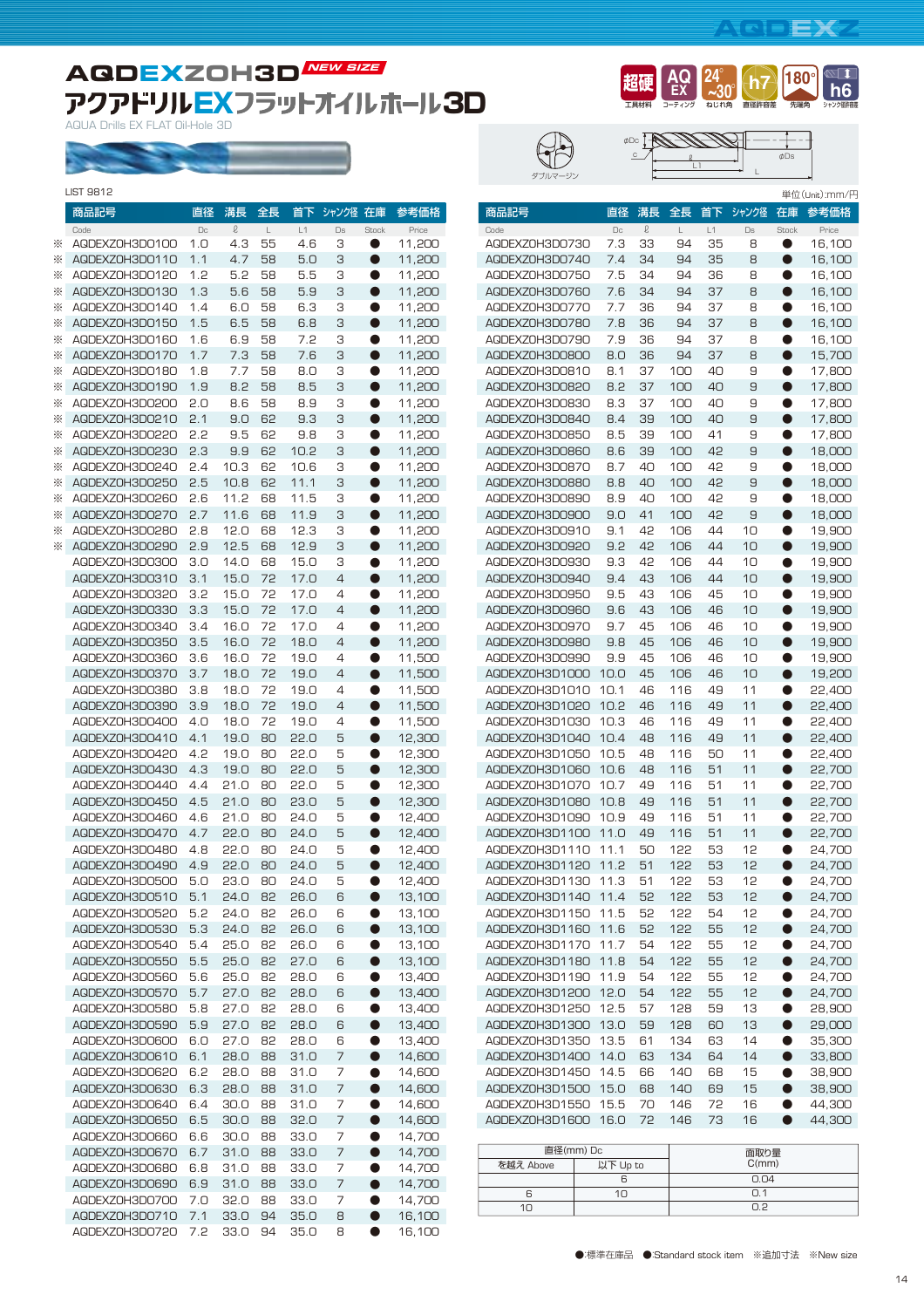# AQDEXZOH3D NEW SIZE

## アクアドリルEXフラットオイルホール3D

AQUA Drills EX FLAT Oil-Hole 3D

超硬 工具材料 | AQ EX コーティング | 24°~30° ねじれ角 | h7 直径許容差 | 180° 先端角 | h6 シャンク径許容差

ダブルマージン

LIST 9812

単位(Unit):mm/円

| | 商品記号 Code | 直径 Dc | 溝長 ℓ | 全長 L | 首下 L1 | シャンク径 Ds | 在庫 Stock | 参考価格 Price |
|---|---|---|---|---|---|---|---|---|
| ※ | AQDEXZOH3D0100 | 1.0 | 4.3 | 55 | 4.6 | 3 | ● | 11,200 |
| ※ | AQDEXZOH3D0110 | 1.1 | 4.7 | 58 | 5.0 | 3 | ● | 11,200 |
| ※ | AQDEXZOH3D0120 | 1.2 | 5.2 | 58 | 5.5 | 3 | ● | 11,200 |
| ※ | AQDEXZOH3D0130 | 1.3 | 5.6 | 58 | 5.9 | 3 | ● | 11,200 |
| ※ | AQDEXZOH3D0140 | 1.4 | 6.0 | 58 | 6.3 | 3 | ● | 11,200 |
| ※ | AQDEXZOH3D0150 | 1.5 | 6.5 | 58 | 6.8 | 3 | ● | 11,200 |
| ※ | AQDEXZOH3D0160 | 1.6 | 6.9 | 58 | 7.2 | 3 | ● | 11,200 |
| ※ | AQDEXZOH3D0170 | 1.7 | 7.3 | 58 | 7.6 | 3 | ● | 11,200 |
| ※ | AQDEXZOH3D0180 | 1.8 | 7.7 | 58 | 8.0 | 3 | ● | 11,200 |
| ※ | AQDEXZOH3D0190 | 1.9 | 8.2 | 58 | 8.5 | 3 | ● | 11,200 |
| ※ | AQDEXZOH3D0200 | 2.0 | 8.6 | 58 | 8.9 | 3 | ● | 11,200 |
| ※ | AQDEXZOH3D0210 | 2.1 | 9.0 | 62 | 9.3 | 3 | ● | 11,200 |
| ※ | AQDEXZOH3D0220 | 2.2 | 9.5 | 62 | 9.8 | 3 | ● | 11,200 |
| ※ | AQDEXZOH3D0230 | 2.3 | 9.9 | 62 | 10.2 | 3 | ● | 11,200 |
| ※ | AQDEXZOH3D0240 | 2.4 | 10.3 | 62 | 10.6 | 3 | ● | 11,200 |
| ※ | AQDEXZOH3D0250 | 2.5 | 10.8 | 62 | 11.1 | 3 | ● | 11,200 |
| ※ | AQDEXZOH3D0260 | 2.6 | 11.2 | 68 | 11.5 | 3 | ● | 11,200 |
| ※ | AQDEXZOH3D0270 | 2.7 | 11.6 | 68 | 11.9 | 3 | ● | 11,200 |
| ※ | AQDEXZOH3D0280 | 2.8 | 12.0 | 68 | 12.3 | 3 | ● | 11,200 |
| ※ | AQDEXZOH3D0290 | 2.9 | 12.5 | 68 | 12.9 | 3 | ● | 11,200 |
| | AQDEXZOH3D0300 | 3.0 | 14.0 | 68 | 15.0 | 3 | ● | 11,200 |
| | AQDEXZOH3D0310 | 3.1 | 15.0 | 72 | 17.0 | 4 | ● | 11,200 |
| | AQDEXZOH3D0320 | 3.2 | 15.0 | 72 | 17.0 | 4 | ● | 11,200 |
| | AQDEXZOH3D0330 | 3.3 | 15.0 | 72 | 17.0 | 4 | ● | 11,200 |
| | AQDEXZOH3D0340 | 3.4 | 16.0 | 72 | 17.0 | 4 | ● | 11,200 |
| | AQDEXZOH3D0350 | 3.5 | 16.0 | 72 | 18.0 | 4 | ● | 11,200 |
| | AQDEXZOH3D0360 | 3.6 | 16.0 | 72 | 19.0 | 4 | ● | 11,500 |
| | AQDEXZOH3D0370 | 3.7 | 18.0 | 72 | 19.0 | 4 | ● | 11,500 |
| | AQDEXZOH3D0380 | 3.8 | 18.0 | 72 | 19.0 | 4 | ● | 11,500 |
| | AQDEXZOH3D0390 | 3.9 | 18.0 | 72 | 19.0 | 4 | ● | 11,500 |
| | AQDEXZOH3D0400 | 4.0 | 18.0 | 72 | 19.0 | 4 | ● | 11,500 |
| | AQDEXZOH3D0410 | 4.1 | 19.0 | 80 | 22.0 | 5 | ● | 12,300 |
| | AQDEXZOH3D0420 | 4.2 | 19.0 | 80 | 22.0 | 5 | ● | 12,300 |
| | AQDEXZOH3D0430 | 4.3 | 19.0 | 80 | 22.0 | 5 | ● | 12,300 |
| | AQDEXZOH3D0440 | 4.4 | 21.0 | 80 | 22.0 | 5 | ● | 12,300 |
| | AQDEXZOH3D0450 | 4.5 | 21.0 | 80 | 23.0 | 5 | ● | 12,300 |
| | AQDEXZOH3D0460 | 4.6 | 21.0 | 80 | 24.0 | 5 | ● | 12,400 |
| | AQDEXZOH3D0470 | 4.7 | 22.0 | 80 | 24.0 | 5 | ● | 12,400 |
| | AQDEXZOH3D0480 | 4.8 | 22.0 | 80 | 24.0 | 5 | ● | 12,400 |
| | AQDEXZOH3D0490 | 4.9 | 22.0 | 80 | 24.0 | 5 | ● | 12,400 |
| | AQDEXZOH3D0500 | 5.0 | 23.0 | 80 | 24.0 | 5 | ● | 12,400 |
| | AQDEXZOH3D0510 | 5.1 | 24.0 | 82 | 26.0 | 6 | ● | 13,100 |
| | AQDEXZOH3D0520 | 5.2 | 24.0 | 82 | 26.0 | 6 | ● | 13,100 |
| | AQDEXZOH3D0530 | 5.3 | 24.0 | 82 | 26.0 | 6 | ● | 13,100 |
| | AQDEXZOH3D0540 | 5.4 | 25.0 | 82 | 26.0 | 6 | ● | 13,100 |
| | AQDEXZOH3D0550 | 5.5 | 25.0 | 82 | 27.0 | 6 | ● | 13,100 |
| | AQDEXZOH3D0560 | 5.6 | 25.0 | 82 | 28.0 | 6 | ● | 13,400 |
| | AQDEXZOH3D0570 | 5.7 | 27.0 | 82 | 28.0 | 6 | ● | 13,400 |
| | AQDEXZOH3D0580 | 5.8 | 27.0 | 82 | 28.0 | 6 | ● | 13,400 |
| | AQDEXZOH3D0590 | 5.9 | 27.0 | 82 | 28.0 | 6 | ● | 13,400 |
| | AQDEXZOH3D0600 | 6.0 | 27.0 | 82 | 28.0 | 6 | ● | 13,400 |
| | AQDEXZOH3D0610 | 6.1 | 28.0 | 88 | 31.0 | 7 | ● | 14,600 |
| | AQDEXZOH3D0620 | 6.2 | 28.0 | 88 | 31.0 | 7 | ● | 14,600 |
| | AQDEXZOH3D0630 | 6.3 | 28.0 | 88 | 31.0 | 7 | ● | 14,600 |
| | AQDEXZOH3D0640 | 6.4 | 30.0 | 88 | 31.0 | 7 | ● | 14,600 |
| | AQDEXZOH3D0650 | 6.5 | 30.0 | 88 | 32.0 | 7 | ● | 14,600 |
| | AQDEXZOH3D0660 | 6.6 | 30.0 | 88 | 33.0 | 7 | ● | 14,700 |
| | AQDEXZOH3D0670 | 6.7 | 31.0 | 88 | 33.0 | 7 | ● | 14,700 |
| | AQDEXZOH3D0680 | 6.8 | 31.0 | 88 | 33.0 | 7 | ● | 14,700 |
| | AQDEXZOH3D0690 | 6.9 | 31.0 | 88 | 33.0 | 7 | ● | 14,700 |
| | AQDEXZOH3D0700 | 7.0 | 32.0 | 88 | 33.0 | 7 | ● | 14,700 |
| | AQDEXZOH3D0710 | 7.1 | 33.0 | 94 | 35.0 | 8 | ● | 16,100 |
| | AQDEXZOH3D0720 | 7.2 | 33.0 | 94 | 35.0 | 8 | ● | 16,100 |
| | AQDEXZOH3D0730 | 7.3 | 33 | 94 | 35 | 8 | ● | 16,100 |
| | AQDEXZOH3D0740 | 7.4 | 34 | 94 | 35 | 8 | ● | 16,100 |
| | AQDEXZOH3D0750 | 7.5 | 34 | 94 | 36 | 8 | ● | 16,100 |
| | AQDEXZOH3D0760 | 7.6 | 34 | 94 | 37 | 8 | ● | 16,100 |
| | AQDEXZOH3D0770 | 7.7 | 36 | 94 | 37 | 8 | ● | 16,100 |
| | AQDEXZOH3D0780 | 7.8 | 36 | 94 | 37 | 8 | ● | 16,100 |
| | AQDEXZOH3D0790 | 7.9 | 36 | 94 | 37 | 8 | ● | 16,100 |
| | AQDEXZOH3D0800 | 8.0 | 36 | 94 | 37 | 8 | ● | 15,700 |
| | AQDEXZOH3D0810 | 8.1 | 37 | 100 | 40 | 9 | ● | 17,800 |
| | AQDEXZOH3D0820 | 8.2 | 37 | 100 | 40 | 9 | ● | 17,800 |
| | AQDEXZOH3D0830 | 8.3 | 37 | 100 | 40 | 9 | ● | 17,800 |
| | AQDEXZOH3D0840 | 8.4 | 39 | 100 | 40 | 9 | ● | 17,800 |
| | AQDEXZOH3D0850 | 8.5 | 39 | 100 | 41 | 9 | ● | 17,800 |
| | AQDEXZOH3D0860 | 8.6 | 39 | 100 | 42 | 9 | ● | 18,000 |
| | AQDEXZOH3D0870 | 8.7 | 40 | 100 | 42 | 9 | ● | 18,000 |
| | AQDEXZOH3D0880 | 8.8 | 40 | 100 | 42 | 9 | ● | 18,000 |
| | AQDEXZOH3D0890 | 8.9 | 40 | 100 | 42 | 9 | ● | 18,000 |
| | AQDEXZOH3D0900 | 9.0 | 41 | 100 | 42 | 9 | ● | 18,000 |
| | AQDEXZOH3D0910 | 9.1 | 42 | 106 | 44 | 10 | ● | 19,900 |
| | AQDEXZOH3D0920 | 9.2 | 42 | 106 | 44 | 10 | ● | 19,900 |
| | AQDEXZOH3D0930 | 9.3 | 42 | 106 | 44 | 10 | ● | 19,900 |
| | AQDEXZOH3D0940 | 9.4 | 43 | 106 | 44 | 10 | ● | 19,900 |
| | AQDEXZOH3D0950 | 9.5 | 43 | 106 | 45 | 10 | ● | 19,900 |
| | AQDEXZOH3D0960 | 9.6 | 43 | 106 | 46 | 10 | ● | 19,900 |
| | AQDEXZOH3D0970 | 9.7 | 45 | 106 | 46 | 10 | ● | 19,900 |
| | AQDEXZOH3D0980 | 9.8 | 45 | 106 | 46 | 10 | ● | 19,900 |
| | AQDEXZOH3D0990 | 9.9 | 45 | 106 | 46 | 10 | ● | 19,900 |
| | AQDEXZOH3D1000 | 10.0 | 45 | 106 | 46 | 10 | ● | 19,200 |
| | AQDEXZOH3D1010 | 10.1 | 46 | 116 | 49 | 11 | ● | 22,400 |
| | AQDEXZOH3D1020 | 10.2 | 46 | 116 | 49 | 11 | ● | 22,400 |
| | AQDEXZOH3D1030 | 10.3 | 46 | 116 | 49 | 11 | ● | 22,400 |
| | AQDEXZOH3D1040 | 10.4 | 48 | 116 | 49 | 11 | ● | 22,400 |
| | AQDEXZOH3D1050 | 10.5 | 48 | 116 | 50 | 11 | ● | 22,400 |
| | AQDEXZOH3D1060 | 10.6 | 48 | 116 | 51 | 11 | ● | 22,700 |
| | AQDEXZOH3D1070 | 10.7 | 49 | 116 | 51 | 11 | ● | 22,700 |
| | AQDEXZOH3D1080 | 10.8 | 49 | 116 | 51 | 11 | ● | 22,700 |
| | AQDEXZOH3D1090 | 10.9 | 49 | 116 | 51 | 11 | ● | 22,700 |
| | AQDEXZOH3D1100 | 11.0 | 49 | 116 | 51 | 11 | ● | 22,700 |
| | AQDEXZOH3D1110 | 11.1 | 50 | 122 | 53 | 12 | ● | 24,700 |
| | AQDEXZOH3D1120 | 11.2 | 51 | 122 | 53 | 12 | ● | 24,700 |
| | AQDEXZOH3D1130 | 11.3 | 51 | 122 | 53 | 12 | ● | 24,700 |
| | AQDEXZOH3D1140 | 11.4 | 52 | 122 | 53 | 12 | ● | 24,700 |
| | AQDEXZOH3D1150 | 11.5 | 52 | 122 | 54 | 12 | ● | 24,700 |
| | AQDEXZOH3D1160 | 11.6 | 52 | 122 | 55 | 12 | ● | 24,700 |
| | AQDEXZOH3D1170 | 11.7 | 54 | 122 | 55 | 12 | ● | 24,700 |
| | AQDEXZOH3D1180 | 11.8 | 54 | 122 | 55 | 12 | ● | 24,700 |
| | AQDEXZOH3D1190 | 11.9 | 54 | 122 | 55 | 12 | ● | 24,700 |
| | AQDEXZOH3D1200 | 12.0 | 54 | 122 | 55 | 12 | ● | 24,700 |
| | AQDEXZOH3D1250 | 12.5 | 57 | 128 | 59 | 13 | ● | 28,900 |
| | AQDEXZOH3D1300 | 13.0 | 59 | 128 | 60 | 13 | ● | 29,000 |
| | AQDEXZOH3D1350 | 13.5 | 61 | 134 | 63 | 14 | ● | 35,300 |
| | AQDEXZOH3D1400 | 14.0 | 63 | 134 | 64 | 14 | ● | 33,800 |
| | AQDEXZOH3D1450 | 14.5 | 66 | 140 | 68 | 15 | ● | 38,900 |
| | AQDEXZOH3D1500 | 15.0 | 68 | 140 | 69 | 15 | ● | 38,900 |
| | AQDEXZOH3D1550 | 15.5 | 70 | 146 | 72 | 16 | ● | 44,300 |
| | AQDEXZOH3D1600 | 16.0 | 72 | 146 | 73 | 16 | ● | 44,300 |

| 直径(mm) Dc | | 面取り量 C(mm) |
|---|---|---|
| を越え Above | 以下 Up to | |
| | 6 | 0.04 |
| 6 | 10 | 0.1 |
| 10 | | 0.2 |

●:標準在庫品 ●:Standard stock item ※追加寸法 ※New size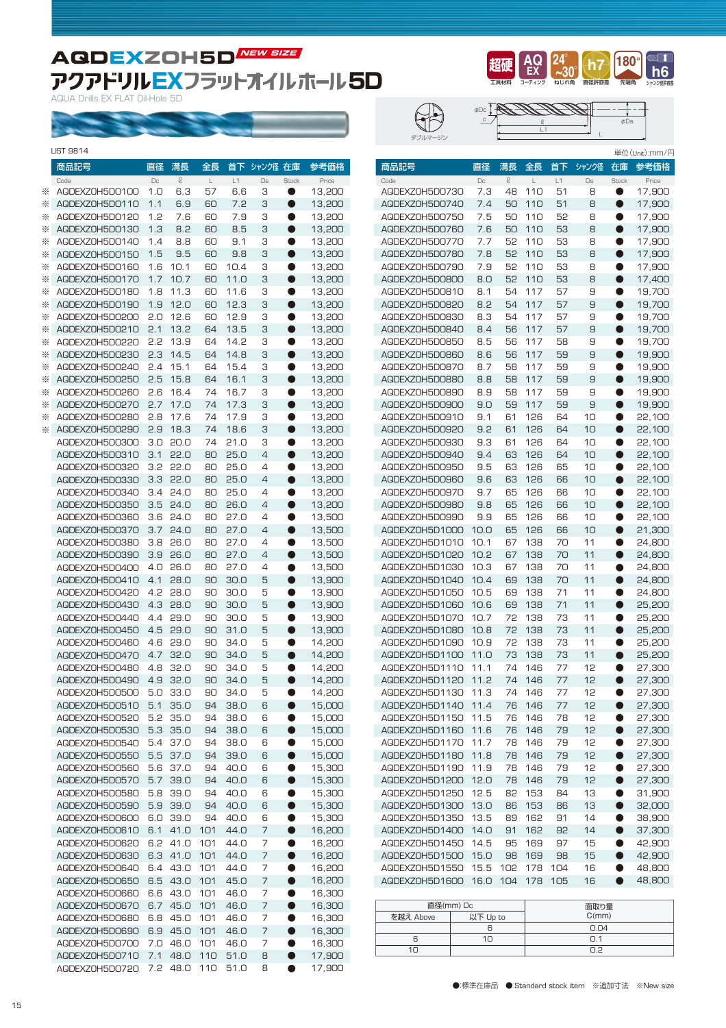# AQDEXZOH5D NEW SIZE

## アクアドリルEXフラットオイルホール5D

AQUA Drills EX FLAT Oil-Hole 5D

超硬 工具材料 / AQ EX コーティング / 24°~30° ねじれ角 / h7 直径許容差 / 180° 先端角 / h6 シャンク径許容差

ダブルマージン

LIST 9814

単位(Unit):mm/円

| 商品記号 Code | 直径 Dc | 溝長 ℓ | 全長 L | 首下 L1 | シャンク径 Ds | 在庫 Stock | 参考価格 Price |
|---|---|---|---|---|---|---|---|
| ※ AQDEXZOH5D0100 | 1.0 | 6.3 | 57 | 6.6 | 3 | ● | 13,200 |
| ※ AQDEXZOH5D0110 | 1.1 | 6.9 | 60 | 7.2 | 3 | ● | 13,200 |
| ※ AQDEXZOH5D0120 | 1.2 | 7.6 | 60 | 7.9 | 3 | ● | 13,200 |
| ※ AQDEXZOH5D0130 | 1.3 | 8.2 | 60 | 8.5 | 3 | ● | 13,200 |
| ※ AQDEXZOH5D0140 | 1.4 | 8.8 | 60 | 9.1 | 3 | ● | 13,200 |
| ※ AQDEXZOH5D0150 | 1.5 | 9.5 | 60 | 9.8 | 3 | ● | 13,200 |
| ※ AQDEXZOH5D0160 | 1.6 | 10.1 | 60 | 10.4 | 3 | ● | 13,200 |
| ※ AQDEXZOH5D0170 | 1.7 | 10.7 | 60 | 11.0 | 3 | ● | 13,200 |
| ※ AQDEXZOH5D0180 | 1.8 | 11.3 | 60 | 11.6 | 3 | ● | 13,200 |
| ※ AQDEXZOH5D0190 | 1.9 | 12.0 | 60 | 12.3 | 3 | ● | 13,200 |
| ※ AQDEXZOH5D0200 | 2.0 | 12.6 | 60 | 12.9 | 3 | ● | 13,200 |
| ※ AQDEXZOH5D0210 | 2.1 | 13.2 | 64 | 13.5 | 3 | ● | 13,200 |
| ※ AQDEXZOH5D0220 | 2.2 | 13.9 | 64 | 14.2 | 3 | ● | 13,200 |
| ※ AQDEXZOH5D0230 | 2.3 | 14.5 | 64 | 14.8 | 3 | ● | 13,200 |
| ※ AQDEXZOH5D0240 | 2.4 | 15.1 | 64 | 15.4 | 3 | ● | 13,200 |
| ※ AQDEXZOH5D0250 | 2.5 | 15.8 | 64 | 16.1 | 3 | ● | 13,200 |
| ※ AQDEXZOH5D0260 | 2.6 | 16.4 | 74 | 16.7 | 3 | ● | 13,200 |
| ※ AQDEXZOH5D0270 | 2.7 | 17.0 | 74 | 17.3 | 3 | ● | 13,200 |
| ※ AQDEXZOH5D0280 | 2.8 | 17.6 | 74 | 17.9 | 3 | ● | 13,200 |
| ※ AQDEXZOH5D0290 | 2.9 | 18.3 | 74 | 18.6 | 3 | ● | 13,200 |
| AQDEXZOH5D0300 | 3.0 | 20.0 | 74 | 21.0 | 3 | ● | 13,200 |
| AQDEXZOH5D0310 | 3.1 | 22.0 | 80 | 25.0 | 4 | ● | 13,200 |
| AQDEXZOH5D0320 | 3.2 | 22.0 | 80 | 25.0 | 4 | ● | 13,200 |
| AQDEXZOH5D0330 | 3.3 | 22.0 | 80 | 25.0 | 4 | ● | 13,200 |
| AQDEXZOH5D0340 | 3.4 | 24.0 | 80 | 25.0 | 4 | ● | 13,200 |
| AQDEXZOH5D0350 | 3.5 | 24.0 | 80 | 26.0 | 4 | ● | 13,200 |
| AQDEXZOH5D0360 | 3.6 | 24.0 | 80 | 27.0 | 4 | ● | 13,500 |
| AQDEXZOH5D0370 | 3.7 | 24.0 | 80 | 27.0 | 4 | ● | 13,500 |
| AQDEXZOH5D0380 | 3.8 | 26.0 | 80 | 27.0 | 4 | ● | 13,500 |
| AQDEXZOH5D0390 | 3.9 | 26.0 | 80 | 27.0 | 4 | ● | 13,500 |
| AQDEXZOH5D0400 | 4.0 | 26.0 | 80 | 27.0 | 4 | ● | 13,500 |
| AQDEXZOH5D0410 | 4.1 | 28.0 | 90 | 30.0 | 5 | ● | 13,900 |
| AQDEXZOH5D0420 | 4.2 | 28.0 | 90 | 30.0 | 5 | ● | 13,900 |
| AQDEXZOH5D0430 | 4.3 | 28.0 | 90 | 30.0 | 5 | ● | 13,900 |
| AQDEXZOH5D0440 | 4.4 | 29.0 | 90 | 30.0 | 5 | ● | 13,900 |
| AQDEXZOH5D0450 | 4.5 | 29.0 | 90 | 31.0 | 5 | ● | 13,900 |
| AQDEXZOH5D0460 | 4.6 | 29.0 | 90 | 34.0 | 5 | ● | 14,200 |
| AQDEXZOH5D0470 | 4.7 | 32.0 | 90 | 34.0 | 5 | ● | 14,200 |
| AQDEXZOH5D0480 | 4.8 | 32.0 | 90 | 34.0 | 5 | ● | 14,200 |
| AQDEXZOH5D0490 | 4.9 | 32.0 | 90 | 34.0 | 5 | ● | 14,200 |
| AQDEXZOH5D0500 | 5.0 | 33.0 | 90 | 34.0 | 5 | ● | 14,200 |
| AQDEXZOH5D0510 | 5.1 | 35.0 | 94 | 38.0 | 6 | ● | 15,000 |
| AQDEXZOH5D0520 | 5.2 | 35.0 | 94 | 38.0 | 6 | ● | 15,000 |
| AQDEXZOH5D0530 | 5.3 | 35.0 | 94 | 38.0 | 6 | ● | 15,000 |
| AQDEXZOH5D0540 | 5.4 | 37.0 | 94 | 38.0 | 6 | ● | 15,000 |
| AQDEXZOH5D0550 | 5.5 | 37.0 | 94 | 39.0 | 6 | ● | 15,000 |
| AQDEXZOH5D0560 | 5.6 | 37.0 | 94 | 40.0 | 6 | ● | 15,300 |
| AQDEXZOH5D0570 | 5.7 | 39.0 | 94 | 40.0 | 6 | ● | 15,300 |
| AQDEXZOH5D0580 | 5.8 | 39.0 | 94 | 40.0 | 6 | ● | 15,300 |
| AQDEXZOH5D0590 | 5.9 | 39.0 | 94 | 40.0 | 6 | ● | 15,300 |
| AQDEXZOH5D0600 | 6.0 | 39.0 | 94 | 40.0 | 6 | ● | 15,300 |
| AQDEXZOH5D0610 | 6.1 | 41.0 | 101 | 44.0 | 7 | ● | 16,200 |
| AQDEXZOH5D0620 | 6.2 | 41.0 | 101 | 44.0 | 7 | ● | 16,200 |
| AQDEXZOH5D0630 | 6.3 | 41.0 | 101 | 44.0 | 7 | ● | 16,200 |
| AQDEXZOH5D0640 | 6.4 | 43.0 | 101 | 44.0 | 7 | ● | 16,200 |
| AQDEXZOH5D0650 | 6.5 | 43.0 | 101 | 45.0 | 7 | ● | 16,200 |
| AQDEXZOH5D0660 | 6.6 | 43.0 | 101 | 46.0 | 7 | ● | 16,300 |
| AQDEXZOH5D0670 | 6.7 | 45.0 | 101 | 46.0 | 7 | ● | 16,300 |
| AQDEXZOH5D0680 | 6.8 | 45.0 | 101 | 46.0 | 7 | ● | 16,300 |
| AQDEXZOH5D0690 | 6.9 | 45.0 | 101 | 46.0 | 7 | ● | 16,300 |
| AQDEXZOH5D0700 | 7.0 | 46.0 | 101 | 46.0 | 7 | ● | 16,300 |
| AQDEXZOH5D0710 | 7.1 | 48.0 | 110 | 51.0 | 8 | ● | 17,900 |
| AQDEXZOH5D0720 | 7.2 | 48.0 | 110 | 51.0 | 8 | ● | 17,900 |
| AQDEXZOH5D0730 | 7.3 | 48 | 110 | 51 | 8 | ● | 17,900 |
| AQDEXZOH5D0740 | 7.4 | 50 | 110 | 51 | 8 | ● | 17,900 |
| AQDEXZOH5D0750 | 7.5 | 50 | 110 | 52 | 8 | ● | 17,900 |
| AQDEXZOH5D0760 | 7.6 | 50 | 110 | 53 | 8 | ● | 17,900 |
| AQDEXZOH5D0770 | 7.7 | 52 | 110 | 53 | 8 | ● | 17,900 |
| AQDEXZOH5D0780 | 7.8 | 52 | 110 | 53 | 8 | ● | 17,900 |
| AQDEXZOH5D0790 | 7.9 | 52 | 110 | 53 | 8 | ● | 17,900 |
| AQDEXZOH5D0800 | 8.0 | 52 | 110 | 53 | 8 | ● | 17,400 |
| AQDEXZOH5D0810 | 8.1 | 54 | 117 | 57 | 9 | ● | 19,700 |
| AQDEXZOH5D0820 | 8.2 | 54 | 117 | 57 | 9 | ● | 19,700 |
| AQDEXZOH5D0830 | 8.3 | 54 | 117 | 57 | 9 | ● | 19,700 |
| AQDEXZOH5D0840 | 8.4 | 56 | 117 | 57 | 9 | ● | 19,700 |
| AQDEXZOH5D0850 | 8.5 | 56 | 117 | 58 | 9 | ● | 19,700 |
| AQDEXZOH5D0860 | 8.6 | 56 | 117 | 59 | 9 | ● | 19,900 |
| AQDEXZOH5D0870 | 8.7 | 58 | 117 | 59 | 9 | ● | 19,900 |
| AQDEXZOH5D0880 | 8.8 | 58 | 117 | 59 | 9 | ● | 19,900 |
| AQDEXZOH5D0890 | 8.9 | 58 | 117 | 59 | 9 | ● | 19,900 |
| AQDEXZOH5D0900 | 9.0 | 59 | 117 | 59 | 9 | ● | 19,900 |
| AQDEXZOH5D0910 | 9.1 | 61 | 126 | 64 | 10 | ● | 22,100 |
| AQDEXZOH5D0920 | 9.2 | 61 | 126 | 64 | 10 | ● | 22,100 |
| AQDEXZOH5D0930 | 9.3 | 61 | 126 | 64 | 10 | ● | 22,100 |
| AQDEXZOH5D0940 | 9.4 | 63 | 126 | 64 | 10 | ● | 22,100 |
| AQDEXZOH5D0950 | 9.5 | 63 | 126 | 65 | 10 | ● | 22,100 |
| AQDEXZOH5D0960 | 9.6 | 63 | 126 | 66 | 10 | ● | 22,100 |
| AQDEXZOH5D0970 | 9.7 | 65 | 126 | 66 | 10 | ● | 22,100 |
| AQDEXZOH5D0980 | 9.8 | 65 | 126 | 66 | 10 | ● | 22,100 |
| AQDEXZOH5D0990 | 9.9 | 65 | 126 | 66 | 10 | ● | 22,100 |
| AQDEXZOH5D1000 | 10.0 | 65 | 126 | 66 | 10 | ● | 21,300 |
| AQDEXZOH5D1010 | 10.1 | 67 | 138 | 70 | 11 | ● | 24,800 |
| AQDEXZOH5D1020 | 10.2 | 67 | 138 | 70 | 11 | ● | 24,800 |
| AQDEXZOH5D1030 | 10.3 | 67 | 138 | 70 | 11 | ● | 24,800 |
| AQDEXZOH5D1040 | 10.4 | 69 | 138 | 70 | 11 | ● | 24,800 |
| AQDEXZOH5D1050 | 10.5 | 69 | 138 | 71 | 11 | ● | 24,800 |
| AQDEXZOH5D1060 | 10.6 | 69 | 138 | 71 | 11 | ● | 25,200 |
| AQDEXZOH5D1070 | 10.7 | 72 | 138 | 73 | 11 | ● | 25,200 |
| AQDEXZOH5D1080 | 10.8 | 72 | 138 | 73 | 11 | ● | 25,200 |
| AQDEXZOH5D1090 | 10.9 | 72 | 138 | 73 | 11 | ● | 25,200 |
| AQDEXZOH5D1100 | 11.0 | 73 | 138 | 73 | 11 | ● | 25,200 |
| AQDEXZOH5D1110 | 11.1 | 74 | 146 | 77 | 12 | ● | 27,300 |
| AQDEXZOH5D1120 | 11.2 | 74 | 146 | 77 | 12 | ● | 27,300 |
| AQDEXZOH5D1130 | 11.3 | 74 | 146 | 77 | 12 | ● | 27,300 |
| AQDEXZOH5D1140 | 11.4 | 76 | 146 | 77 | 12 | ● | 27,300 |
| AQDEXZOH5D1150 | 11.5 | 76 | 146 | 78 | 12 | ● | 27,300 |
| AQDEXZOH5D1160 | 11.6 | 76 | 146 | 79 | 12 | ● | 27,300 |
| AQDEXZOH5D1170 | 11.7 | 78 | 146 | 79 | 12 | ● | 27,300 |
| AQDEXZOH5D1180 | 11.8 | 78 | 146 | 79 | 12 | ● | 27,300 |
| AQDEXZOH5D1190 | 11.9 | 78 | 146 | 79 | 12 | ● | 27,300 |
| AQDEXZOH5D1200 | 12.0 | 78 | 146 | 79 | 12 | ● | 27,300 |
| AQDEXZOH5D1250 | 12.5 | 82 | 153 | 84 | 13 | ● | 31,900 |
| AQDEXZOH5D1300 | 13.0 | 86 | 153 | 86 | 13 | ● | 32,000 |
| AQDEXZOH5D1350 | 13.5 | 89 | 162 | 91 | 14 | ● | 38,900 |
| AQDEXZOH5D1400 | 14.0 | 91 | 162 | 92 | 14 | ● | 37,300 |
| AQDEXZOH5D1450 | 14.5 | 95 | 169 | 97 | 15 | ● | 42,900 |
| AQDEXZOH5D1500 | 15.0 | 98 | 169 | 98 | 15 | ● | 42,900 |
| AQDEXZOH5D1550 | 15.5 | 102 | 178 | 104 | 16 | ● | 48,800 |
| AQDEXZOH5D1600 | 16.0 | 104 | 178 | 105 | 16 | ● | 48,800 |

| 直径(mm) Dc | | 面取り量 C(mm) |
|---|---|---|
| を越え Above | 以下 Up to | |
| | 6 | 0.04 |
| 6 | 10 | 0.1 |
| 10 | | 0.2 |

●:標準在庫品 ●Standard stock item ※追加寸法 ※New size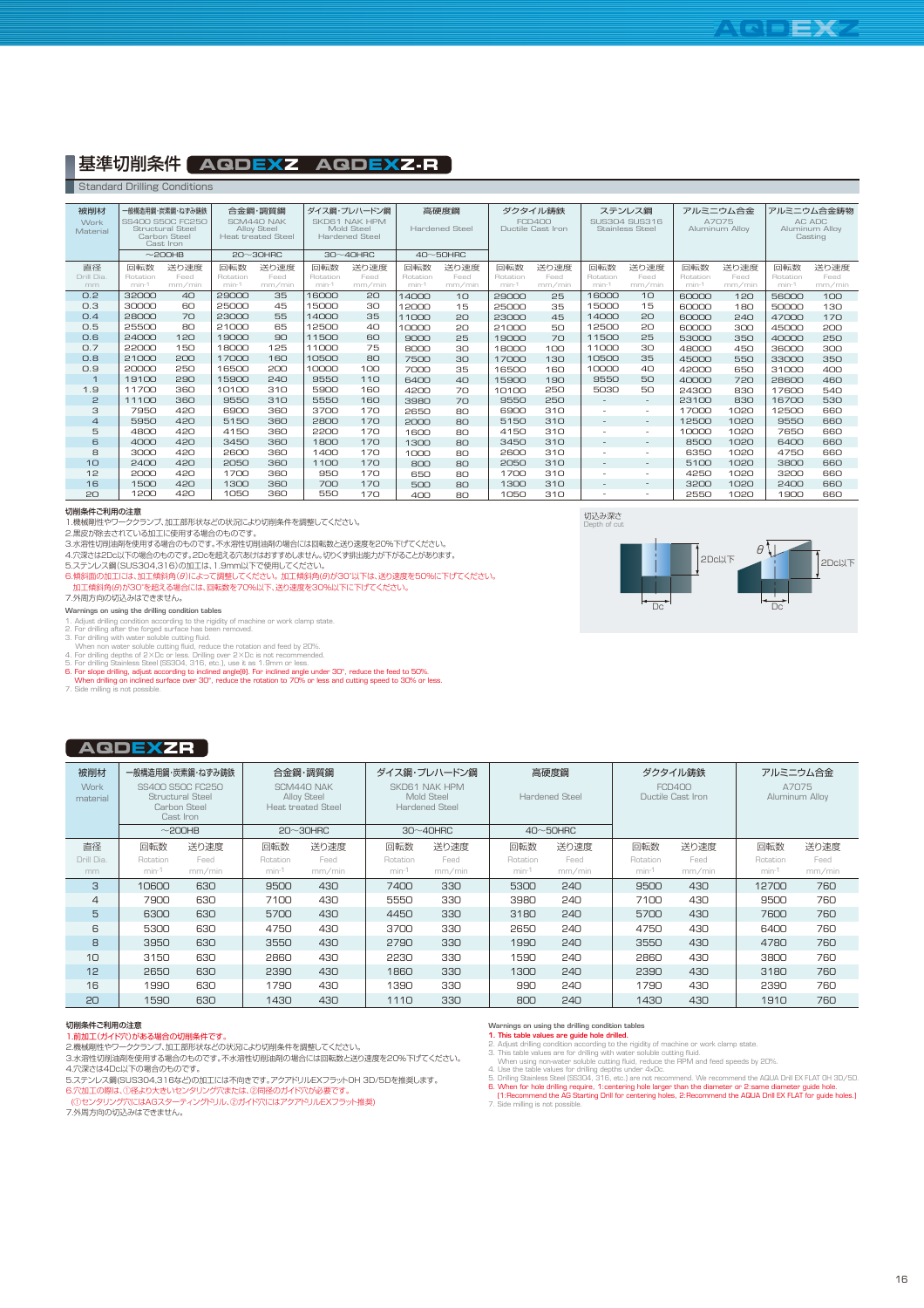# 基準切削条件 AQDEXZ AQDEXZ-R

Standard Drilling Conditions

| 被削材 Work Material | 一般構造用鋼・炭素鋼・ねずみ鋳鉄 SS400 S50C FC250 Structural Steel Carbon Steel Cast Iron | | 合金鋼・調質鋼 SCM440 NAK Alloy Steel Heat treated Steel | | ダイス鋼・プレハードン鋼 SKD61 NAK HPM Mold Steel Hardened Steel | | 高硬度鋼 Hardened Steel | | ダクタイル鋳鉄 FCD400 Ductile Cast Iron | | ステンレス鋼 SUS304 SUS316 Stainless Steel | | アルミニウム合金 A7075 Aluminum Alloy | | アルミニウム合金鋳物 AC ADC Aluminum Alloy Casting | |
|---|---|---|---|---|---|---|---|---|---|---|---|---|---|---|---|---|
| | ～200HB | | 20～30HRC | | 30～40HRC | | 40～50HRC | | | | | | | | | |
| 直径 Drill Dia. mm | 回転数 Rotation min⁻¹ | 送り速度 Feed mm/min | 回転数 Rotation min⁻¹ | 送り速度 Feed mm/min | 回転数 Rotation min⁻¹ | 送り速度 Feed mm/min | 回転数 Rotation min⁻¹ | 送り速度 Feed mm/min | 回転数 Rotation min⁻¹ | 送り速度 Feed mm/min | 回転数 Rotation min⁻¹ | 送り速度 Feed mm/min | 回転数 Rotation min⁻¹ | 送り速度 Feed mm/min | 回転数 Rotation min⁻¹ | 送り速度 Feed mm/min |
| 0.2 | 32000 | 40 | 29000 | 35 | 16000 | 20 | 14000 | 10 | 29000 | 25 | 16000 | 10 | 60000 | 120 | 56000 | 100 |
| 0.3 | 30000 | 60 | 25000 | 45 | 15000 | 30 | 12000 | 15 | 25000 | 35 | 15000 | 15 | 60000 | 180 | 50000 | 130 |
| 0.4 | 28000 | 70 | 23000 | 55 | 14000 | 35 | 11000 | 20 | 23000 | 45 | 14000 | 20 | 60000 | 240 | 47000 | 170 |
| 0.5 | 25500 | 80 | 21000 | 65 | 12500 | 40 | 10000 | 20 | 21000 | 50 | 12500 | 20 | 60000 | 300 | 45000 | 200 |
| 0.6 | 24000 | 120 | 19000 | 90 | 11500 | 60 | 9000 | 25 | 19000 | 70 | 11500 | 25 | 53000 | 350 | 40000 | 250 |
| 0.7 | 22000 | 150 | 18000 | 125 | 11000 | 75 | 8000 | 30 | 18000 | 100 | 11000 | 30 | 48000 | 450 | 36000 | 300 |
| 0.8 | 21000 | 200 | 17000 | 160 | 10500 | 80 | 7500 | 30 | 17000 | 130 | 10500 | 35 | 45000 | 550 | 33000 | 350 |
| 0.9 | 20000 | 250 | 16500 | 200 | 10000 | 100 | 7000 | 35 | 16500 | 160 | 10000 | 40 | 42000 | 650 | 31000 | 400 |
| 1 | 19100 | 290 | 15900 | 240 | 9550 | 110 | 6400 | 40 | 15900 | 190 | 9550 | 50 | 40000 | 720 | 28600 | 460 |
| 1.9 | 11700 | 360 | 10100 | 310 | 5900 | 160 | 4200 | 70 | 10100 | 250 | 5030 | 50 | 24300 | 830 | 17600 | 540 |
| 2 | 11100 | 360 | 9550 | 310 | 5550 | 160 | 3980 | 70 | 9550 | 250 | - | - | 23100 | 830 | 16700 | 530 |
| 3 | 7950 | 420 | 6900 | 360 | 3700 | 170 | 2650 | 80 | 6900 | 310 | - | - | 17000 | 1020 | 12500 | 660 |
| 4 | 5950 | 420 | 5150 | 360 | 2800 | 170 | 2000 | 80 | 5150 | 310 | - | - | 12500 | 1020 | 9550 | 660 |
| 5 | 4800 | 420 | 4150 | 360 | 2200 | 170 | 1600 | 80 | 4150 | 310 | - | - | 10000 | 1020 | 7650 | 660 |
| 6 | 4000 | 420 | 3450 | 360 | 1800 | 170 | 1300 | 80 | 3450 | 310 | - | - | 8500 | 1020 | 6400 | 660 |
| 8 | 3000 | 420 | 2600 | 360 | 1400 | 170 | 1000 | 80 | 2600 | 310 | - | - | 6350 | 1020 | 4750 | 660 |
| 10 | 2400 | 420 | 2050 | 360 | 1100 | 170 | 800 | 80 | 2050 | 310 | - | - | 5100 | 1020 | 3800 | 660 |
| 12 | 2000 | 420 | 1700 | 360 | 950 | 170 | 650 | 80 | 1700 | 310 | - | - | 4250 | 1020 | 3200 | 660 |
| 16 | 1500 | 420 | 1300 | 360 | 700 | 170 | 500 | 80 | 1300 | 310 | - | - | 3200 | 1020 | 2400 | 660 |
| 20 | 1200 | 420 | 1050 | 360 | 550 | 170 | 400 | 80 | 1050 | 310 | - | - | 2550 | 1020 | 1900 | 660 |

**切削条件ご利用の注意**

1. 機械剛性やワークークランプ、加工部形状などの状況により切削条件を調整してください。
2. 黒皮が除去されている加工に使用する場合のものです。
3. 水溶性切削油剤を使用する場合のものです。不水溶性切削油剤の場合には回転数と送り速度を20%下げてください。
4. 穴深さは2Dc以下の場合のものです。2Dcを超える穴あけはおすすめしません。切りくず排出能力が下がることがあります。
5. ステンレス鋼(SUS304,316)の加工は、1.9mm以下で使用してください。
6. 傾斜面の加工には、加工傾斜角(θ)によって調整してください。加工傾斜角(θ)が30°以下は、送り速度を50%に下げてください。
   加工傾斜角(θ)が30°を超える場合には、回転数を70%以下、送り速度を30%以下に下げてください。
7. 外周方向の切込みはできません。

**Warnings on using the drilling condition tables**

1. Adjust drilling condition according to the rigidity of machine or work clamp state.
2. For drilling after the forged surface has been removed.
3. For drilling with water soluble cutting fluid.
   When non water soluble cutting fluid, reduce the rotation and feed by 20%.
4. For drilling depths of 2×Dc or less. Drilling over 2×Dc is not recommended.
5. For drilling Stainless Steel (SS304, 316, etc.), use it as 1.9mm or less.
6. For slope drilling, adjust according to inclined angle(θ). For inclined angle under 30°, reduce the feed to 50%.
   When drilling on inclined surface over 30°, reduce the rotation to 70% or less and cutting speed to 30% or less.
7. Side milling is not possible.

切込み深さ Depth of cut

2Dc以下　θ　2Dc以下　Dc　Dc

## AQDEXZR

| 被削材 Work material | 一般構造用鋼・炭素鋼・ねずみ鋳鉄 SS400 S50C FC250 Structural Steel Carbon Steel Cast Iron | | 合金鋼・調質鋼 SCM440 NAK Alloy Steel Heat treated Steel | | ダイス鋼・プレハードン鋼 SKD61 NAK HPM Mold Steel Hardened Steel | | 高硬度鋼 Hardened Steel | | ダクタイル鋳鉄 FCD400 Ductile Cast Iron | | アルミニウム合金 A7075 Aluminum Alloy | |
|---|---|---|---|---|---|---|---|---|---|---|---|---|
| | ～200HB | | 20～30HRC | | 30～40HRC | | 40～50HRC | | | | | |
| 直径 Drill Dia. mm | 回転数 Rotation min⁻¹ | 送り速度 Feed mm/min | 回転数 Rotation min⁻¹ | 送り速度 Feed mm/min | 回転数 Rotation min⁻¹ | 送り速度 Feed mm/min | 回転数 Rotation min⁻¹ | 送り速度 Feed mm/min | 回転数 Rotation min⁻¹ | 送り速度 Feed mm/min | 回転数 Rotation min⁻¹ | 送り速度 Feed mm/min |
| 3 | 10600 | 630 | 9500 | 430 | 7400 | 330 | 5300 | 240 | 9500 | 430 | 12700 | 760 |
| 4 | 7900 | 630 | 7100 | 430 | 5550 | 330 | 3980 | 240 | 7100 | 430 | 9500 | 760 |
| 5 | 6300 | 630 | 5700 | 430 | 4450 | 330 | 3180 | 240 | 5700 | 430 | 7600 | 760 |
| 6 | 5300 | 630 | 4750 | 430 | 3700 | 330 | 2650 | 240 | 4750 | 430 | 6400 | 760 |
| 8 | 3950 | 630 | 3550 | 430 | 2790 | 330 | 1990 | 240 | 3550 | 430 | 4780 | 760 |
| 10 | 3150 | 630 | 2860 | 430 | 2230 | 330 | 1590 | 240 | 2860 | 430 | 3800 | 760 |
| 12 | 2650 | 630 | 2390 | 430 | 1860 | 330 | 1300 | 240 | 2390 | 430 | 3180 | 760 |
| 16 | 1990 | 630 | 1790 | 430 | 1390 | 330 | 990 | 240 | 1790 | 430 | 2390 | 760 |
| 20 | 1590 | 630 | 1430 | 430 | 1110 | 330 | 800 | 240 | 1430 | 430 | 1910 | 760 |

**切削条件ご利用の注意**

1. 前加工(ガイド穴)がある場合の切削条件です。
2. 機械剛性やワークークランプ、加工部形状などの状況により切削条件を調整してください。
3. 水溶性切削油剤を使用する場合のものです。不水溶性切削油剤の場合には回転数と送り速度を20%下げてください。
4. 穴深さは4Dc以下の場合のものです。
5. ステンレス鋼(SUS304,316など)の加工には不向きです。アクアドリルEXフラットOH 3D/5Dを推奨します。
6. 穴加工の際は、①径より大きいセンタリング穴または、②同径のガイド穴が必要です。
   (①センタリング穴にはAGスターティングドリル、②ガイド穴にはアクアドリルEXフラット推奨)
7. 外周方向の切込みはできません。

**Warnings on using the drilling condition tables**

1. This table values are guide hole drilled.
2. Adjust drilling condition according to the rigidity of machine or work clamp state.
3. This table values are for drilling with water soluble cutting fluid.
   When using non-water soluble cutting fluid, reduce the RPM and feed speeds by 20%.
4. Use the table values for drilling depths under 4xDc.
5. Drilling Stainless Steel (SS304, 316, etc.) are not recommend. We recommend the AQUA Drill EX FLAT OH 3D/5D.
6. When for hole drilling require, 1:centering hole larger than the diameter or 2:same diameter guide hole.
   [1:Recommend the AG Starting Drill for centering holes, 2:Recommend the AQUA Drill EX FLAT for guide holes.]
7. Side milling is not possible.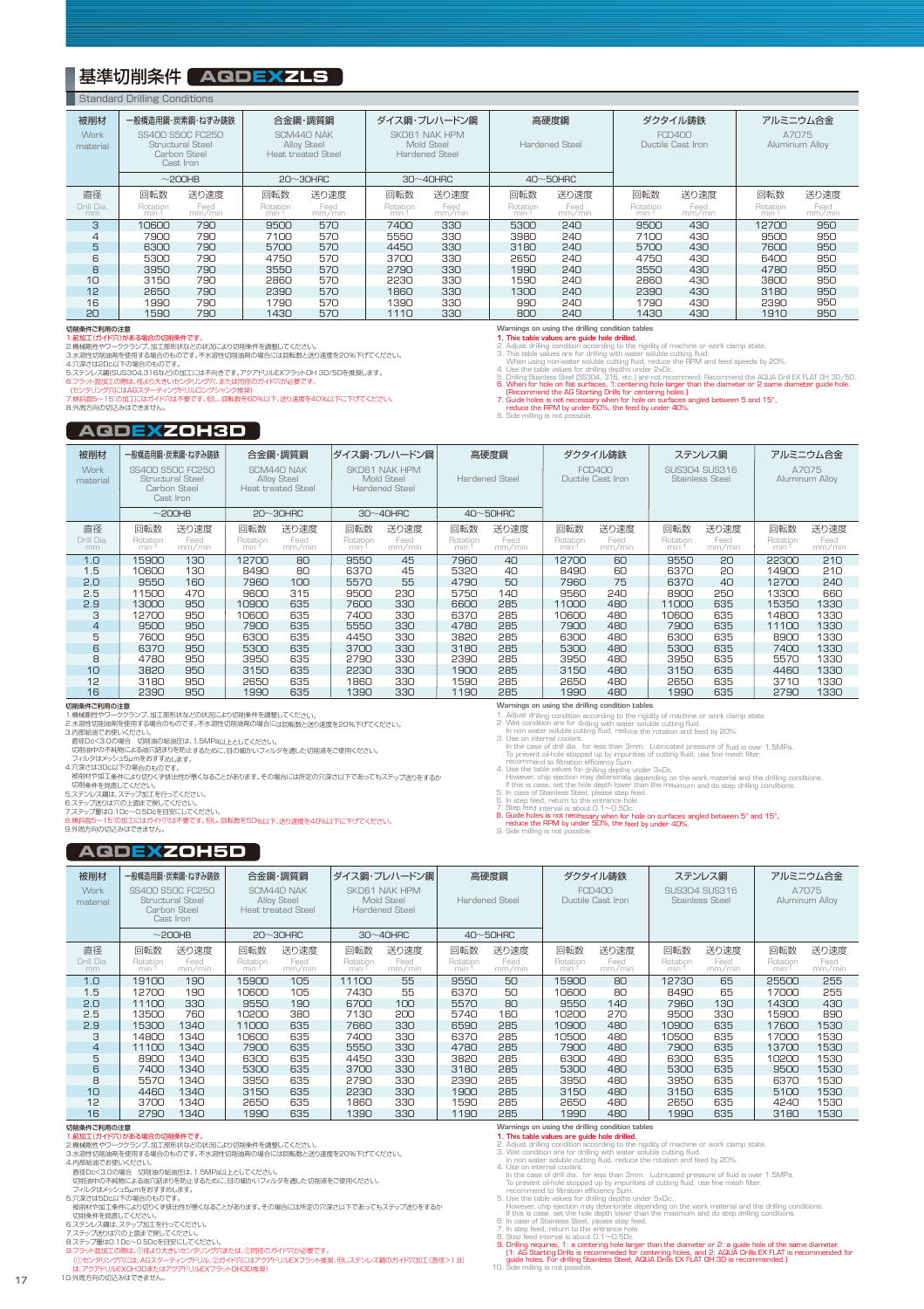# 基準切削条件 AQDEXZLS

Standard Drilling Conditions

| 被削材 Work material | 一般構造用鋼・炭素鋼・ねずみ鋳鉄 SS400 S50C FC250 Structural Steel Carbon Steel Cast Iron | | 合金鋼・調質鋼 SCM440 NAK Alloy Steel Heat treated Steel | | ダイス鋼・プレハードン鋼 SKD61 NAK HPM Mold Steel Hardened Steel | | 高硬度鋼 Hardened Steel | | ダクタイル鋳鉄 FCD400 Ductile Cast Iron | | アルミニウム合金 A7075 Aluminum Alloy | |
|---|---|---|---|---|---|---|---|---|---|---|---|---|
| | ~200HB | | 20~30HRC | | 30~40HRC | | 40~50HRC | | | | | |
| 直径 Drill Dia. mm | 回転数 Rotation min⁻¹ | 送り速度 Feed mm/min | 回転数 Rotation min⁻¹ | 送り速度 Feed mm/min | 回転数 Rotation min⁻¹ | 送り速度 Feed mm/min | 回転数 Rotation min⁻¹ | 送り速度 Feed mm/min | 回転数 Rotation min⁻¹ | 送り速度 Feed mm/min | 回転数 Rotation min⁻¹ | 送り速度 Feed mm/min |
| 3 | 10600 | 790 | 9500 | 570 | 7400 | 330 | 5300 | 240 | 9500 | 430 | 12700 | 950 |
| 4 | 7900 | 790 | 7100 | 570 | 5550 | 330 | 3980 | 240 | 7100 | 430 | 9500 | 950 |
| 5 | 6300 | 790 | 5700 | 570 | 4450 | 330 | 3180 | 240 | 5700 | 430 | 7600 | 950 |
| 6 | 5300 | 790 | 4750 | 570 | 3700 | 330 | 2650 | 240 | 4750 | 430 | 6400 | 950 |
| 8 | 3950 | 790 | 3550 | 570 | 2790 | 330 | 1990 | 240 | 3550 | 430 | 4780 | 950 |
| 10 | 3150 | 790 | 2860 | 570 | 2230 | 330 | 1590 | 240 | 2860 | 430 | 3800 | 950 |
| 12 | 2650 | 790 | 2390 | 570 | 1860 | 330 | 1300 | 240 | 2390 | 430 | 3180 | 950 |
| 16 | 1990 | 790 | 1790 | 570 | 1390 | 330 | 990 | 240 | 1790 | 430 | 2390 | 950 |
| 20 | 1590 | 790 | 1430 | 570 | 1110 | 330 | 800 | 240 | 1430 | 430 | 1910 | 950 |

切削条件ご利用の注意
1.前加工(ガイド穴)がある場合の切削条件です。
2.機械剛性やワーククランプ、加工形状などの状況により切削条件を調整してください。
3.水溶性切削油剤を使用する場合のものです。不水溶性切削油剤の場合には回転数と送り速度を20%下げてください。
4.穴深さは2Dc以下の場合のものです。
5.ステンレス鋼(SUS304,316など)の加工には不向きです。アクアドリルEXフラット0H 3D/5Dを推奨します。
6.フラット面加工の際は、径より大きいセンタリング穴、または同径のガイド穴が必要です。
(センタリング穴にはAGスターティングドリルロングシャンク推奨)
7.傾斜面5~15°の加工にはガイド穴は不要です。但し、回転数を60%以下、送り速度を40%以下に下げてください。
8.外周方向の切込みはできません。

Warnings on using the drilling condition tables
1. This table values are guide hole drilled.
2. Adjust drilling condition according to the rigidity of machine or work clamp state.
3. This table values are for drilling with water soluble cutting fluid.
When using non-water soluble cutting fluid, reduce the RPM and feed speeds by 20%.
4. Use the table values for drilling depths under 2xDc.
5. Drilling Stainless Steel (SS304, 316, etc.) are not recommend. Recommend the AQUA Drill EX FLAT OH 3D/5D.
6. When for hole on flat surfaces, 1:centering hole larger than the diameter or 2:same diameter guide hole.
(Recommend the AG Starting Drills for centering holes.)
7. Guide holes is not necessary when for hole on surfaces angled between 5 and 15°,
reduce the RPM by under 60%, the feed by under 40%.
8. Side milling is not possible.

# AQDEXZOH3D

| 被削材 Work material | 一般構造用鋼・炭素鋼・ねずみ鋳鉄 SS400 S50C FC250 Structural Steel Carbon Steel Cast Iron | | 合金鋼・調質鋼 SCM440 NAK Alloy Steel Heat treated Steel | | ダイス鋼・プレハードン鋼 SKD61 NAK HPM Mold Steel Hardened Steel | | 高硬度鋼 Hardened Steel | | ダクタイル鋳鉄 FCD400 Ductile Cast Iron | | ステンレス鋼 SUS304 SUS316 Stainless Steel | | アルミニウム合金 A7075 Aluminum Alloy | |
|---|---|---|---|---|---|---|---|---|---|---|---|---|---|---|
| | ~200HB | | 20~30HRC | | 30~40HRC | | 40~50HRC | | | | | | | |
| 直径 Drill Dia. mm | 回転数 Rotation min⁻¹ | 送り速度 Feed mm/min | 回転数 Rotation min⁻¹ | 送り速度 Feed mm/min | 回転数 Rotation min⁻¹ | 送り速度 Feed mm/min | 回転数 Rotation min⁻¹ | 送り速度 Feed mm/min | 回転数 Rotation min⁻¹ | 送り速度 Feed mm/min | 回転数 Rotation min⁻¹ | 送り速度 Feed mm/min | 回転数 Rotation min⁻¹ | 送り速度 Feed mm/min |
| 1.0 | 15900 | 130 | 12700 | 80 | 9550 | 45 | 7960 | 40 | 12700 | 60 | 9550 | 20 | 22300 | 210 |
| 1.5 | 10600 | 130 | 8490 | 80 | 6370 | 45 | 5320 | 40 | 8490 | 60 | 6370 | 20 | 14900 | 210 |
| 2.0 | 9550 | 160 | 7960 | 100 | 5570 | 55 | 4790 | 50 | 7960 | 75 | 6370 | 40 | 12700 | 240 |
| 2.5 | 11500 | 470 | 9600 | 315 | 9500 | 230 | 5750 | 140 | 9560 | 240 | 8900 | 250 | 13300 | 660 |
| 2.9 | 13000 | 950 | 10900 | 635 | 7600 | 330 | 6600 | 285 | 11000 | 480 | 11000 | 635 | 15350 | 1330 |
| 3 | 12700 | 950 | 10600 | 635 | 7400 | 330 | 6370 | 285 | 10600 | 480 | 10600 | 635 | 14800 | 1330 |
| 4 | 9500 | 950 | 7900 | 635 | 5550 | 330 | 4780 | 285 | 7900 | 480 | 7900 | 635 | 11100 | 1330 |
| 5 | 7600 | 950 | 6300 | 635 | 4450 | 330 | 3820 | 285 | 6300 | 480 | 6300 | 635 | 8900 | 1330 |
| 6 | 6370 | 950 | 5300 | 635 | 3700 | 330 | 3180 | 285 | 5300 | 480 | 5300 | 635 | 7400 | 1330 |
| 8 | 4780 | 950 | 3950 | 635 | 2790 | 330 | 2390 | 285 | 3950 | 480 | 3950 | 635 | 5570 | 1330 |
| 10 | 3820 | 950 | 3150 | 635 | 2230 | 330 | 1900 | 285 | 3150 | 480 | 3150 | 635 | 4460 | 1330 |
| 12 | 3180 | 950 | 2650 | 635 | 1860 | 330 | 1590 | 285 | 2650 | 480 | 2650 | 635 | 3710 | 1330 |
| 16 | 2390 | 950 | 1990 | 635 | 1390 | 330 | 1190 | 285 | 1990 | 480 | 1990 | 635 | 2790 | 1330 |

切削条件ご利用の注意
1.機械剛性やワーククランプ、加工形状などの状況により切削条件を調整してください。
2.水溶性切削油剤を使用する場合のものです。不水溶性切削油剤の場合には回転数と送り速度を20%下げてください。
3.内部給油でお使いください。
直径Dc<3.0の場合 切削油の給油圧は、1.5MPa以上としてください。
切削油中の不純物による油穴詰まりを防止するために、目の細かいフィルタを通した切削液をご使用ください。
フィルタはメッシュ5μmをおすすめします。
4.穴深さは3Dc以下の場合のものです。
被削材や加工条件により切りくず排出性が悪くなることがあります。その場合には所定の穴深さ以下であってもステップ送りをするか
切削条件を見直してください。
5.ステンレス鋼は、ステップ加工を行ってください。
6.ステップ送りは穴の上面まで戻してください。
7.ステップ量は0.1Dc~0.5Dcを目安にしてください。
8.傾斜面5~15°の加工にはガイド穴は不要です。但し、回転数を50%以下、送り速度を40%以下に下げてください。
9.外周方向の切込みはできません。

Warnings on using the drilling condition tables
1. Adjust drilling condition according to the rigidity of machine or work clamp state.
2. Wet condition are for drilling with water soluble cutting fluid.
In non water soluble cutting fluid, reduce the rotation and feed by 20%.
3. Use on internal coolant.
In the case of drill dia. for less than 3mm, Lubricated pressure of fluid is over 1.5MPa.
To prevent oil-hole stopped up by impurities of cutting fluid, use fine mesh filter,
recommend to filtration efficiency 5μm.
4. Use the table values for drilling depths under 3xDc.
However, chip ejection may deteriorate depending on the work material and the drilling conditions.
If this is case, set the hole depth lower than the maximum and do step drilling conditions.
5. In case of Stainless Steel, please step feed.
6. In step feed, return to the entrance hole.
7. Step feed interval is about 0.1~0.5Dc.
8. Guide holes is not necessary when for hole on surfaces angled between 5° and 15°,
reduce the RPM by under 50%, the feed by under 40%.
9. Side milling is not possible.

# AQDEXZOH5D

| 被削材 Work material | 一般構造用鋼・炭素鋼・ねずみ鋳鉄 SS400 S50C FC250 Structural Steel Carbon Steel Cast Iron | | 合金鋼・調質鋼 SCM440 NAK Alloy Steel Heat treated Steel | | ダイス鋼・プレハードン鋼 SKD61 NAK HPM Mold Steel Hardened Steel | | 高硬度鋼 Hardened Steel | | ダクタイル鋳鉄 FCD400 Ductile Cast Iron | | ステンレス鋼 SUS304 SUS316 Stainless Steel | | アルミニウム合金 A7075 Aluminum Alloy | |
|---|---|---|---|---|---|---|---|---|---|---|---|---|---|---|
| | ~200HB | | 20~30HRC | | 30~40HRC | | 40~50HRC | | | | | | | |
| 直径 Drill Dia. mm | 回転数 Rotation min⁻¹ | 送り速度 Feed mm/min | 回転数 Rotation min⁻¹ | 送り速度 Feed mm/min | 回転数 Rotation min⁻¹ | 送り速度 Feed mm/min | 回転数 Rotation min⁻¹ | 送り速度 Feed mm/min | 回転数 Rotation min⁻¹ | 送り速度 Feed mm/min | 回転数 Rotation min⁻¹ | 送り速度 Feed mm/min | 回転数 Rotation min⁻¹ | 送り速度 Feed mm/min |
| 1.0 | 19100 | 190 | 15900 | 105 | 11100 | 55 | 9550 | 50 | 15900 | 80 | 12730 | 65 | 25500 | 255 |
| 1.5 | 12700 | 190 | 10600 | 105 | 7430 | 55 | 6370 | 50 | 10600 | 80 | 8490 | 65 | 17000 | 255 |
| 2.0 | 11100 | 330 | 9550 | 190 | 6700 | 100 | 5570 | 80 | 9550 | 140 | 7960 | 130 | 14300 | 430 |
| 2.5 | 13500 | 760 | 10200 | 380 | 7130 | 200 | 5740 | 160 | 10200 | 270 | 9500 | 330 | 15900 | 890 |
| 2.9 | 15300 | 1340 | 11000 | 635 | 7660 | 330 | 6590 | 285 | 10900 | 480 | 10900 | 635 | 17600 | 1530 |
| 3 | 14800 | 1340 | 10600 | 635 | 7400 | 330 | 6370 | 285 | 10600 | 480 | 10500 | 635 | 17000 | 1530 |
| 4 | 11100 | 1340 | 7900 | 635 | 5550 | 330 | 4780 | 285 | 7900 | 480 | 7900 | 635 | 13700 | 1530 |
| 5 | 8900 | 1340 | 6300 | 635 | 4450 | 330 | 3820 | 285 | 6300 | 480 | 6300 | 635 | 10200 | 1530 |
| 6 | 7400 | 1340 | 5300 | 635 | 3700 | 330 | 3180 | 285 | 5300 | 480 | 5300 | 635 | 9500 | 1530 |
| 8 | 5570 | 1340 | 3950 | 635 | 2790 | 330 | 2390 | 285 | 3950 | 480 | 3950 | 635 | 6370 | 1530 |
| 10 | 4460 | 1340 | 3150 | 635 | 2230 | 330 | 1900 | 285 | 3150 | 480 | 3150 | 635 | 5100 | 1530 |
| 12 | 3700 | 1340 | 2650 | 635 | 1860 | 330 | 1590 | 285 | 2650 | 480 | 2650 | 635 | 4240 | 1530 |
| 16 | 2790 | 1340 | 1990 | 635 | 1390 | 330 | 1190 | 285 | 1990 | 480 | 1990 | 635 | 3180 | 1530 |

切削条件ご利用の注意
1.前加工(ガイド穴)がある場合の切削条件です。
2.機械剛性やワーククランプ、加工形状などの状況により切削条件を調整してください。
3.水溶性切削油剤を使用する場合のものです。不水溶性切削油剤の場合には回転数と送り速度を20%下げてください。
4.内部給油でお使いください。
直径Dc<3.0の場合 切削油の給油圧は、1.5MPa以上としてください。
切削油中の不純物による油穴詰まりを防止するために、目の細かいフィルタを通した切削液をご使用ください。
フィルタはメッシュ5μmをおすすめします。
5.穴深さは5Dc以下の場合のものです。
被削材や加工条件により切りくず排出性が悪くなることがあります。その場合には所定の穴深さ以下であってもステップ送りをするか
切削条件を見直してください。
6.ステンレス鋼は、ステップ加工を行ってください。
7.ステップ送りは穴の上面まで戻してください。
8.ステップ量は0.1Dc~0.5Dcを目安にしてください。
9.フラット面加工の際は、①径より大きいセンタリング穴または、②同径のガイド穴が必要です。
(①センタリング穴にはAGスターティングドリル、②ガイド穴にはアクアドリルEXフラット推奨。但しステンレス鋼のガイド穴加工(直径>1.9)
は、アクアドリルEXOH3DまたはアクアドリルEXフラットOH3D推奨)
10.外周方向の切込みはできません。

Warnings on using the drilling condition tables
1. This table values are guide hole drilled.
2. Adjust drilling condition according to the rigidity of machine or work clamp state.
3. Wet condition are for drilling with water soluble cutting fluid.
In non water soluble cutting fluid, reduce the rotation and feed by 20%.
4. Use on internal coolant.
In the case of drill dia. for less than 3mm, Lubricated pressure of fluid is over 1.5MPa.
To prevent oil-hole stopped up by impurities of cutting fluid, use fine mesh filter,
recommend to filtration efficiency 5μm.
5. Use the table values for drilling depths under 5xDc.
However, chip ejection may deteriorate depending on the work material and the drilling conditions.
If this is case, set the hole depth lower than the maximum and do step drilling conditions.
6. In case of Stainless Steel, please step feed.
7. In step feed, return to the entrance hole.
8. Step feed interval is about 0.1~0.5Dc.
9. Drilling requires, 1: a centering hole larger than the diameter or 2: a guide hole of the same diameter.
(1: AG Starting Drills is recommended for centering holes, and 2: AQUA Drills EX FLAT is recommended for
guide holes. For drilling Stainless Steel, AQUA Drills EX FLAT OH 3D is recommended.)
10. Side milling is not possible.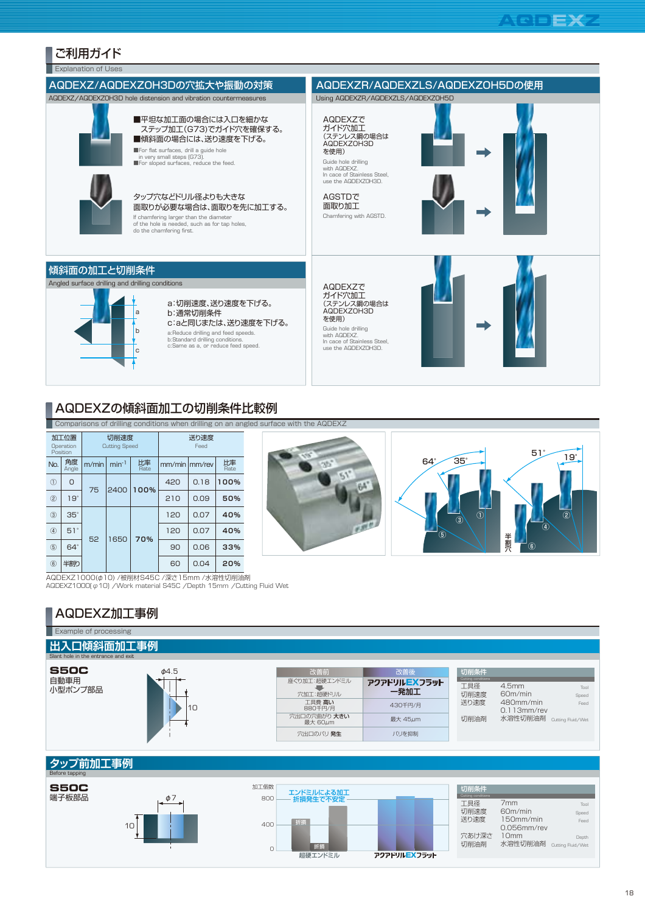# ご利用ガイド

Explanation of Uses

## AQDEXZ/AQDEXZOH3Dの穴拡大や振動の対策

AQDEXZ/AQDEXZOH3D hole distension and vibration countermeasures

■平坦な加工面の場合には入口を細かなステップ加工(G73)でガイド穴を確保する。
■傾斜面の場合には、送り速度を下げる。

■For flat surfaces, drill a guide hole in very small steps (G73).
■For sloped surfaces, reduce the feed.

タップ穴などドリル径よりも大きな面取りが必要な場合は、面取りを先に加工する。

If chamfering larger than the diameter of the hole is needed, such as for tap holes, do the chamfering first.

## AQDEXZR/AQDEXZLS/AQDEXZOH5Dの使用

Using AQDEXZR/AQDEXZLS/AQDEXZOH5D

AQDEXZでガイド穴加工(ステンレス鋼の場合はAQDEXZOH3Dを使用)

Guide hole drilling with AQDEXZ. In cace of Stainless Steel, use the AQDEXZOH3D.

AGSTDで面取り加工

Chamfering with AGSTD.

AQDEXZでガイド穴加工(ステンレス鋼の場合はAQDEXZOH3Dを使用)

Guide hole drilling with AQDEXZ. In cace of Stainless Steel, use the AQDEXZOH3D.

## 傾斜面の加工と切削条件

Angled surface drilling and drilling conditions

a:切削速度、送り速度を下げる。
b:通常切削条件
c:aと同じまたは、送り速度を下げる。

a:Reduce drilling and feed speeds.
b:Standard drilling conditions.
c:Same as a, or reduce feed speed.

# AQDEXZの傾斜面加工の切削条件比較例

Comparisons of drilling conditions when drilling on an angled surface with the AQDEXZ

| 加工位置 Operation Position | | 切削速度 Cutting Speed | | | 送り速度 Feed | | |
|---|---|---|---|---|---|---|---|
| No. | 角度 Angle | m/min | min⁻¹ | 比率 Rate | mm/min | mm/rev | 比率 Rate |
| ① | 0 | 75 | 2400 | 100% | 420 | 0.18 | 100% |
| ② | 19° | 75 | 2400 | 100% | 210 | 0.09 | 50% |
| ③ | 35° | 52 | 1650 | 70% | 120 | 0.07 | 40% |
| ④ | 51° | 52 | 1650 | 70% | 120 | 0.07 | 40% |
| ⑤ | 64° | 52 | 1650 | 70% | 90 | 0.06 | 33% |
| ⑥ | 半割り | 52 | 1650 | 70% | 60 | 0.04 | 20% |

AQDEXZ1000(φ10) /被削材S45C /深さ15mm /水溶性切削油剤
AQDEXZ1000(φ10) /Work material S45C /Depth 15mm /Cutting Fluid Wet

# AQDEXZ加工事例

Example of processing

## 出入口傾斜面加工事例

Slant hole in the entrance and exit

**S50C**
自動車用
小型ポンプ部品

φ4.5, 10

| 改善前 | 改善後 |
|---|---|
| 座ぐり加工:超硬エンドミル ↓ 穴加工:超硬ドリル | アクアドリルEXフラット一発加工 |
| 工具費 **高い** 880千円/月 | 430千円/月 |
| 穴出口の穴曲がり **大きい** 最大 60μm | 最大 45μm |
| 穴出口のバリ **発生** | バリを抑制 |

| 切削条件 Cutting conditions | | |
|---|---|---|
| 工具径 | 4.5mm | Tool |
| 切削速度 | 60m/min | Speed |
| 送り速度 | 480mm/min 0.113mm/rev | Feed |
| 切削油剤 | 水溶性切削油剤 | Cutting Fluid/Wet |

## タップ前加工事例

Before tapping

**S50C**
端子板部品

φ7, 10

加工個数 (800 / 400 / 0)

エンドミルによる加工 折損発生で不安定

超硬エンドミル(折損, 折損) / アクアドリルEXフラット

| 切削条件 Cutting conditions | | |
|---|---|---|
| 工具径 | 7mm | Tool |
| 切削速度 | 60m/min | Speed |
| 送り速度 | 150mm/min 0.056mm/rev | Feed |
| 穴あけ深さ | 10mm | Depth |
| 切削油剤 | 水溶性切削油剤 | Cutting Fluid/Wet |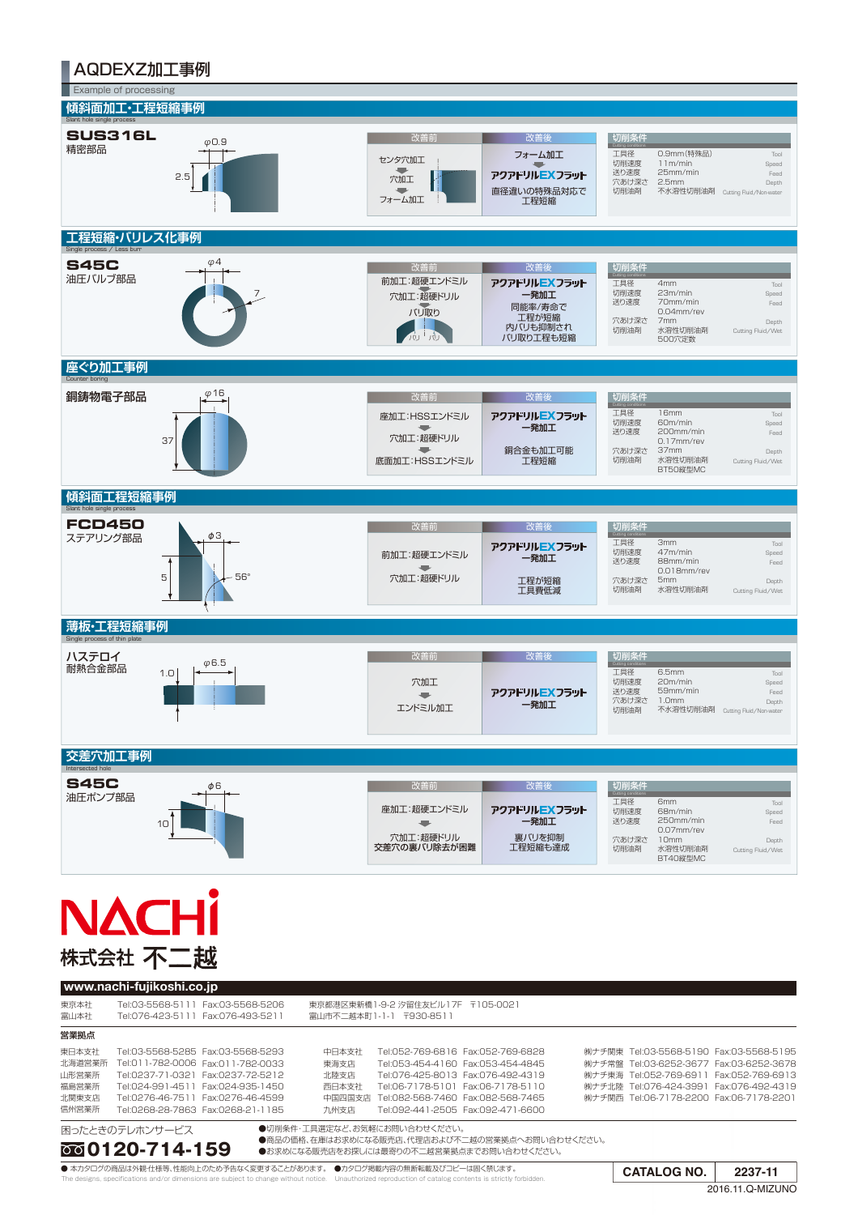# AQDEXZ加工事例

Example of processing

## 傾斜面加工・工程短縮事例

Slant hole single process

**SUS316L**
精密部品

φ0.9
2.5

| 改善前 | 改善後 |
|---|---|
| センタ穴加工 → 穴加工 → フォーム加工 | フォーム加工 → アクアドリルEXフラット 直径違いの特殊品対応で工程短縮 |

| 切削条件 Cutting conditions | | |
|---|---|---|
| 工具径 | 0.9mm(特殊品) | Tool |
| 切削速度 | 11m/min | Speed |
| 送り速度 | 25mm/min | Feed |
| 穴あけ深さ | 2.5mm | Depth |
| 切削油剤 | 不水溶性切削油剤 | Cutting Fluid/Non-water |

## 工程短縮・バリレス化事例

Single process / Less burr

**S45C**
油圧バルブ部品

φ4
7

| 改善前 | 改善後 |
|---|---|
| 前加工:超硬エンドミル → 穴加工:超硬ドリル → バリ取り | アクアドリルEXフラット 一発加工 同能率/寿命で 工程が短縮 内バリも抑制され バリ取り工程も短縮 |

| 切削条件 Cutting conditions | | |
|---|---|---|
| 工具径 | 4mm | Tool |
| 切削速度 | 23m/min | Speed |
| 送り速度 | 70mm/min 0.04mm/rev | Feed |
| 穴あけ深さ | 7mm | Depth |
| 切削油剤 | 水溶性切削油剤 500穴定数 | Cutting Fluid/Wet |

## 座ぐり加工事例

Counter boring

銅鋳物電子部品

φ16
37

| 改善前 | 改善後 |
|---|---|
| 座加工:HSSエンドミル → 穴加工:超硬ドリル → 底面加工:HSSエンドミル | アクアドリルEXフラット 一発加工 鋼合金も加工可能 工程短縮 |

| 切削条件 Cutting conditions | | |
|---|---|---|
| 工具径 | 16mm | Tool |
| 切削速度 | 60m/min | Speed |
| 送り速度 | 200mm/min 0.17mm/rev | Feed |
| 穴あけ深さ | 37mm | Depth |
| 切削油剤 | 水溶性切削油剤 BT50縦型MC | Cutting Fluid/Wet |

## 傾斜面工程短縮事例

Slant hole single process

**FCD450**
ステアリング部品

φ3
5
56°

| 改善前 | 改善後 |
|---|---|
| 前加工:超硬エンドミル → 穴加工:超硬ドリル | アクアドリルEXフラット 一発加工 工程が短縮 工具費低減 |

| 切削条件 Cutting conditions | | |
|---|---|---|
| 工具径 | 3mm | Tool |
| 切削速度 | 47m/min | Speed |
| 送り速度 | 88mm/min 0.018mm/rev | Feed |
| 穴あけ深さ | 5mm | Depth |
| 切削油剤 | 水溶性切削油剤 | Cutting Fluid/Wet |

## 薄板・工程短縮事例

Single process of thin plate

ハステロイ
耐熱合金部品

1.0
φ6.5

| 改善前 | 改善後 |
|---|---|
| 穴加工 → エンドミル加工 | アクアドリルEXフラット 一発加工 |

| 切削条件 Cutting conditions | | |
|---|---|---|
| 工具径 | 6.5mm | Tool |
| 切削速度 | 20m/min | Speed |
| 送り速度 | 59mm/min | Feed |
| 穴あけ深さ | 1.0mm | Depth |
| 切削油剤 | 不水溶性切削油剤 | Cutting Fluid/Non-water |

## 交差穴加工事例

Intersected hole

**S45C**
油圧ポンプ部品

φ6
10

| 改善前 | 改善後 |
|---|---|
| 座加工:超硬エンドミル → 穴加工:超硬ドリル 交差穴の裏バリ除去が困難 | アクアドリルEXフラット 一発加工 裏バリを抑制 工程短縮も達成 |

| 切削条件 Cutting conditions | | |
|---|---|---|
| 工具径 | 6mm | Tool |
| 切削速度 | 68m/min | Speed |
| 送り速度 | 250mm/min 0.07mm/rev | Feed |
| 穴あけ深さ | 10mm | Depth |
| 切削油剤 | 水溶性切削油剤 BT40縦型MC | Cutting Fluid/Wet |

**NACHi**
株式会社 不二越

**www.nachi-fujikoshi.co.jp**

| | | | |
|---|---|---|---|
| 東京本社 | Tel:03-5568-5111 | Fax:03-5568-5206 | 東京都港区東新橋1-9-2 汐留住友ビル17F 〒105-0021 |
| 富山本社 | Tel:076-423-5111 | Fax:076-493-5211 | 富山市不二越本町1-1-1 〒930-8511 |

### 営業拠点

| | | |
|---|---|---|
| 東日本支社 | Tel:03-5568-5285 | Fax:03-5568-5293 |
| 北海道営業所 | Tel:011-782-0006 | Fax:011-782-0033 |
| 山形営業所 | Tel:0237-71-0321 | Fax:0237-72-5212 |
| 福島営業所 | Tel:024-991-4511 | Fax:024-935-1450 |
| 北関東支店 | Tel:0276-46-7511 | Fax:0276-46-4599 |
| 信州営業所 | Tel:0268-28-7863 | Fax:0268-21-1185 |
| 中日本支社 | Tel:052-769-6816 | Fax:052-769-6828 |
| 東海支店 | Tel:053-454-4160 | Fax:053-454-4845 |
| 北陸支店 | Tel:076-425-8013 | Fax:076-492-4319 |
| 西日本支社 | Tel:06-7178-5101 | Fax:06-7178-5110 |
| 中国四国支店 | Tel:082-568-7460 | Fax:082-568-7465 |
| 九州支店 | Tel:092-441-2505 | Fax:092-471-6600 |
| ㈱ナチ関東 | Tel:03-5568-5190 | Fax:03-5568-5195 |
| ㈱ナチ常盤 | Tel:03-6252-3677 | Fax:03-6252-3678 |
| ㈱ナチ東海 | Tel:052-769-6911 | Fax:052-769-6913 |
| ㈱ナチ北陸 | Tel:076-424-3991 | Fax:076-492-4319 |
| ㈱ナチ関西 | Tel:06-7178-2200 | Fax:06-7178-2201 |

困ったときのテレホンサービス
**0120-714-159**

●切削条件・工具選定など、お気軽にお問い合わせください。
●商品の価格、在庫はお求めになる販売店、代理店および不二越の営業拠点へお問い合わせください。
●お求めになる販売店をお探しには最寄りの不二越営業拠点までお問い合わせください。

● 本カタログの商品は外観・仕様等、性能向上のため予告なく変更することがあります。 ●カタログ掲載内容の無断転載及びコピーは固く禁じます。
The designs, specifications and/or dimensions are subject to change without notice. Unauthorized reproduction of catalog contents is strictly forbidden.

| CATALOG NO. | 2237-11 |
|---|---|

2016.11.Q-MIZUNO